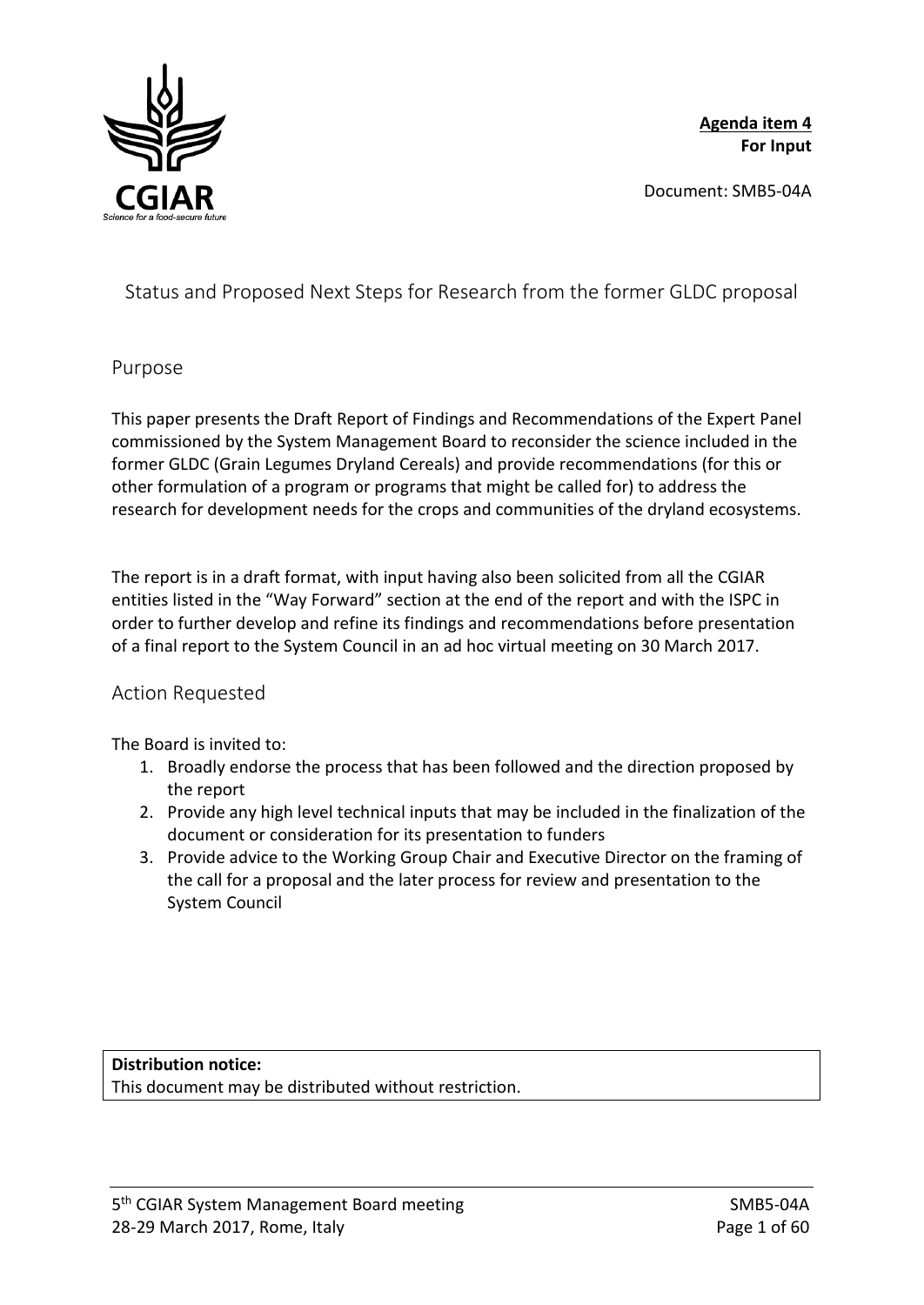**Agenda item 4**
**For Input**

Document: SMB5-04A

# Status and Proposed Next Steps for Research from the former GLDC proposal

## Purpose

This paper presents the Draft Report of Findings and Recommendations of the Expert Panel commissioned by the System Management Board to reconsider the science included in the former GLDC (Grain Legumes Dryland Cereals) and provide recommendations (for this or other formulation of a program or programs that might be called for) to address the research for development needs for the crops and communities of the dryland ecosystems.

The report is in a draft format, with input having also been solicited from all the CGIAR entities listed in the "Way Forward" section at the end of the report and with the ISPC in order to further develop and refine its findings and recommendations before presentation of a final report to the System Council in an ad hoc virtual meeting on 30 March 2017.

## Action Requested

The Board is invited to:

1. Broadly endorse the process that has been followed and the direction proposed by the report
2. Provide any high level technical inputs that may be included in the finalization of the document or consideration for its presentation to funders
3. Provide advice to the Working Group Chair and Executive Director on the framing of the call for a proposal and the later process for review and presentation to the System Council

| **Distribution notice:** |
|---|
| This document may be distributed without restriction. |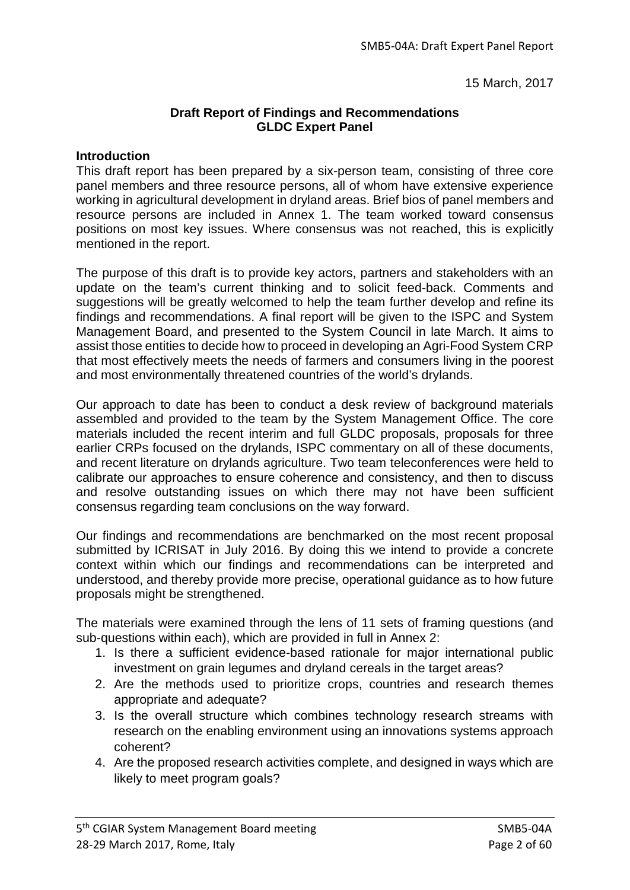15 March, 2017

**Draft Report of Findings and Recommendations**
**GLDC Expert Panel**

## Introduction

This draft report has been prepared by a six-person team, consisting of three core panel members and three resource persons, all of whom have extensive experience working in agricultural development in dryland areas. Brief bios of panel members and resource persons are included in Annex 1. The team worked toward consensus positions on most key issues. Where consensus was not reached, this is explicitly mentioned in the report.

The purpose of this draft is to provide key actors, partners and stakeholders with an update on the team's current thinking and to solicit feed-back. Comments and suggestions will be greatly welcomed to help the team further develop and refine its findings and recommendations. A final report will be given to the ISPC and System Management Board, and presented to the System Council in late March. It aims to assist those entities to decide how to proceed in developing an Agri-Food System CRP that most effectively meets the needs of farmers and consumers living in the poorest and most environmentally threatened countries of the world's drylands.

Our approach to date has been to conduct a desk review of background materials assembled and provided to the team by the System Management Office. The core materials included the recent interim and full GLDC proposals, proposals for three earlier CRPs focused on the drylands, ISPC commentary on all of these documents, and recent literature on drylands agriculture. Two team teleconferences were held to calibrate our approaches to ensure coherence and consistency, and then to discuss and resolve outstanding issues on which there may not have been sufficient consensus regarding team conclusions on the way forward.

Our findings and recommendations are benchmarked on the most recent proposal submitted by ICRISAT in July 2016. By doing this we intend to provide a concrete context within which our findings and recommendations can be interpreted and understood, and thereby provide more precise, operational guidance as to how future proposals might be strengthened.

The materials were examined through the lens of 11 sets of framing questions (and sub-questions within each), which are provided in full in Annex 2:

1. Is there a sufficient evidence-based rationale for major international public investment on grain legumes and dryland cereals in the target areas?
2. Are the methods used to prioritize crops, countries and research themes appropriate and adequate?
3. Is the overall structure which combines technology research streams with research on the enabling environment using an innovations systems approach coherent?
4. Are the proposed research activities complete, and designed in ways which are likely to meet program goals?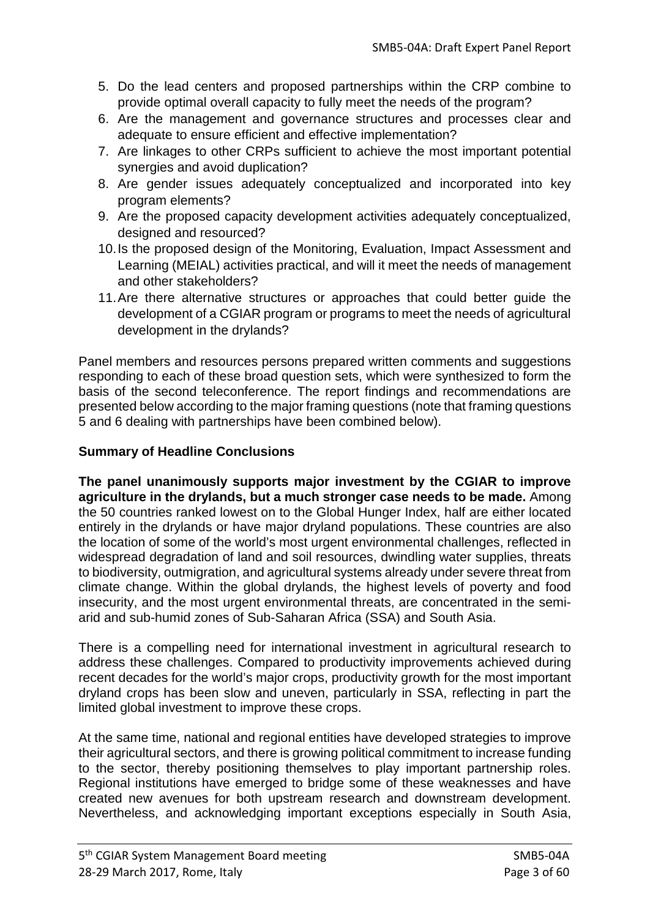5. Do the lead centers and proposed partnerships within the CRP combine to provide optimal overall capacity to fully meet the needs of the program?
6. Are the management and governance structures and processes clear and adequate to ensure efficient and effective implementation?
7. Are linkages to other CRPs sufficient to achieve the most important potential synergies and avoid duplication?
8. Are gender issues adequately conceptualized and incorporated into key program elements?
9. Are the proposed capacity development activities adequately conceptualized, designed and resourced?
10. Is the proposed design of the Monitoring, Evaluation, Impact Assessment and Learning (MEIAL) activities practical, and will it meet the needs of management and other stakeholders?
11. Are there alternative structures or approaches that could better guide the development of a CGIAR program or programs to meet the needs of agricultural development in the drylands?

Panel members and resources persons prepared written comments and suggestions responding to each of these broad question sets, which were synthesized to form the basis of the second teleconference. The report findings and recommendations are presented below according to the major framing questions (note that framing questions 5 and 6 dealing with partnerships have been combined below).

**Summary of Headline Conclusions**

**The panel unanimously supports major investment by the CGIAR to improve agriculture in the drylands, but a much stronger case needs to be made.** Among the 50 countries ranked lowest on to the Global Hunger Index, half are either located entirely in the drylands or have major dryland populations. These countries are also the location of some of the world's most urgent environmental challenges, reflected in widespread degradation of land and soil resources, dwindling water supplies, threats to biodiversity, outmigration, and agricultural systems already under severe threat from climate change. Within the global drylands, the highest levels of poverty and food insecurity, and the most urgent environmental threats, are concentrated in the semi-arid and sub-humid zones of Sub-Saharan Africa (SSA) and South Asia.

There is a compelling need for international investment in agricultural research to address these challenges. Compared to productivity improvements achieved during recent decades for the world's major crops, productivity growth for the most important dryland crops has been slow and uneven, particularly in SSA, reflecting in part the limited global investment to improve these crops.

At the same time, national and regional entities have developed strategies to improve their agricultural sectors, and there is growing political commitment to increase funding to the sector, thereby positioning themselves to play important partnership roles. Regional institutions have emerged to bridge some of these weaknesses and have created new avenues for both upstream research and downstream development. Nevertheless, and acknowledging important exceptions especially in South Asia,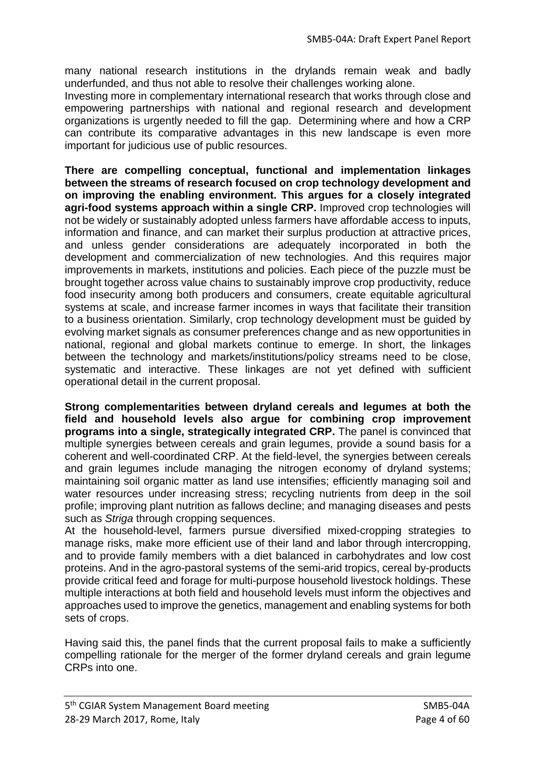many national research institutions in the drylands remain weak and badly underfunded, and thus not able to resolve their challenges working alone.
Investing more in complementary international research that works through close and empowering partnerships with national and regional research and development organizations is urgently needed to fill the gap. Determining where and how a CRP can contribute its comparative advantages in this new landscape is even more important for judicious use of public resources.

**There are compelling conceptual, functional and implementation linkages between the streams of research focused on crop technology development and on improving the enabling environment. This argues for a closely integrated agri-food systems approach within a single CRP.** Improved crop technologies will not be widely or sustainably adopted unless farmers have affordable access to inputs, information and finance, and can market their surplus production at attractive prices, and unless gender considerations are adequately incorporated in both the development and commercialization of new technologies. And this requires major improvements in markets, institutions and policies. Each piece of the puzzle must be brought together across value chains to sustainably improve crop productivity, reduce food insecurity among both producers and consumers, create equitable agricultural systems at scale, and increase farmer incomes in ways that facilitate their transition to a business orientation. Similarly, crop technology development must be guided by evolving market signals as consumer preferences change and as new opportunities in national, regional and global markets continue to emerge. In short, the linkages between the technology and markets/institutions/policy streams need to be close, systematic and interactive. These linkages are not yet defined with sufficient operational detail in the current proposal.

**Strong complementarities between dryland cereals and legumes at both the field and household levels also argue for combining crop improvement programs into a single, strategically integrated CRP.** The panel is convinced that multiple synergies between cereals and grain legumes, provide a sound basis for a coherent and well-coordinated CRP. At the field-level, the synergies between cereals and grain legumes include managing the nitrogen economy of dryland systems; maintaining soil organic matter as land use intensifies; efficiently managing soil and water resources under increasing stress; recycling nutrients from deep in the soil profile; improving plant nutrition as fallows decline; and managing diseases and pests such as *Striga* through cropping sequences.
At the household-level, farmers pursue diversified mixed-cropping strategies to manage risks, make more efficient use of their land and labor through intercropping, and to provide family members with a diet balanced in carbohydrates and low cost proteins. And in the agro-pastoral systems of the semi-arid tropics, cereal by-products provide critical feed and forage for multi-purpose household livestock holdings. These multiple interactions at both field and household levels must inform the objectives and approaches used to improve the genetics, management and enabling systems for both sets of crops.

Having said this, the panel finds that the current proposal fails to make a sufficiently compelling rationale for the merger of the former dryland cereals and grain legume CRPs into one.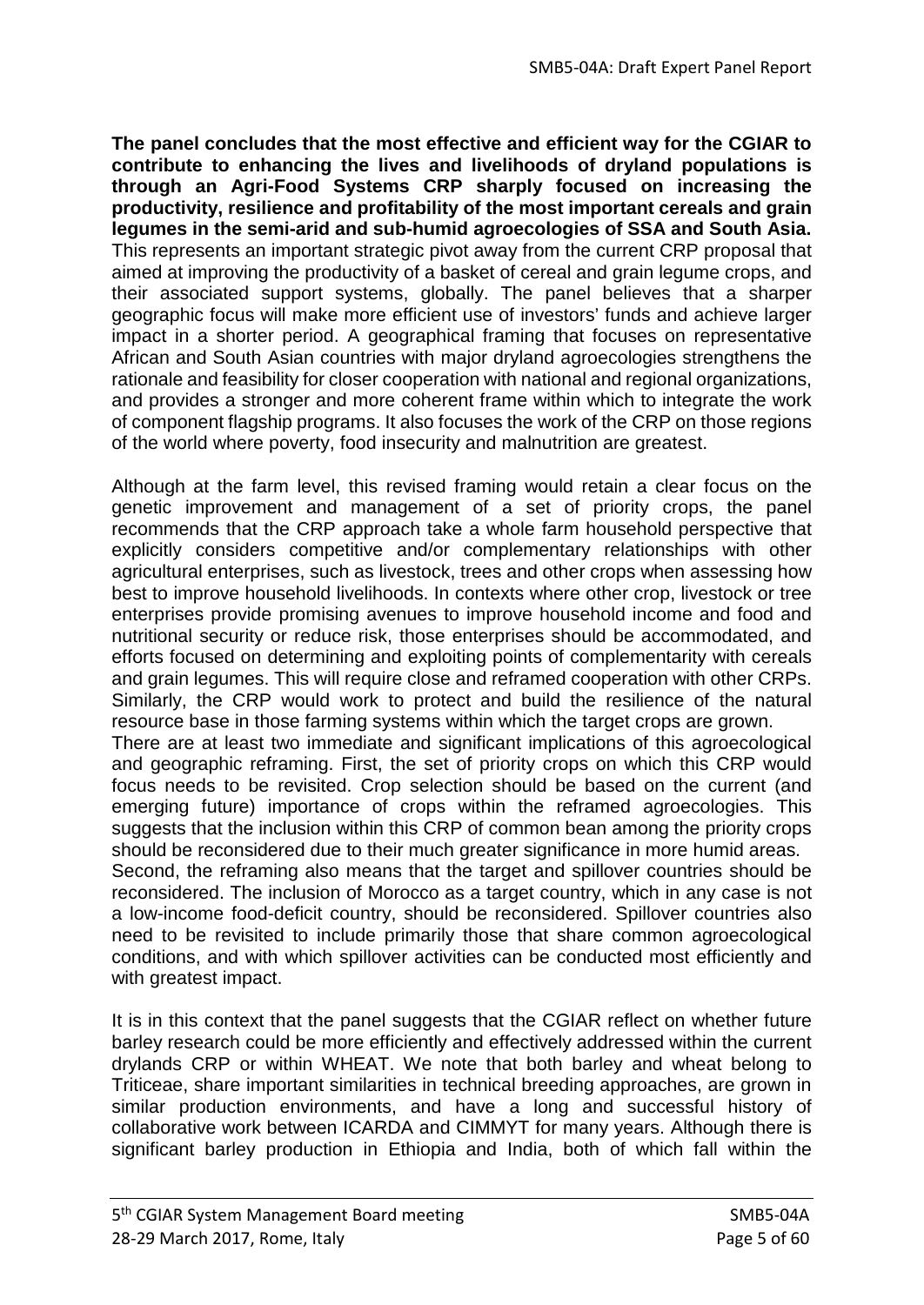**The panel concludes that the most effective and efficient way for the CGIAR to contribute to enhancing the lives and livelihoods of dryland populations is through an Agri-Food Systems CRP sharply focused on increasing the productivity, resilience and profitability of the most important cereals and grain legumes in the semi-arid and sub-humid agroecologies of SSA and South Asia.** This represents an important strategic pivot away from the current CRP proposal that aimed at improving the productivity of a basket of cereal and grain legume crops, and their associated support systems, globally. The panel believes that a sharper geographic focus will make more efficient use of investors' funds and achieve larger impact in a shorter period. A geographical framing that focuses on representative African and South Asian countries with major dryland agroecologies strengthens the rationale and feasibility for closer cooperation with national and regional organizations, and provides a stronger and more coherent frame within which to integrate the work of component flagship programs. It also focuses the work of the CRP on those regions of the world where poverty, food insecurity and malnutrition are greatest.

Although at the farm level, this revised framing would retain a clear focus on the genetic improvement and management of a set of priority crops, the panel recommends that the CRP approach take a whole farm household perspective that explicitly considers competitive and/or complementary relationships with other agricultural enterprises, such as livestock, trees and other crops when assessing how best to improve household livelihoods. In contexts where other crop, livestock or tree enterprises provide promising avenues to improve household income and food and nutritional security or reduce risk, those enterprises should be accommodated, and efforts focused on determining and exploiting points of complementarity with cereals and grain legumes. This will require close and reframed cooperation with other CRPs. Similarly, the CRP would work to protect and build the resilience of the natural resource base in those farming systems within which the target crops are grown.

There are at least two immediate and significant implications of this agroecological and geographic reframing. First, the set of priority crops on which this CRP would focus needs to be revisited. Crop selection should be based on the current (and emerging future) importance of crops within the reframed agroecologies. This suggests that the inclusion within this CRP of common bean among the priority crops should be reconsidered due to their much greater significance in more humid areas.

Second, the reframing also means that the target and spillover countries should be reconsidered. The inclusion of Morocco as a target country, which in any case is not a low-income food-deficit country, should be reconsidered. Spillover countries also need to be revisited to include primarily those that share common agroecological conditions, and with which spillover activities can be conducted most efficiently and with greatest impact.

It is in this context that the panel suggests that the CGIAR reflect on whether future barley research could be more efficiently and effectively addressed within the current drylands CRP or within WHEAT. We note that both barley and wheat belong to Triticeae, share important similarities in technical breeding approaches, are grown in similar production environments, and have a long and successful history of collaborative work between ICARDA and CIMMYT for many years. Although there is significant barley production in Ethiopia and India, both of which fall within the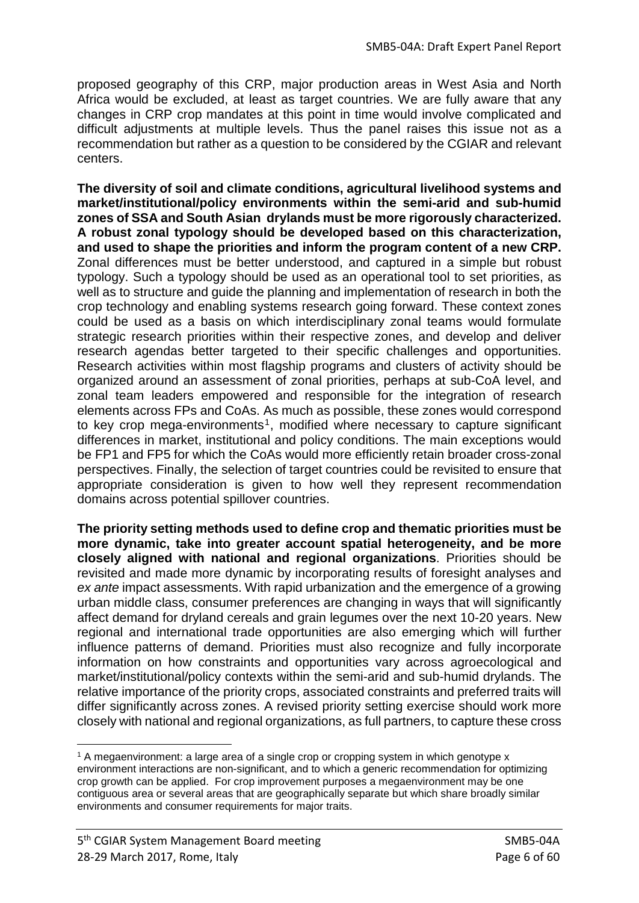proposed geography of this CRP, major production areas in West Asia and North Africa would be excluded, at least as target countries. We are fully aware that any changes in CRP crop mandates at this point in time would involve complicated and difficult adjustments at multiple levels. Thus the panel raises this issue not as a recommendation but rather as a question to be considered by the CGIAR and relevant centers.

**The diversity of soil and climate conditions, agricultural livelihood systems and market/institutional/policy environments within the semi-arid and sub-humid zones of SSA and South Asian drylands must be more rigorously characterized. A robust zonal typology should be developed based on this characterization, and used to shape the priorities and inform the program content of a new CRP.** Zonal differences must be better understood, and captured in a simple but robust typology. Such a typology should be used as an operational tool to set priorities, as well as to structure and guide the planning and implementation of research in both the crop technology and enabling systems research going forward. These context zones could be used as a basis on which interdisciplinary zonal teams would formulate strategic research priorities within their respective zones, and develop and deliver research agendas better targeted to their specific challenges and opportunities. Research activities within most flagship programs and clusters of activity should be organized around an assessment of zonal priorities, perhaps at sub-CoA level, and zonal team leaders empowered and responsible for the integration of research elements across FPs and CoAs. As much as possible, these zones would correspond to key crop mega-environments[1], modified where necessary to capture significant differences in market, institutional and policy conditions. The main exceptions would be FP1 and FP5 for which the CoAs would more efficiently retain broader cross-zonal perspectives. Finally, the selection of target countries could be revisited to ensure that appropriate consideration is given to how well they represent recommendation domains across potential spillover countries.

**The priority setting methods used to define crop and thematic priorities must be more dynamic, take into greater account spatial heterogeneity, and be more closely aligned with national and regional organizations**. Priorities should be revisited and made more dynamic by incorporating results of foresight analyses and *ex ante* impact assessments. With rapid urbanization and the emergence of a growing urban middle class, consumer preferences are changing in ways that will significantly affect demand for dryland cereals and grain legumes over the next 10-20 years. New regional and international trade opportunities are also emerging which will further influence patterns of demand. Priorities must also recognize and fully incorporate information on how constraints and opportunities vary across agroecological and market/institutional/policy contexts within the semi-arid and sub-humid drylands. The relative importance of the priority crops, associated constraints and preferred traits will differ significantly across zones. A revised priority setting exercise should work more closely with national and regional organizations, as full partners, to capture these cross

---

[1] A megaenvironment: a large area of a single crop or cropping system in which genotype x environment interactions are non-significant, and to which a generic recommendation for optimizing crop growth can be applied. For crop improvement purposes a megaenvironment may be one contiguous area or several areas that are geographically separate but which share broadly similar environments and consumer requirements for major traits.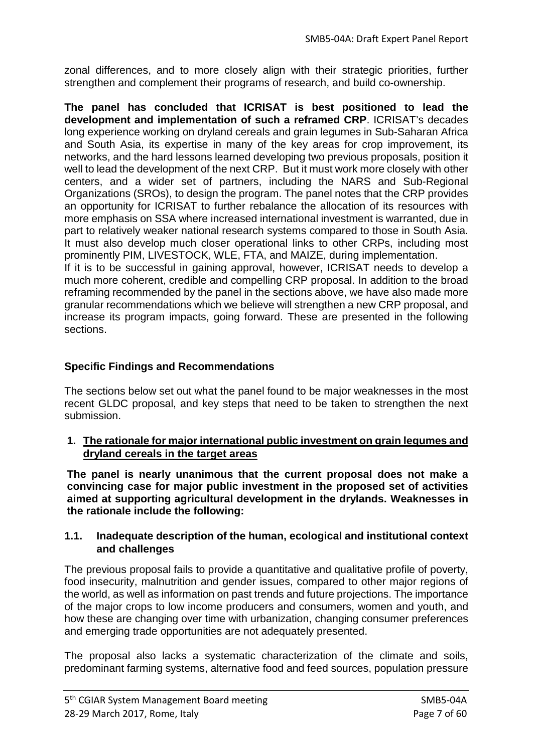zonal differences, and to more closely align with their strategic priorities, further strengthen and complement their programs of research, and build co-ownership.

**The panel has concluded that ICRISAT is best positioned to lead the development and implementation of such a reframed CRP**. ICRISAT's decades long experience working on dryland cereals and grain legumes in Sub-Saharan Africa and South Asia, its expertise in many of the key areas for crop improvement, its networks, and the hard lessons learned developing two previous proposals, position it well to lead the development of the next CRP. But it must work more closely with other centers, and a wider set of partners, including the NARS and Sub-Regional Organizations (SROs), to design the program. The panel notes that the CRP provides an opportunity for ICRISAT to further rebalance the allocation of its resources with more emphasis on SSA where increased international investment is warranted, due in part to relatively weaker national research systems compared to those in South Asia. It must also develop much closer operational links to other CRPs, including most prominently PIM, LIVESTOCK, WLE, FTA, and MAIZE, during implementation.

If it is to be successful in gaining approval, however, ICRISAT needs to develop a much more coherent, credible and compelling CRP proposal. In addition to the broad reframing recommended by the panel in the sections above, we have also made more granular recommendations which we believe will strengthen a new CRP proposal, and increase its program impacts, going forward. These are presented in the following sections.

### Specific Findings and Recommendations

The sections below set out what the panel found to be major weaknesses in the most recent GLDC proposal, and key steps that need to be taken to strengthen the next submission.

#### 1. The rationale for major international public investment on grain legumes and dryland cereals in the target areas

**The panel is nearly unanimous that the current proposal does not make a convincing case for major public investment in the proposed set of activities aimed at supporting agricultural development in the drylands. Weaknesses in the rationale include the following:**

#### 1.1. Inadequate description of the human, ecological and institutional context and challenges

The previous proposal fails to provide a quantitative and qualitative profile of poverty, food insecurity, malnutrition and gender issues, compared to other major regions of the world, as well as information on past trends and future projections. The importance of the major crops to low income producers and consumers, women and youth, and how these are changing over time with urbanization, changing consumer preferences and emerging trade opportunities are not adequately presented.

The proposal also lacks a systematic characterization of the climate and soils, predominant farming systems, alternative food and feed sources, population pressure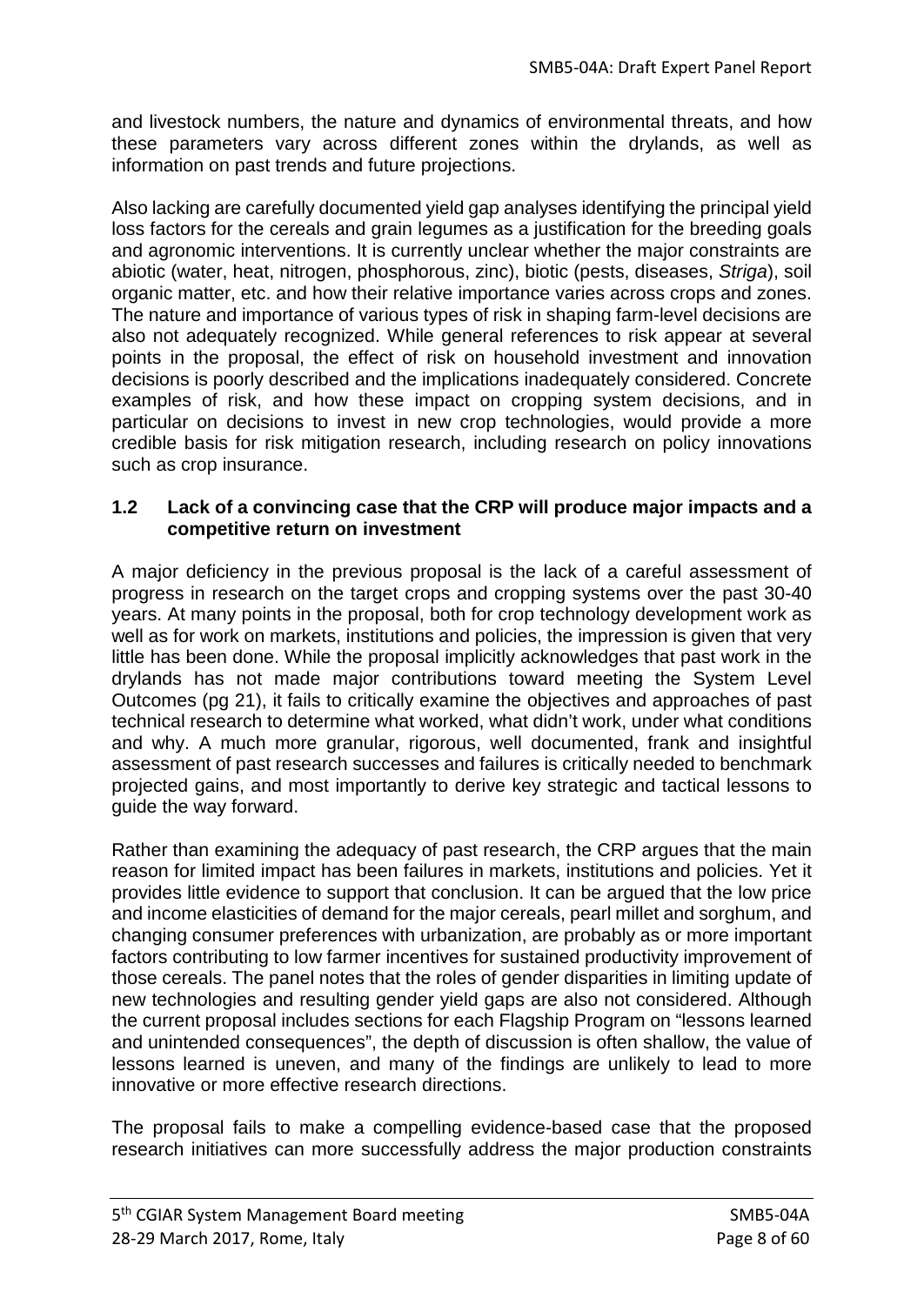and livestock numbers, the nature and dynamics of environmental threats, and how these parameters vary across different zones within the drylands, as well as information on past trends and future projections.

Also lacking are carefully documented yield gap analyses identifying the principal yield loss factors for the cereals and grain legumes as a justification for the breeding goals and agronomic interventions. It is currently unclear whether the major constraints are abiotic (water, heat, nitrogen, phosphorous, zinc), biotic (pests, diseases, *Striga*), soil organic matter, etc. and how their relative importance varies across crops and zones. The nature and importance of various types of risk in shaping farm-level decisions are also not adequately recognized. While general references to risk appear at several points in the proposal, the effect of risk on household investment and innovation decisions is poorly described and the implications inadequately considered. Concrete examples of risk, and how these impact on cropping system decisions, and in particular on decisions to invest in new crop technologies, would provide a more credible basis for risk mitigation research, including research on policy innovations such as crop insurance.

### 1.2 Lack of a convincing case that the CRP will produce major impacts and a competitive return on investment

A major deficiency in the previous proposal is the lack of a careful assessment of progress in research on the target crops and cropping systems over the past 30-40 years. At many points in the proposal, both for crop technology development work as well as for work on markets, institutions and policies, the impression is given that very little has been done. While the proposal implicitly acknowledges that past work in the drylands has not made major contributions toward meeting the System Level Outcomes (pg 21), it fails to critically examine the objectives and approaches of past technical research to determine what worked, what didn't work, under what conditions and why. A much more granular, rigorous, well documented, frank and insightful assessment of past research successes and failures is critically needed to benchmark projected gains, and most importantly to derive key strategic and tactical lessons to guide the way forward.

Rather than examining the adequacy of past research, the CRP argues that the main reason for limited impact has been failures in markets, institutions and policies. Yet it provides little evidence to support that conclusion. It can be argued that the low price and income elasticities of demand for the major cereals, pearl millet and sorghum, and changing consumer preferences with urbanization, are probably as or more important factors contributing to low farmer incentives for sustained productivity improvement of those cereals. The panel notes that the roles of gender disparities in limiting update of new technologies and resulting gender yield gaps are also not considered. Although the current proposal includes sections for each Flagship Program on "lessons learned and unintended consequences", the depth of discussion is often shallow, the value of lessons learned is uneven, and many of the findings are unlikely to lead to more innovative or more effective research directions.

The proposal fails to make a compelling evidence-based case that the proposed research initiatives can more successfully address the major production constraints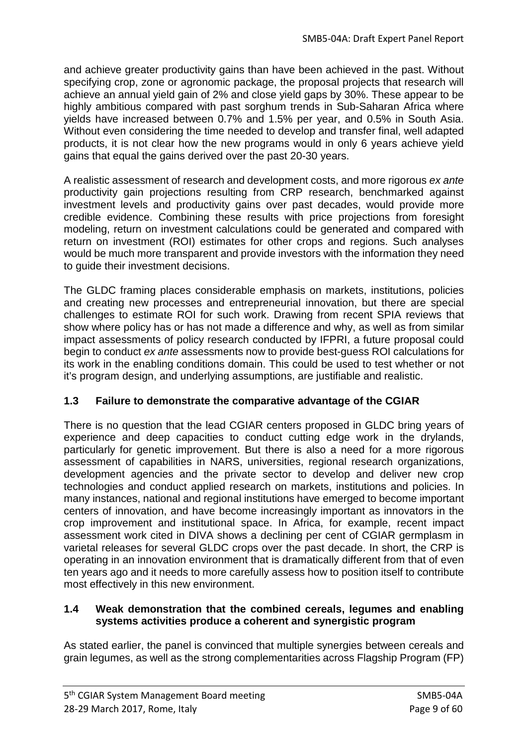and achieve greater productivity gains than have been achieved in the past. Without specifying crop, zone or agronomic package, the proposal projects that research will achieve an annual yield gain of 2% and close yield gaps by 30%. These appear to be highly ambitious compared with past sorghum trends in Sub-Saharan Africa where yields have increased between 0.7% and 1.5% per year, and 0.5% in South Asia. Without even considering the time needed to develop and transfer final, well adapted products, it is not clear how the new programs would in only 6 years achieve yield gains that equal the gains derived over the past 20-30 years.

A realistic assessment of research and development costs, and more rigorous *ex ante* productivity gain projections resulting from CRP research, benchmarked against investment levels and productivity gains over past decades, would provide more credible evidence. Combining these results with price projections from foresight modeling, return on investment calculations could be generated and compared with return on investment (ROI) estimates for other crops and regions. Such analyses would be much more transparent and provide investors with the information they need to guide their investment decisions.

The GLDC framing places considerable emphasis on markets, institutions, policies and creating new processes and entrepreneurial innovation, but there are special challenges to estimate ROI for such work. Drawing from recent SPIA reviews that show where policy has or has not made a difference and why, as well as from similar impact assessments of policy research conducted by IFPRI, a future proposal could begin to conduct *ex ante* assessments now to provide best-guess ROI calculations for its work in the enabling conditions domain. This could be used to test whether or not it's program design, and underlying assumptions, are justifiable and realistic.

### 1.3 Failure to demonstrate the comparative advantage of the CGIAR

There is no question that the lead CGIAR centers proposed in GLDC bring years of experience and deep capacities to conduct cutting edge work in the drylands, particularly for genetic improvement. But there is also a need for a more rigorous assessment of capabilities in NARS, universities, regional research organizations, development agencies and the private sector to develop and deliver new crop technologies and conduct applied research on markets, institutions and policies. In many instances, national and regional institutions have emerged to become important centers of innovation, and have become increasingly important as innovators in the crop improvement and institutional space. In Africa, for example, recent impact assessment work cited in DIVA shows a declining per cent of CGIAR germplasm in varietal releases for several GLDC crops over the past decade. In short, the CRP is operating in an innovation environment that is dramatically different from that of even ten years ago and it needs to more carefully assess how to position itself to contribute most effectively in this new environment.

### 1.4 Weak demonstration that the combined cereals, legumes and enabling systems activities produce a coherent and synergistic program

As stated earlier, the panel is convinced that multiple synergies between cereals and grain legumes, as well as the strong complementarities across Flagship Program (FP)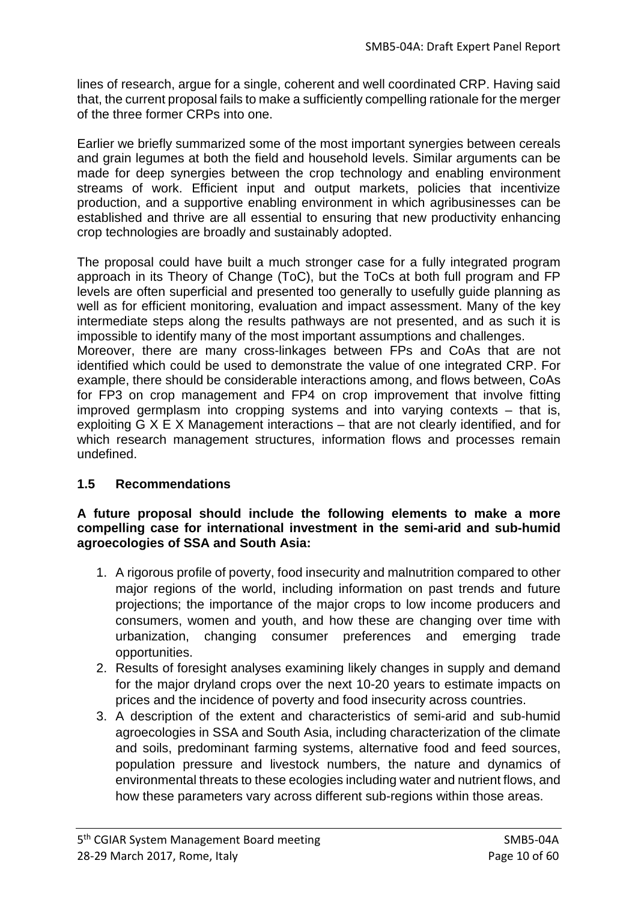lines of research, argue for a single, coherent and well coordinated CRP. Having said that, the current proposal fails to make a sufficiently compelling rationale for the merger of the three former CRPs into one.

Earlier we briefly summarized some of the most important synergies between cereals and grain legumes at both the field and household levels. Similar arguments can be made for deep synergies between the crop technology and enabling environment streams of work. Efficient input and output markets, policies that incentivize production, and a supportive enabling environment in which agribusinesses can be established and thrive are all essential to ensuring that new productivity enhancing crop technologies are broadly and sustainably adopted.

The proposal could have built a much stronger case for a fully integrated program approach in its Theory of Change (ToC), but the ToCs at both full program and FP levels are often superficial and presented too generally to usefully guide planning as well as for efficient monitoring, evaluation and impact assessment. Many of the key intermediate steps along the results pathways are not presented, and as such it is impossible to identify many of the most important assumptions and challenges.
Moreover, there are many cross-linkages between FPs and CoAs that are not identified which could be used to demonstrate the value of one integrated CRP. For example, there should be considerable interactions among, and flows between, CoAs for FP3 on crop management and FP4 on crop improvement that involve fitting improved germplasm into cropping systems and into varying contexts – that is, exploiting G X E X Management interactions – that are not clearly identified, and for which research management structures, information flows and processes remain undefined.

### 1.5 Recommendations

**A future proposal should include the following elements to make a more compelling case for international investment in the semi-arid and sub-humid agroecologies of SSA and South Asia:**

1. A rigorous profile of poverty, food insecurity and malnutrition compared to other major regions of the world, including information on past trends and future projections; the importance of the major crops to low income producers and consumers, women and youth, and how these are changing over time with urbanization, changing consumer preferences and emerging trade opportunities.
2. Results of foresight analyses examining likely changes in supply and demand for the major dryland crops over the next 10-20 years to estimate impacts on prices and the incidence of poverty and food insecurity across countries.
3. A description of the extent and characteristics of semi-arid and sub-humid agroecologies in SSA and South Asia, including characterization of the climate and soils, predominant farming systems, alternative food and feed sources, population pressure and livestock numbers, the nature and dynamics of environmental threats to these ecologies including water and nutrient flows, and how these parameters vary across different sub-regions within those areas.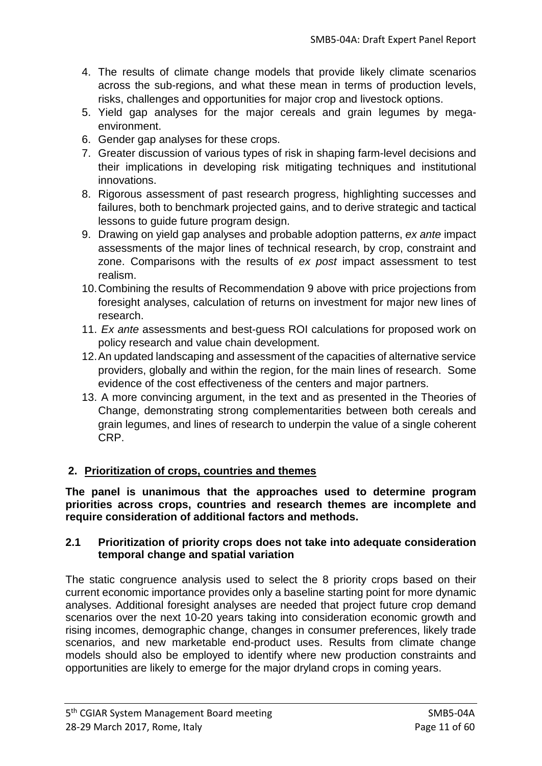4. The results of climate change models that provide likely climate scenarios across the sub-regions, and what these mean in terms of production levels, risks, challenges and opportunities for major crop and livestock options.
5. Yield gap analyses for the major cereals and grain legumes by mega-environment.
6. Gender gap analyses for these crops.
7. Greater discussion of various types of risk in shaping farm-level decisions and their implications in developing risk mitigating techniques and institutional innovations.
8. Rigorous assessment of past research progress, highlighting successes and failures, both to benchmark projected gains, and to derive strategic and tactical lessons to guide future program design.
9. Drawing on yield gap analyses and probable adoption patterns, *ex ante* impact assessments of the major lines of technical research, by crop, constraint and zone. Comparisons with the results of *ex post* impact assessment to test realism.
10. Combining the results of Recommendation 9 above with price projections from foresight analyses, calculation of returns on investment for major new lines of research.
11. *Ex ante* assessments and best-guess ROI calculations for proposed work on policy research and value chain development.
12. An updated landscaping and assessment of the capacities of alternative service providers, globally and within the region, for the main lines of research. Some evidence of the cost effectiveness of the centers and major partners.
13. A more convincing argument, in the text and as presented in the Theories of Change, demonstrating strong complementarities between both cereals and grain legumes, and lines of research to underpin the value of a single coherent CRP.

## 2. Prioritization of crops, countries and themes

**The panel is unanimous that the approaches used to determine program priorities across crops, countries and research themes are incomplete and require consideration of additional factors and methods.**

### 2.1 Prioritization of priority crops does not take into adequate consideration temporal change and spatial variation

The static congruence analysis used to select the 8 priority crops based on their current economic importance provides only a baseline starting point for more dynamic analyses. Additional foresight analyses are needed that project future crop demand scenarios over the next 10-20 years taking into consideration economic growth and rising incomes, demographic change, changes in consumer preferences, likely trade scenarios, and new marketable end-product uses. Results from climate change models should also be employed to identify where new production constraints and opportunities are likely to emerge for the major dryland crops in coming years.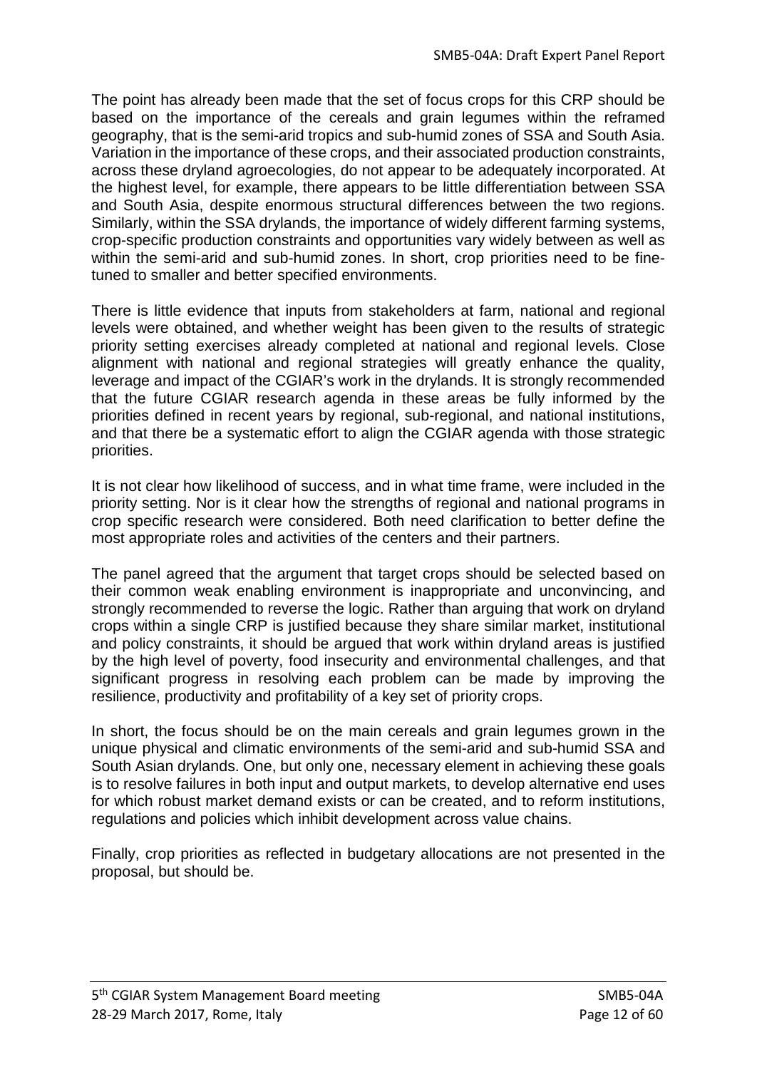The point has already been made that the set of focus crops for this CRP should be based on the importance of the cereals and grain legumes within the reframed geography, that is the semi-arid tropics and sub-humid zones of SSA and South Asia. Variation in the importance of these crops, and their associated production constraints, across these dryland agroecologies, do not appear to be adequately incorporated. At the highest level, for example, there appears to be little differentiation between SSA and South Asia, despite enormous structural differences between the two regions. Similarly, within the SSA drylands, the importance of widely different farming systems, crop-specific production constraints and opportunities vary widely between as well as within the semi-arid and sub-humid zones. In short, crop priorities need to be fine-tuned to smaller and better specified environments.

There is little evidence that inputs from stakeholders at farm, national and regional levels were obtained, and whether weight has been given to the results of strategic priority setting exercises already completed at national and regional levels. Close alignment with national and regional strategies will greatly enhance the quality, leverage and impact of the CGIAR's work in the drylands. It is strongly recommended that the future CGIAR research agenda in these areas be fully informed by the priorities defined in recent years by regional, sub-regional, and national institutions, and that there be a systematic effort to align the CGIAR agenda with those strategic priorities.

It is not clear how likelihood of success, and in what time frame, were included in the priority setting. Nor is it clear how the strengths of regional and national programs in crop specific research were considered. Both need clarification to better define the most appropriate roles and activities of the centers and their partners.

The panel agreed that the argument that target crops should be selected based on their common weak enabling environment is inappropriate and unconvincing, and strongly recommended to reverse the logic. Rather than arguing that work on dryland crops within a single CRP is justified because they share similar market, institutional and policy constraints, it should be argued that work within dryland areas is justified by the high level of poverty, food insecurity and environmental challenges, and that significant progress in resolving each problem can be made by improving the resilience, productivity and profitability of a key set of priority crops.

In short, the focus should be on the main cereals and grain legumes grown in the unique physical and climatic environments of the semi-arid and sub-humid SSA and South Asian drylands. One, but only one, necessary element in achieving these goals is to resolve failures in both input and output markets, to develop alternative end uses for which robust market demand exists or can be created, and to reform institutions, regulations and policies which inhibit development across value chains.

Finally, crop priorities as reflected in budgetary allocations are not presented in the proposal, but should be.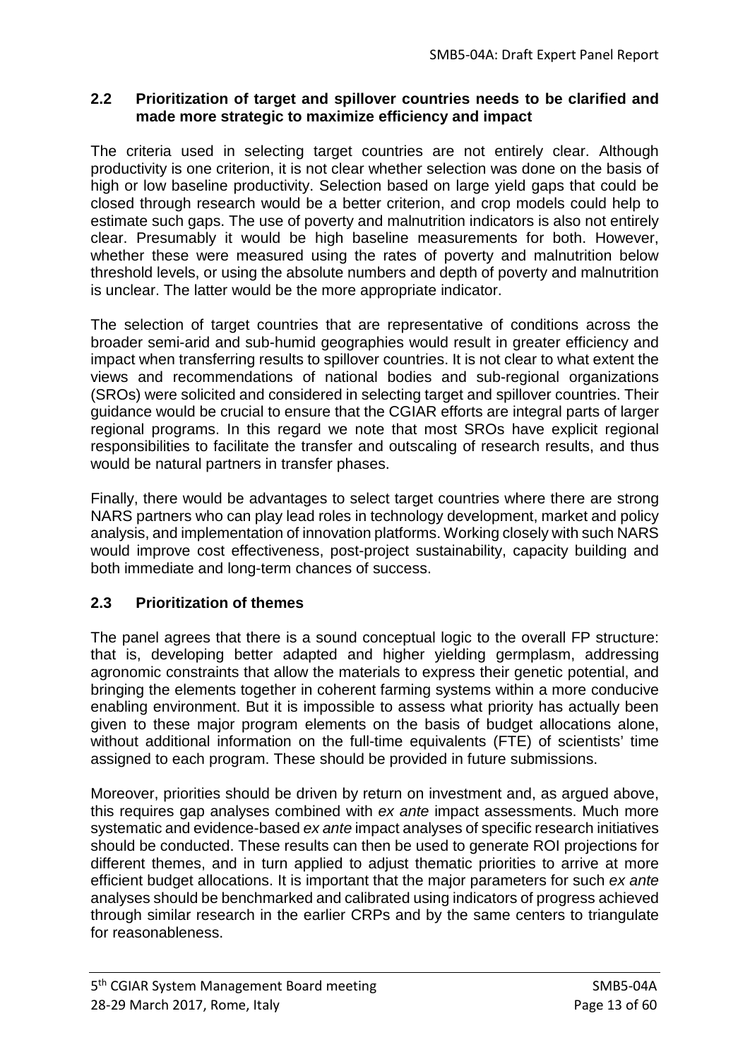## 2.2 Prioritization of target and spillover countries needs to be clarified and made more strategic to maximize efficiency and impact

The criteria used in selecting target countries are not entirely clear. Although productivity is one criterion, it is not clear whether selection was done on the basis of high or low baseline productivity. Selection based on large yield gaps that could be closed through research would be a better criterion, and crop models could help to estimate such gaps. The use of poverty and malnutrition indicators is also not entirely clear. Presumably it would be high baseline measurements for both. However, whether these were measured using the rates of poverty and malnutrition below threshold levels, or using the absolute numbers and depth of poverty and malnutrition is unclear. The latter would be the more appropriate indicator.

The selection of target countries that are representative of conditions across the broader semi-arid and sub-humid geographies would result in greater efficiency and impact when transferring results to spillover countries. It is not clear to what extent the views and recommendations of national bodies and sub-regional organizations (SROs) were solicited and considered in selecting target and spillover countries. Their guidance would be crucial to ensure that the CGIAR efforts are integral parts of larger regional programs. In this regard we note that most SROs have explicit regional responsibilities to facilitate the transfer and outscaling of research results, and thus would be natural partners in transfer phases.

Finally, there would be advantages to select target countries where there are strong NARS partners who can play lead roles in technology development, market and policy analysis, and implementation of innovation platforms. Working closely with such NARS would improve cost effectiveness, post-project sustainability, capacity building and both immediate and long-term chances of success.

## 2.3 Prioritization of themes

The panel agrees that there is a sound conceptual logic to the overall FP structure: that is, developing better adapted and higher yielding germplasm, addressing agronomic constraints that allow the materials to express their genetic potential, and bringing the elements together in coherent farming systems within a more conducive enabling environment. But it is impossible to assess what priority has actually been given to these major program elements on the basis of budget allocations alone, without additional information on the full-time equivalents (FTE) of scientists' time assigned to each program. These should be provided in future submissions.

Moreover, priorities should be driven by return on investment and, as argued above, this requires gap analyses combined with *ex ante* impact assessments. Much more systematic and evidence-based *ex ante* impact analyses of specific research initiatives should be conducted. These results can then be used to generate ROI projections for different themes, and in turn applied to adjust thematic priorities to arrive at more efficient budget allocations. It is important that the major parameters for such *ex ante* analyses should be benchmarked and calibrated using indicators of progress achieved through similar research in the earlier CRPs and by the same centers to triangulate for reasonableness.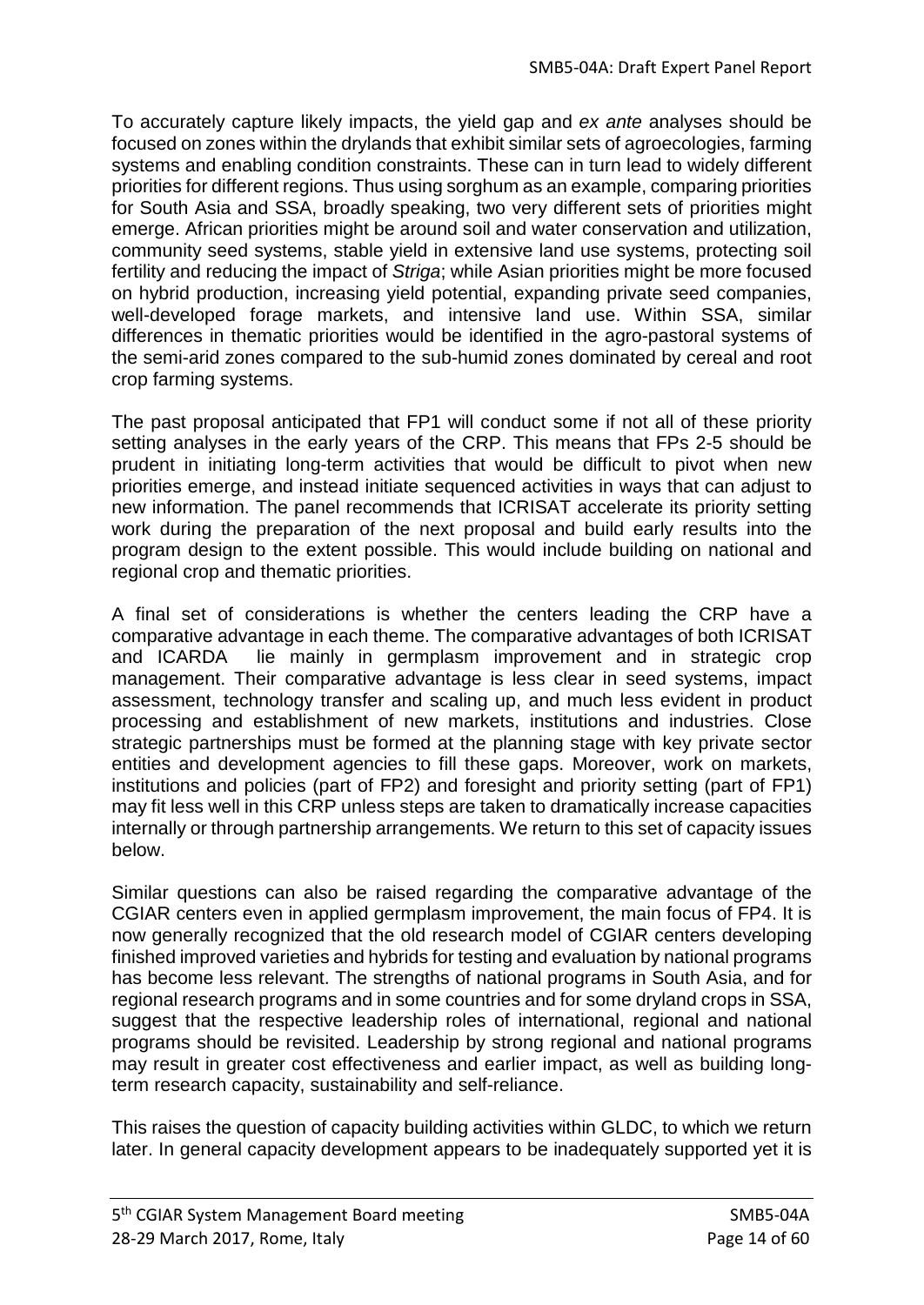To accurately capture likely impacts, the yield gap and *ex ante* analyses should be focused on zones within the drylands that exhibit similar sets of agroecologies, farming systems and enabling condition constraints. These can in turn lead to widely different priorities for different regions. Thus using sorghum as an example, comparing priorities for South Asia and SSA, broadly speaking, two very different sets of priorities might emerge. African priorities might be around soil and water conservation and utilization, community seed systems, stable yield in extensive land use systems, protecting soil fertility and reducing the impact of *Striga*; while Asian priorities might be more focused on hybrid production, increasing yield potential, expanding private seed companies, well-developed forage markets, and intensive land use. Within SSA, similar differences in thematic priorities would be identified in the agro-pastoral systems of the semi-arid zones compared to the sub-humid zones dominated by cereal and root crop farming systems.

The past proposal anticipated that FP1 will conduct some if not all of these priority setting analyses in the early years of the CRP. This means that FPs 2-5 should be prudent in initiating long-term activities that would be difficult to pivot when new priorities emerge, and instead initiate sequenced activities in ways that can adjust to new information. The panel recommends that ICRISAT accelerate its priority setting work during the preparation of the next proposal and build early results into the program design to the extent possible. This would include building on national and regional crop and thematic priorities.

A final set of considerations is whether the centers leading the CRP have a comparative advantage in each theme. The comparative advantages of both ICRISAT and ICARDA lie mainly in germplasm improvement and in strategic crop management. Their comparative advantage is less clear in seed systems, impact assessment, technology transfer and scaling up, and much less evident in product processing and establishment of new markets, institutions and industries. Close strategic partnerships must be formed at the planning stage with key private sector entities and development agencies to fill these gaps. Moreover, work on markets, institutions and policies (part of FP2) and foresight and priority setting (part of FP1) may fit less well in this CRP unless steps are taken to dramatically increase capacities internally or through partnership arrangements. We return to this set of capacity issues below.

Similar questions can also be raised regarding the comparative advantage of the CGIAR centers even in applied germplasm improvement, the main focus of FP4. It is now generally recognized that the old research model of CGIAR centers developing finished improved varieties and hybrids for testing and evaluation by national programs has become less relevant. The strengths of national programs in South Asia, and for regional research programs and in some countries and for some dryland crops in SSA, suggest that the respective leadership roles of international, regional and national programs should be revisited. Leadership by strong regional and national programs may result in greater cost effectiveness and earlier impact, as well as building long-term research capacity, sustainability and self-reliance.

This raises the question of capacity building activities within GLDC, to which we return later. In general capacity development appears to be inadequately supported yet it is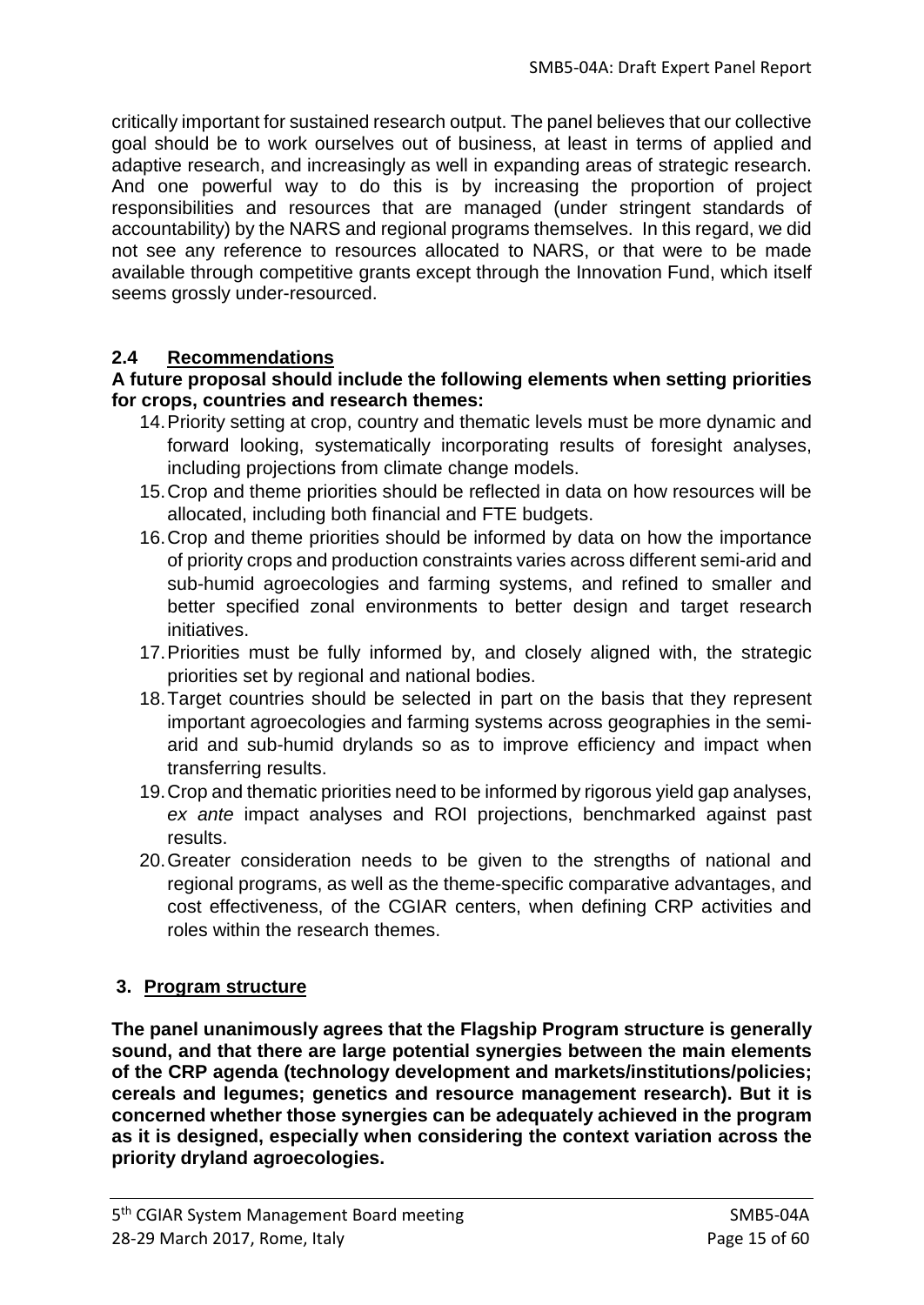critically important for sustained research output. The panel believes that our collective goal should be to work ourselves out of business, at least in terms of applied and adaptive research, and increasingly as well in expanding areas of strategic research. And one powerful way to do this is by increasing the proportion of project responsibilities and resources that are managed (under stringent standards of accountability) by the NARS and regional programs themselves. In this regard, we did not see any reference to resources allocated to NARS, or that were to be made available through competitive grants except through the Innovation Fund, which itself seems grossly under-resourced.

### 2.4 Recommendations

**A future proposal should include the following elements when setting priorities for crops, countries and research themes:**

14. Priority setting at crop, country and thematic levels must be more dynamic and forward looking, systematically incorporating results of foresight analyses, including projections from climate change models.
15. Crop and theme priorities should be reflected in data on how resources will be allocated, including both financial and FTE budgets.
16. Crop and theme priorities should be informed by data on how the importance of priority crops and production constraints varies across different semi-arid and sub-humid agroecologies and farming systems, and refined to smaller and better specified zonal environments to better design and target research initiatives.
17. Priorities must be fully informed by, and closely aligned with, the strategic priorities set by regional and national bodies.
18. Target countries should be selected in part on the basis that they represent important agroecologies and farming systems across geographies in the semi-arid and sub-humid drylands so as to improve efficiency and impact when transferring results.
19. Crop and thematic priorities need to be informed by rigorous yield gap analyses, *ex ante* impact analyses and ROI projections, benchmarked against past results.
20. Greater consideration needs to be given to the strengths of national and regional programs, as well as the theme-specific comparative advantages, and cost effectiveness, of the CGIAR centers, when defining CRP activities and roles within the research themes.

## 3. Program structure

**The panel unanimously agrees that the Flagship Program structure is generally sound, and that there are large potential synergies between the main elements of the CRP agenda (technology development and markets/institutions/policies; cereals and legumes; genetics and resource management research). But it is concerned whether those synergies can be adequately achieved in the program as it is designed, especially when considering the context variation across the priority dryland agroecologies.**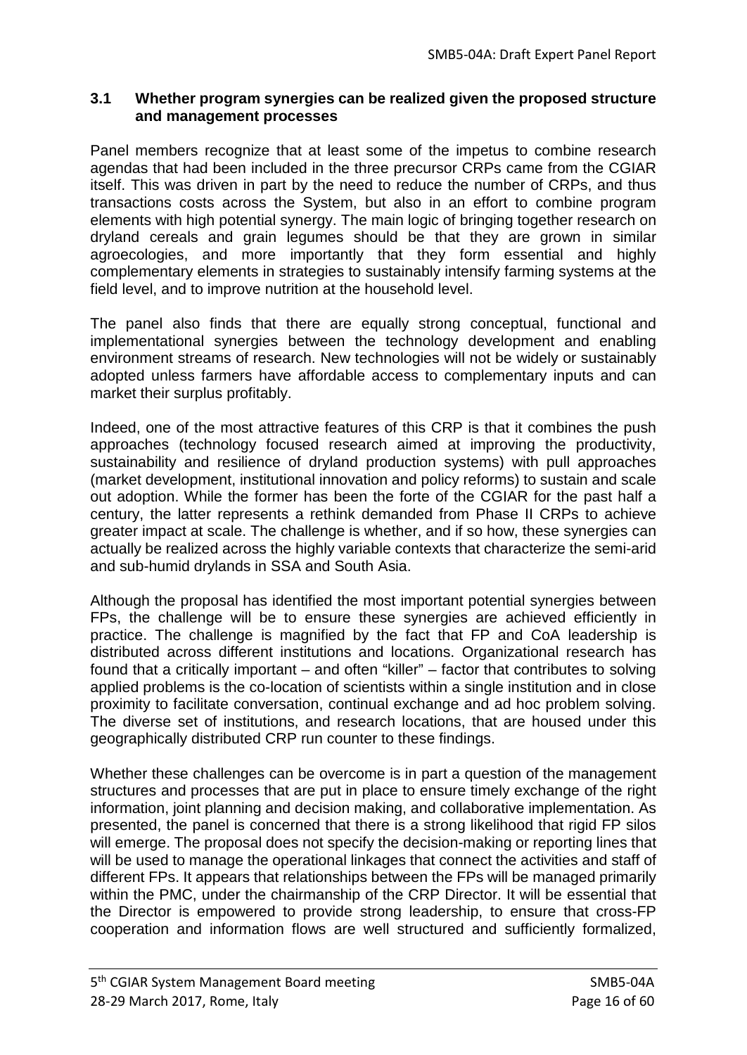### 3.1 Whether program synergies can be realized given the proposed structure and management processes

Panel members recognize that at least some of the impetus to combine research agendas that had been included in the three precursor CRPs came from the CGIAR itself. This was driven in part by the need to reduce the number of CRPs, and thus transactions costs across the System, but also in an effort to combine program elements with high potential synergy. The main logic of bringing together research on dryland cereals and grain legumes should be that they are grown in similar agroecologies, and more importantly that they form essential and highly complementary elements in strategies to sustainably intensify farming systems at the field level, and to improve nutrition at the household level.

The panel also finds that there are equally strong conceptual, functional and implementational synergies between the technology development and enabling environment streams of research. New technologies will not be widely or sustainably adopted unless farmers have affordable access to complementary inputs and can market their surplus profitably.

Indeed, one of the most attractive features of this CRP is that it combines the push approaches (technology focused research aimed at improving the productivity, sustainability and resilience of dryland production systems) with pull approaches (market development, institutional innovation and policy reforms) to sustain and scale out adoption. While the former has been the forte of the CGIAR for the past half a century, the latter represents a rethink demanded from Phase II CRPs to achieve greater impact at scale. The challenge is whether, and if so how, these synergies can actually be realized across the highly variable contexts that characterize the semi-arid and sub-humid drylands in SSA and South Asia.

Although the proposal has identified the most important potential synergies between FPs, the challenge will be to ensure these synergies are achieved efficiently in practice. The challenge is magnified by the fact that FP and CoA leadership is distributed across different institutions and locations. Organizational research has found that a critically important – and often "killer" – factor that contributes to solving applied problems is the co-location of scientists within a single institution and in close proximity to facilitate conversation, continual exchange and ad hoc problem solving. The diverse set of institutions, and research locations, that are housed under this geographically distributed CRP run counter to these findings.

Whether these challenges can be overcome is in part a question of the management structures and processes that are put in place to ensure timely exchange of the right information, joint planning and decision making, and collaborative implementation. As presented, the panel is concerned that there is a strong likelihood that rigid FP silos will emerge. The proposal does not specify the decision-making or reporting lines that will be used to manage the operational linkages that connect the activities and staff of different FPs. It appears that relationships between the FPs will be managed primarily within the PMC, under the chairmanship of the CRP Director. It will be essential that the Director is empowered to provide strong leadership, to ensure that cross-FP cooperation and information flows are well structured and sufficiently formalized,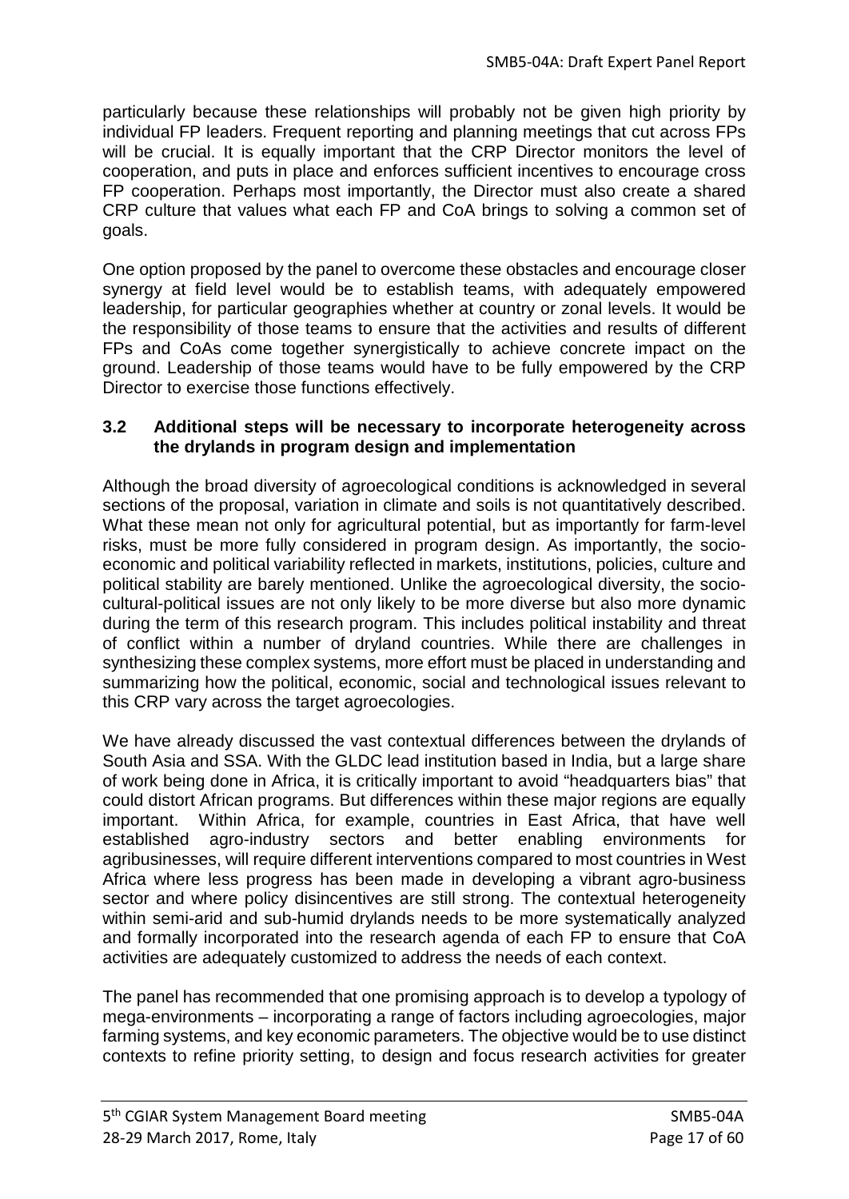particularly because these relationships will probably not be given high priority by individual FP leaders. Frequent reporting and planning meetings that cut across FPs will be crucial. It is equally important that the CRP Director monitors the level of cooperation, and puts in place and enforces sufficient incentives to encourage cross FP cooperation. Perhaps most importantly, the Director must also create a shared CRP culture that values what each FP and CoA brings to solving a common set of goals.

One option proposed by the panel to overcome these obstacles and encourage closer synergy at field level would be to establish teams, with adequately empowered leadership, for particular geographies whether at country or zonal levels. It would be the responsibility of those teams to ensure that the activities and results of different FPs and CoAs come together synergistically to achieve concrete impact on the ground. Leadership of those teams would have to be fully empowered by the CRP Director to exercise those functions effectively.

### 3.2 Additional steps will be necessary to incorporate heterogeneity across the drylands in program design and implementation

Although the broad diversity of agroecological conditions is acknowledged in several sections of the proposal, variation in climate and soils is not quantitatively described. What these mean not only for agricultural potential, but as importantly for farm-level risks, must be more fully considered in program design. As importantly, the socio-economic and political variability reflected in markets, institutions, policies, culture and political stability are barely mentioned. Unlike the agroecological diversity, the socio-cultural-political issues are not only likely to be more diverse but also more dynamic during the term of this research program. This includes political instability and threat of conflict within a number of dryland countries. While there are challenges in synthesizing these complex systems, more effort must be placed in understanding and summarizing how the political, economic, social and technological issues relevant to this CRP vary across the target agroecologies.

We have already discussed the vast contextual differences between the drylands of South Asia and SSA. With the GLDC lead institution based in India, but a large share of work being done in Africa, it is critically important to avoid "headquarters bias" that could distort African programs. But differences within these major regions are equally important. Within Africa, for example, countries in East Africa, that have well established agro-industry sectors and better enabling environments for agribusinesses, will require different interventions compared to most countries in West Africa where less progress has been made in developing a vibrant agro-business sector and where policy disincentives are still strong. The contextual heterogeneity within semi-arid and sub-humid drylands needs to be more systematically analyzed and formally incorporated into the research agenda of each FP to ensure that CoA activities are adequately customized to address the needs of each context.

The panel has recommended that one promising approach is to develop a typology of mega-environments – incorporating a range of factors including agroecologies, major farming systems, and key economic parameters. The objective would be to use distinct contexts to refine priority setting, to design and focus research activities for greater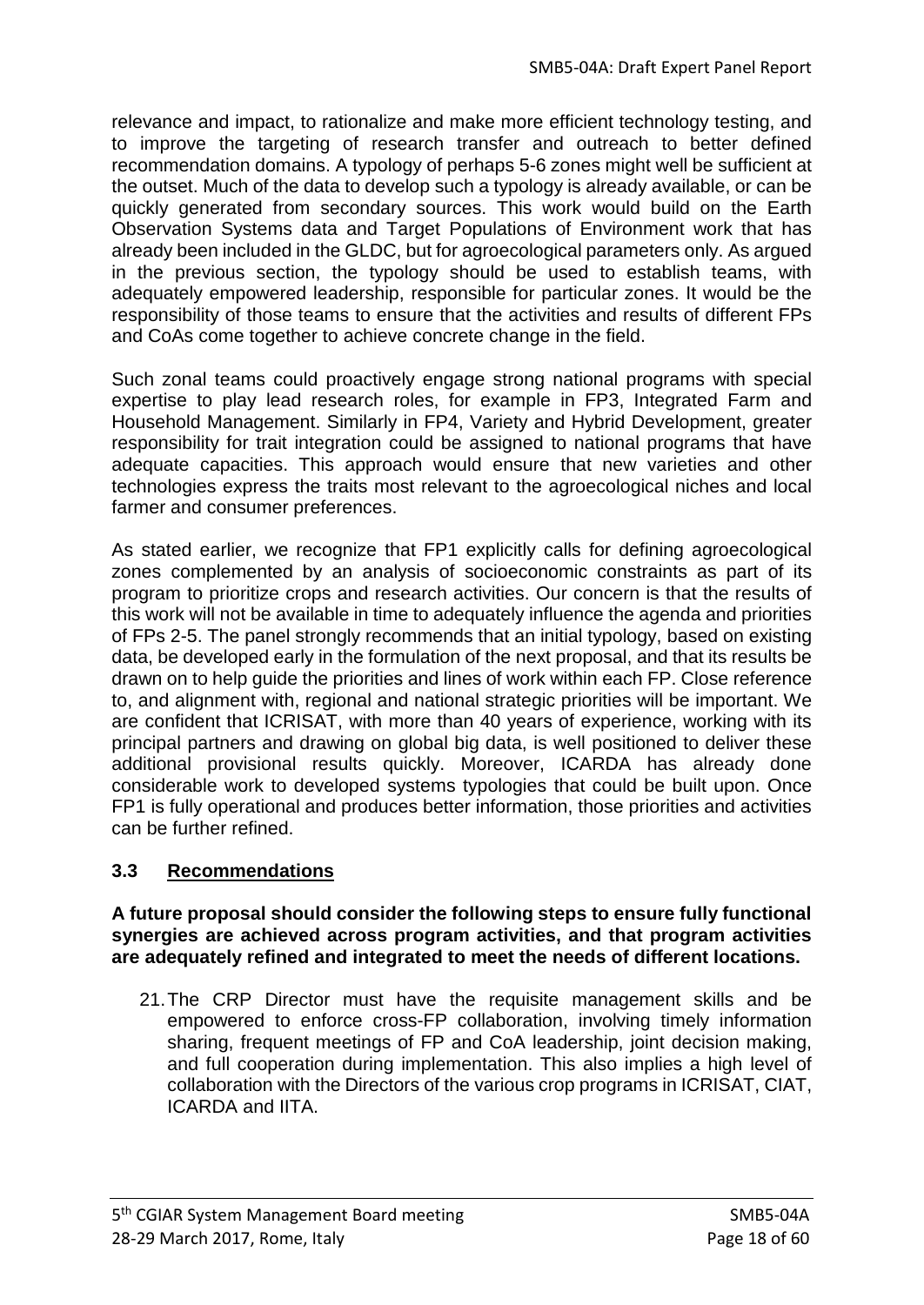relevance and impact, to rationalize and make more efficient technology testing, and to improve the targeting of research transfer and outreach to better defined recommendation domains. A typology of perhaps 5-6 zones might well be sufficient at the outset. Much of the data to develop such a typology is already available, or can be quickly generated from secondary sources. This work would build on the Earth Observation Systems data and Target Populations of Environment work that has already been included in the GLDC, but for agroecological parameters only. As argued in the previous section, the typology should be used to establish teams, with adequately empowered leadership, responsible for particular zones. It would be the responsibility of those teams to ensure that the activities and results of different FPs and CoAs come together to achieve concrete change in the field.

Such zonal teams could proactively engage strong national programs with special expertise to play lead research roles, for example in FP3, Integrated Farm and Household Management. Similarly in FP4, Variety and Hybrid Development, greater responsibility for trait integration could be assigned to national programs that have adequate capacities. This approach would ensure that new varieties and other technologies express the traits most relevant to the agroecological niches and local farmer and consumer preferences.

As stated earlier, we recognize that FP1 explicitly calls for defining agroecological zones complemented by an analysis of socioeconomic constraints as part of its program to prioritize crops and research activities. Our concern is that the results of this work will not be available in time to adequately influence the agenda and priorities of FPs 2-5. The panel strongly recommends that an initial typology, based on existing data, be developed early in the formulation of the next proposal, and that its results be drawn on to help guide the priorities and lines of work within each FP. Close reference to, and alignment with, regional and national strategic priorities will be important. We are confident that ICRISAT, with more than 40 years of experience, working with its principal partners and drawing on global big data, is well positioned to deliver these additional provisional results quickly. Moreover, ICARDA has already done considerable work to developed systems typologies that could be built upon. Once FP1 is fully operational and produces better information, those priorities and activities can be further refined.

### 3.3 Recommendations

**A future proposal should consider the following steps to ensure fully functional synergies are achieved across program activities, and that program activities are adequately refined and integrated to meet the needs of different locations.**

21. The CRP Director must have the requisite management skills and be empowered to enforce cross-FP collaboration, involving timely information sharing, frequent meetings of FP and CoA leadership, joint decision making, and full cooperation during implementation. This also implies a high level of collaboration with the Directors of the various crop programs in ICRISAT, CIAT, ICARDA and IITA.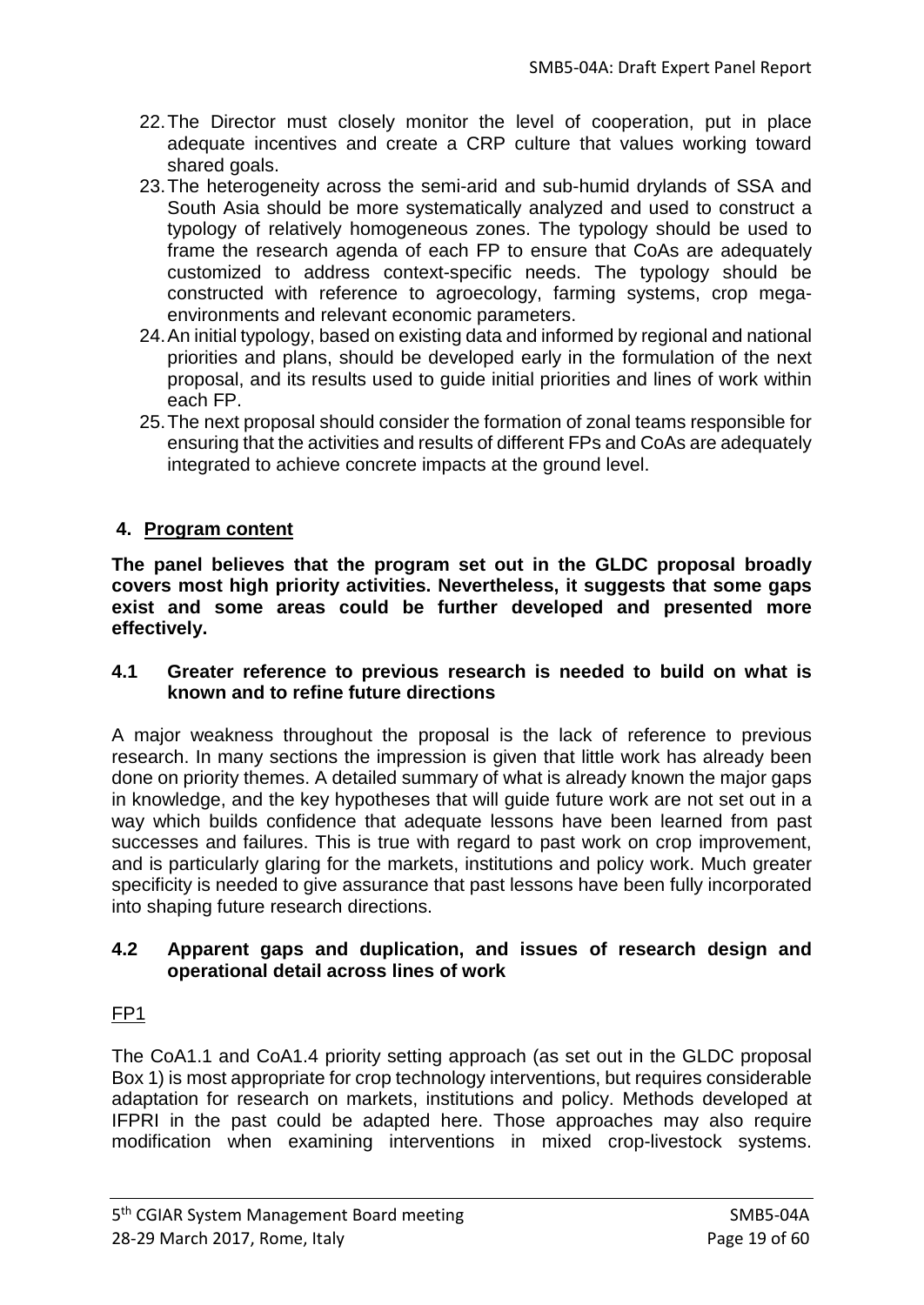22. The Director must closely monitor the level of cooperation, put in place adequate incentives and create a CRP culture that values working toward shared goals.
23. The heterogeneity across the semi-arid and sub-humid drylands of SSA and South Asia should be more systematically analyzed and used to construct a typology of relatively homogeneous zones. The typology should be used to frame the research agenda of each FP to ensure that CoAs are adequately customized to address context-specific needs. The typology should be constructed with reference to agroecology, farming systems, crop mega-environments and relevant economic parameters.
24. An initial typology, based on existing data and informed by regional and national priorities and plans, should be developed early in the formulation of the next proposal, and its results used to guide initial priorities and lines of work within each FP.
25. The next proposal should consider the formation of zonal teams responsible for ensuring that the activities and results of different FPs and CoAs are adequately integrated to achieve concrete impacts at the ground level.

## 4. Program content

**The panel believes that the program set out in the GLDC proposal broadly covers most high priority activities. Nevertheless, it suggests that some gaps exist and some areas could be further developed and presented more effectively.**

### 4.1 Greater reference to previous research is needed to build on what is known and to refine future directions

A major weakness throughout the proposal is the lack of reference to previous research. In many sections the impression is given that little work has already been done on priority themes. A detailed summary of what is already known the major gaps in knowledge, and the key hypotheses that will guide future work are not set out in a way which builds confidence that adequate lessons have been learned from past successes and failures. This is true with regard to past work on crop improvement, and is particularly glaring for the markets, institutions and policy work. Much greater specificity is needed to give assurance that past lessons have been fully incorporated into shaping future research directions.

### 4.2 Apparent gaps and duplication, and issues of research design and operational detail across lines of work

FP1

The CoA1.1 and CoA1.4 priority setting approach (as set out in the GLDC proposal Box 1) is most appropriate for crop technology interventions, but requires considerable adaptation for research on markets, institutions and policy. Methods developed at IFPRI in the past could be adapted here. Those approaches may also require modification when examining interventions in mixed crop-livestock systems.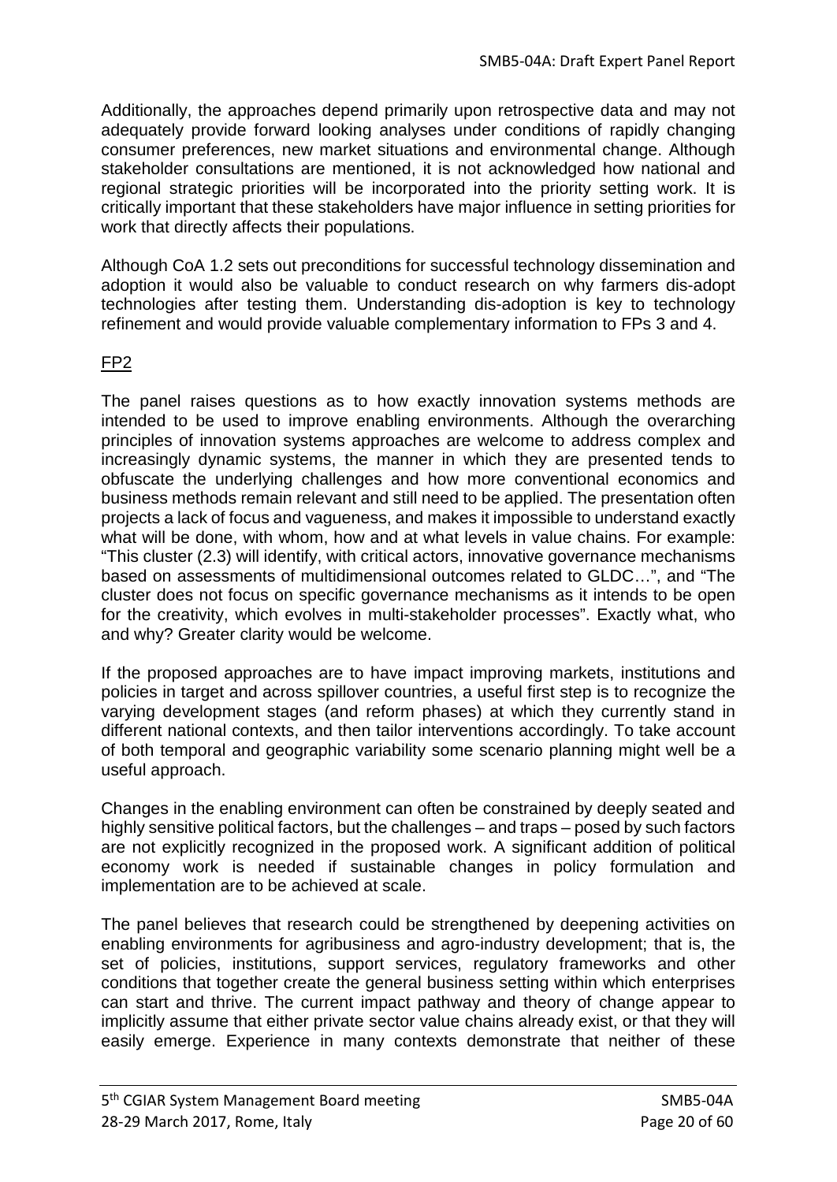Additionally, the approaches depend primarily upon retrospective data and may not adequately provide forward looking analyses under conditions of rapidly changing consumer preferences, new market situations and environmental change. Although stakeholder consultations are mentioned, it is not acknowledged how national and regional strategic priorities will be incorporated into the priority setting work. It is critically important that these stakeholders have major influence in setting priorities for work that directly affects their populations.

Although CoA 1.2 sets out preconditions for successful technology dissemination and adoption it would also be valuable to conduct research on why farmers dis-adopt technologies after testing them. Understanding dis-adoption is key to technology refinement and would provide valuable complementary information to FPs 3 and 4.

FP2

The panel raises questions as to how exactly innovation systems methods are intended to be used to improve enabling environments. Although the overarching principles of innovation systems approaches are welcome to address complex and increasingly dynamic systems, the manner in which they are presented tends to obfuscate the underlying challenges and how more conventional economics and business methods remain relevant and still need to be applied. The presentation often projects a lack of focus and vagueness, and makes it impossible to understand exactly what will be done, with whom, how and at what levels in value chains. For example: "This cluster (2.3) will identify, with critical actors, innovative governance mechanisms based on assessments of multidimensional outcomes related to GLDC…", and "The cluster does not focus on specific governance mechanisms as it intends to be open for the creativity, which evolves in multi-stakeholder processes". Exactly what, who and why? Greater clarity would be welcome.

If the proposed approaches are to have impact improving markets, institutions and policies in target and across spillover countries, a useful first step is to recognize the varying development stages (and reform phases) at which they currently stand in different national contexts, and then tailor interventions accordingly. To take account of both temporal and geographic variability some scenario planning might well be a useful approach.

Changes in the enabling environment can often be constrained by deeply seated and highly sensitive political factors, but the challenges – and traps – posed by such factors are not explicitly recognized in the proposed work. A significant addition of political economy work is needed if sustainable changes in policy formulation and implementation are to be achieved at scale.

The panel believes that research could be strengthened by deepening activities on enabling environments for agribusiness and agro-industry development; that is, the set of policies, institutions, support services, regulatory frameworks and other conditions that together create the general business setting within which enterprises can start and thrive. The current impact pathway and theory of change appear to implicitly assume that either private sector value chains already exist, or that they will easily emerge. Experience in many contexts demonstrate that neither of these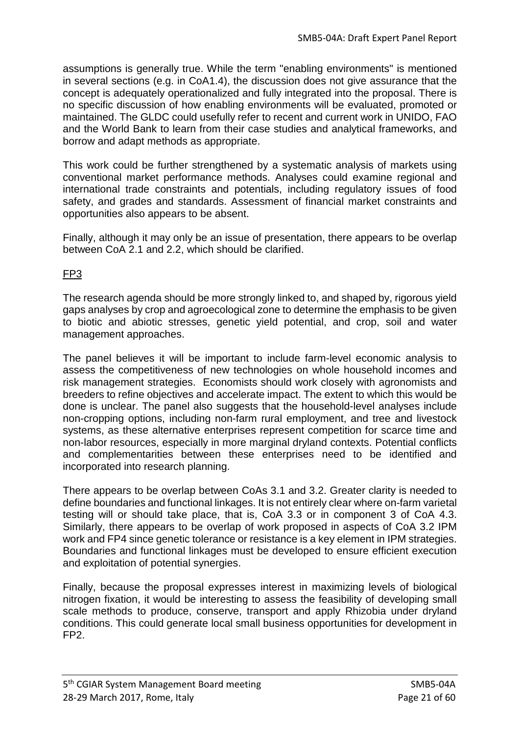assumptions is generally true. While the term "enabling environments" is mentioned in several sections (e.g. in CoA1.4), the discussion does not give assurance that the concept is adequately operationalized and fully integrated into the proposal. There is no specific discussion of how enabling environments will be evaluated, promoted or maintained. The GLDC could usefully refer to recent and current work in UNIDO, FAO and the World Bank to learn from their case studies and analytical frameworks, and borrow and adapt methods as appropriate.

This work could be further strengthened by a systematic analysis of markets using conventional market performance methods. Analyses could examine regional and international trade constraints and potentials, including regulatory issues of food safety, and grades and standards. Assessment of financial market constraints and opportunities also appears to be absent.

Finally, although it may only be an issue of presentation, there appears to be overlap between CoA 2.1 and 2.2, which should be clarified.

FP3

The research agenda should be more strongly linked to, and shaped by, rigorous yield gaps analyses by crop and agroecological zone to determine the emphasis to be given to biotic and abiotic stresses, genetic yield potential, and crop, soil and water management approaches.

The panel believes it will be important to include farm-level economic analysis to assess the competitiveness of new technologies on whole household incomes and risk management strategies. Economists should work closely with agronomists and breeders to refine objectives and accelerate impact. The extent to which this would be done is unclear. The panel also suggests that the household-level analyses include non-cropping options, including non-farm rural employment, and tree and livestock systems, as these alternative enterprises represent competition for scarce time and non-labor resources, especially in more marginal dryland contexts. Potential conflicts and complementarities between these enterprises need to be identified and incorporated into research planning.

There appears to be overlap between CoAs 3.1 and 3.2. Greater clarity is needed to define boundaries and functional linkages. It is not entirely clear where on-farm varietal testing will or should take place, that is, CoA 3.3 or in component 3 of CoA 4.3. Similarly, there appears to be overlap of work proposed in aspects of CoA 3.2 IPM work and FP4 since genetic tolerance or resistance is a key element in IPM strategies. Boundaries and functional linkages must be developed to ensure efficient execution and exploitation of potential synergies.

Finally, because the proposal expresses interest in maximizing levels of biological nitrogen fixation, it would be interesting to assess the feasibility of developing small scale methods to produce, conserve, transport and apply Rhizobia under dryland conditions. This could generate local small business opportunities for development in FP2.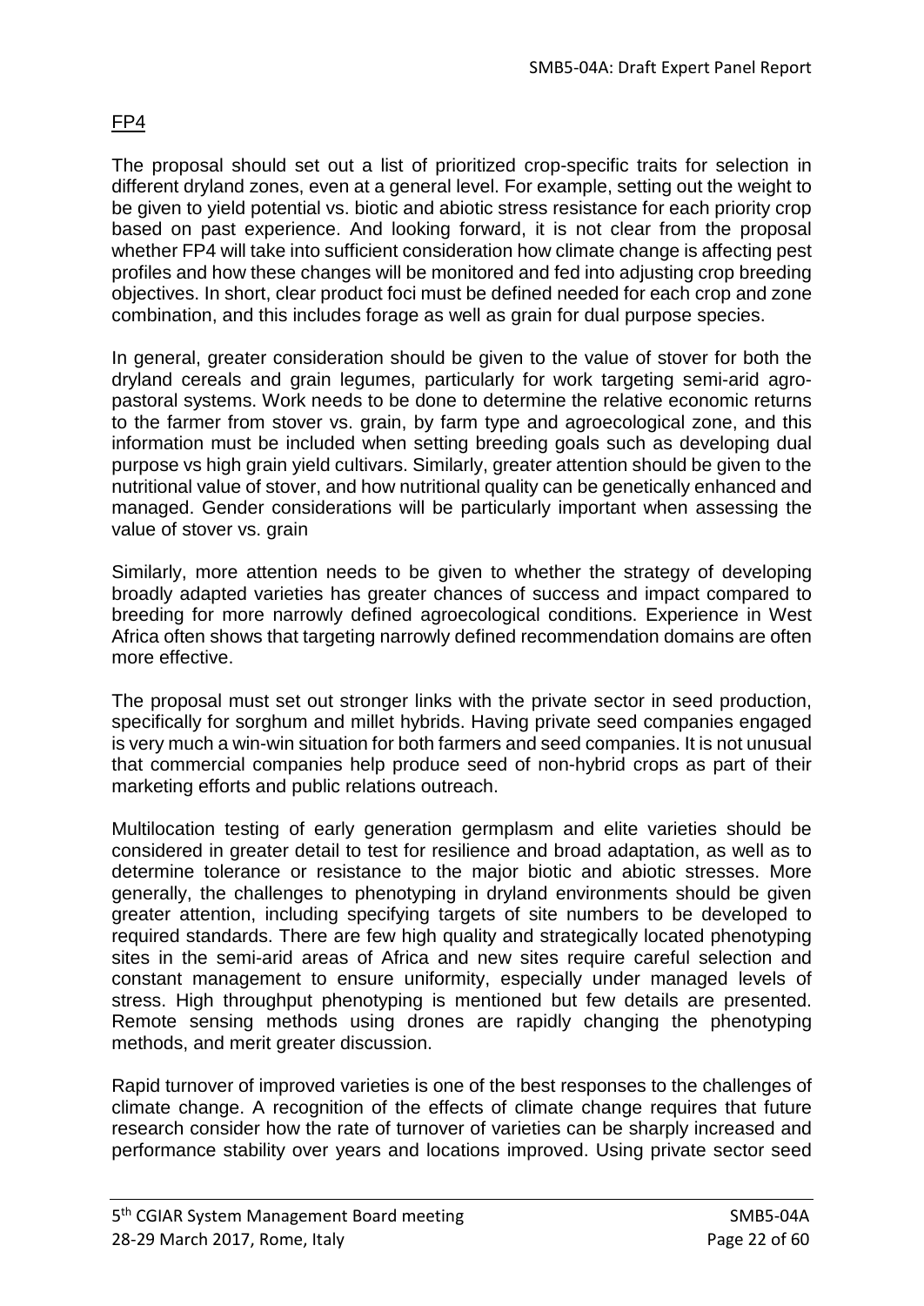FP4

The proposal should set out a list of prioritized crop-specific traits for selection in different dryland zones, even at a general level. For example, setting out the weight to be given to yield potential vs. biotic and abiotic stress resistance for each priority crop based on past experience. And looking forward, it is not clear from the proposal whether FP4 will take into sufficient consideration how climate change is affecting pest profiles and how these changes will be monitored and fed into adjusting crop breeding objectives. In short, clear product foci must be defined needed for each crop and zone combination, and this includes forage as well as grain for dual purpose species.

In general, greater consideration should be given to the value of stover for both the dryland cereals and grain legumes, particularly for work targeting semi-arid agro-pastoral systems. Work needs to be done to determine the relative economic returns to the farmer from stover vs. grain, by farm type and agroecological zone, and this information must be included when setting breeding goals such as developing dual purpose vs high grain yield cultivars. Similarly, greater attention should be given to the nutritional value of stover, and how nutritional quality can be genetically enhanced and managed. Gender considerations will be particularly important when assessing the value of stover vs. grain

Similarly, more attention needs to be given to whether the strategy of developing broadly adapted varieties has greater chances of success and impact compared to breeding for more narrowly defined agroecological conditions. Experience in West Africa often shows that targeting narrowly defined recommendation domains are often more effective.

The proposal must set out stronger links with the private sector in seed production, specifically for sorghum and millet hybrids. Having private seed companies engaged is very much a win-win situation for both farmers and seed companies. It is not unusual that commercial companies help produce seed of non-hybrid crops as part of their marketing efforts and public relations outreach.

Multilocation testing of early generation germplasm and elite varieties should be considered in greater detail to test for resilience and broad adaptation, as well as to determine tolerance or resistance to the major biotic and abiotic stresses. More generally, the challenges to phenotyping in dryland environments should be given greater attention, including specifying targets of site numbers to be developed to required standards. There are few high quality and strategically located phenotyping sites in the semi-arid areas of Africa and new sites require careful selection and constant management to ensure uniformity, especially under managed levels of stress. High throughput phenotyping is mentioned but few details are presented. Remote sensing methods using drones are rapidly changing the phenotyping methods, and merit greater discussion.

Rapid turnover of improved varieties is one of the best responses to the challenges of climate change. A recognition of the effects of climate change requires that future research consider how the rate of turnover of varieties can be sharply increased and performance stability over years and locations improved. Using private sector seed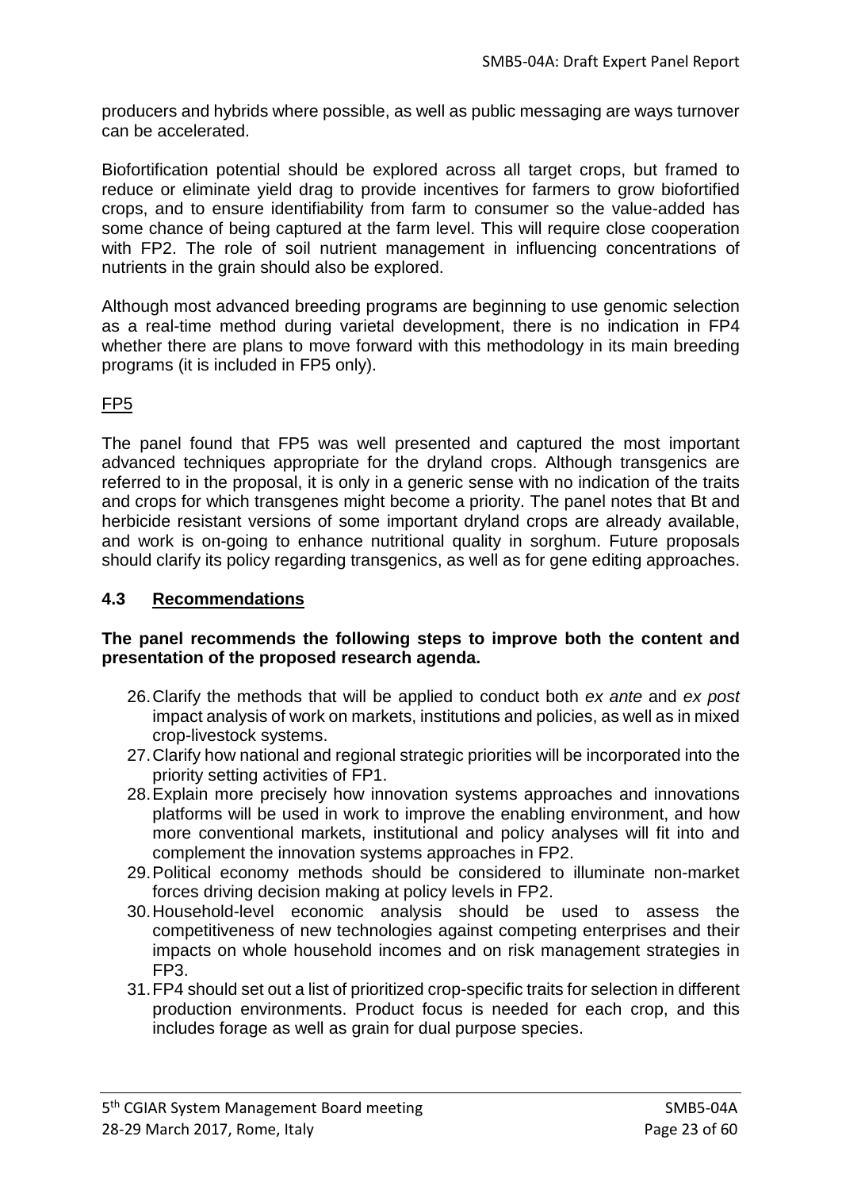producers and hybrids where possible, as well as public messaging are ways turnover can be accelerated.

Biofortification potential should be explored across all target crops, but framed to reduce or eliminate yield drag to provide incentives for farmers to grow biofortified crops, and to ensure identifiability from farm to consumer so the value-added has some chance of being captured at the farm level. This will require close cooperation with FP2. The role of soil nutrient management in influencing concentrations of nutrients in the grain should also be explored.

Although most advanced breeding programs are beginning to use genomic selection as a real-time method during varietal development, there is no indication in FP4 whether there are plans to move forward with this methodology in its main breeding programs (it is included in FP5 only).

FP5

The panel found that FP5 was well presented and captured the most important advanced techniques appropriate for the dryland crops. Although transgenics are referred to in the proposal, it is only in a generic sense with no indication of the traits and crops for which transgenes might become a priority. The panel notes that Bt and herbicide resistant versions of some important dryland crops are already available, and work is on-going to enhance nutritional quality in sorghum. Future proposals should clarify its policy regarding transgenics, as well as for gene editing approaches.

### 4.3 Recommendations

**The panel recommends the following steps to improve both the content and presentation of the proposed research agenda.**

26. Clarify the methods that will be applied to conduct both *ex ante* and *ex post* impact analysis of work on markets, institutions and policies, as well as in mixed crop-livestock systems.
27. Clarify how national and regional strategic priorities will be incorporated into the priority setting activities of FP1.
28. Explain more precisely how innovation systems approaches and innovations platforms will be used in work to improve the enabling environment, and how more conventional markets, institutional and policy analyses will fit into and complement the innovation systems approaches in FP2.
29. Political economy methods should be considered to illuminate non-market forces driving decision making at policy levels in FP2.
30. Household-level economic analysis should be used to assess the competitiveness of new technologies against competing enterprises and their impacts on whole household incomes and on risk management strategies in FP3.
31. FP4 should set out a list of prioritized crop-specific traits for selection in different production environments. Product focus is needed for each crop, and this includes forage as well as grain for dual purpose species.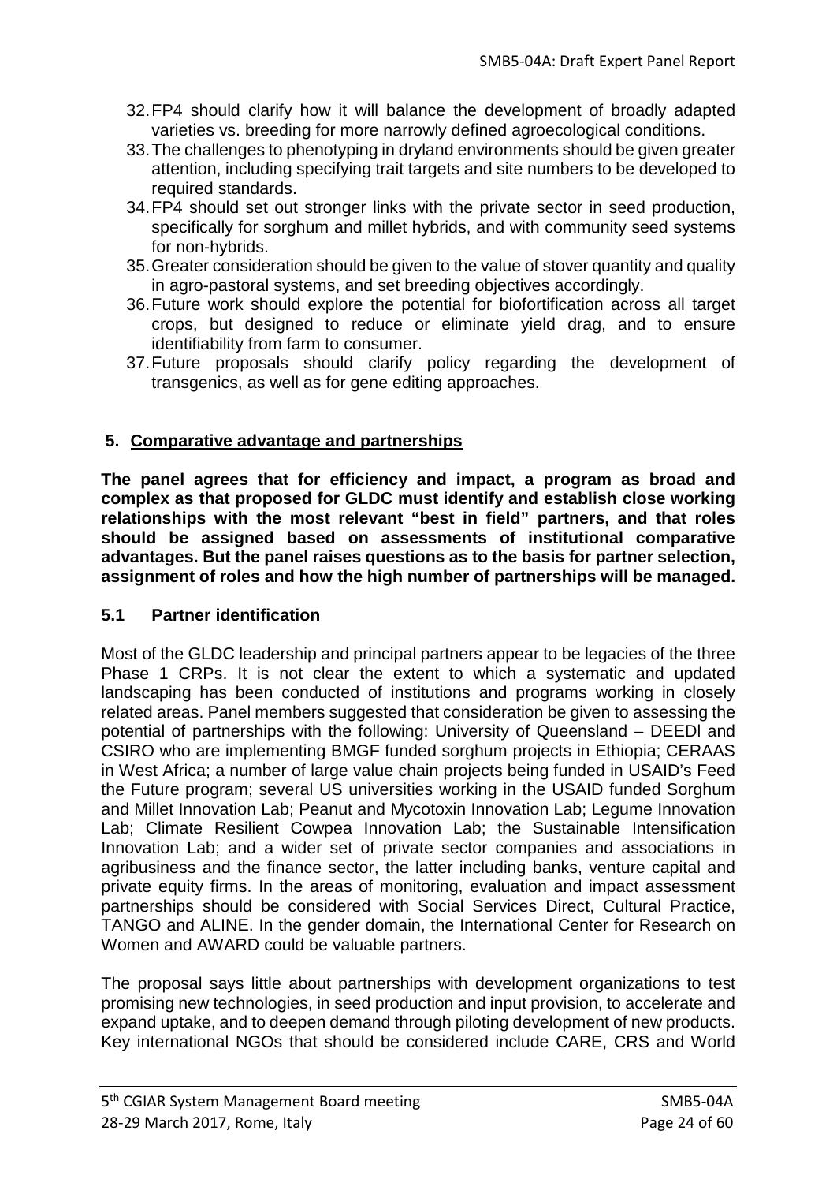32. FP4 should clarify how it will balance the development of broadly adapted varieties vs. breeding for more narrowly defined agroecological conditions.
33. The challenges to phenotyping in dryland environments should be given greater attention, including specifying trait targets and site numbers to be developed to required standards.
34. FP4 should set out stronger links with the private sector in seed production, specifically for sorghum and millet hybrids, and with community seed systems for non-hybrids.
35. Greater consideration should be given to the value of stover quantity and quality in agro-pastoral systems, and set breeding objectives accordingly.
36. Future work should explore the potential for biofortification across all target crops, but designed to reduce or eliminate yield drag, and to ensure identifiability from farm to consumer.
37. Future proposals should clarify policy regarding the development of transgenics, as well as for gene editing approaches.

## 5. Comparative advantage and partnerships

**The panel agrees that for efficiency and impact, a program as broad and complex as that proposed for GLDC must identify and establish close working relationships with the most relevant "best in field" partners, and that roles should be assigned based on assessments of institutional comparative advantages. But the panel raises questions as to the basis for partner selection, assignment of roles and how the high number of partnerships will be managed.**

### 5.1 Partner identification

Most of the GLDC leadership and principal partners appear to be legacies of the three Phase 1 CRPs. It is not clear the extent to which a systematic and updated landscaping has been conducted of institutions and programs working in closely related areas. Panel members suggested that consideration be given to assessing the potential of partnerships with the following: University of Queensland – DEEDI and CSIRO who are implementing BMGF funded sorghum projects in Ethiopia; CERAAS in West Africa; a number of large value chain projects being funded in USAID's Feed the Future program; several US universities working in the USAID funded Sorghum and Millet Innovation Lab; Peanut and Mycotoxin Innovation Lab; Legume Innovation Lab; Climate Resilient Cowpea Innovation Lab; the Sustainable Intensification Innovation Lab; and a wider set of private sector companies and associations in agribusiness and the finance sector, the latter including banks, venture capital and private equity firms. In the areas of monitoring, evaluation and impact assessment partnerships should be considered with Social Services Direct, Cultural Practice, TANGO and ALINE. In the gender domain, the International Center for Research on Women and AWARD could be valuable partners.

The proposal says little about partnerships with development organizations to test promising new technologies, in seed production and input provision, to accelerate and expand uptake, and to deepen demand through piloting development of new products. Key international NGOs that should be considered include CARE, CRS and World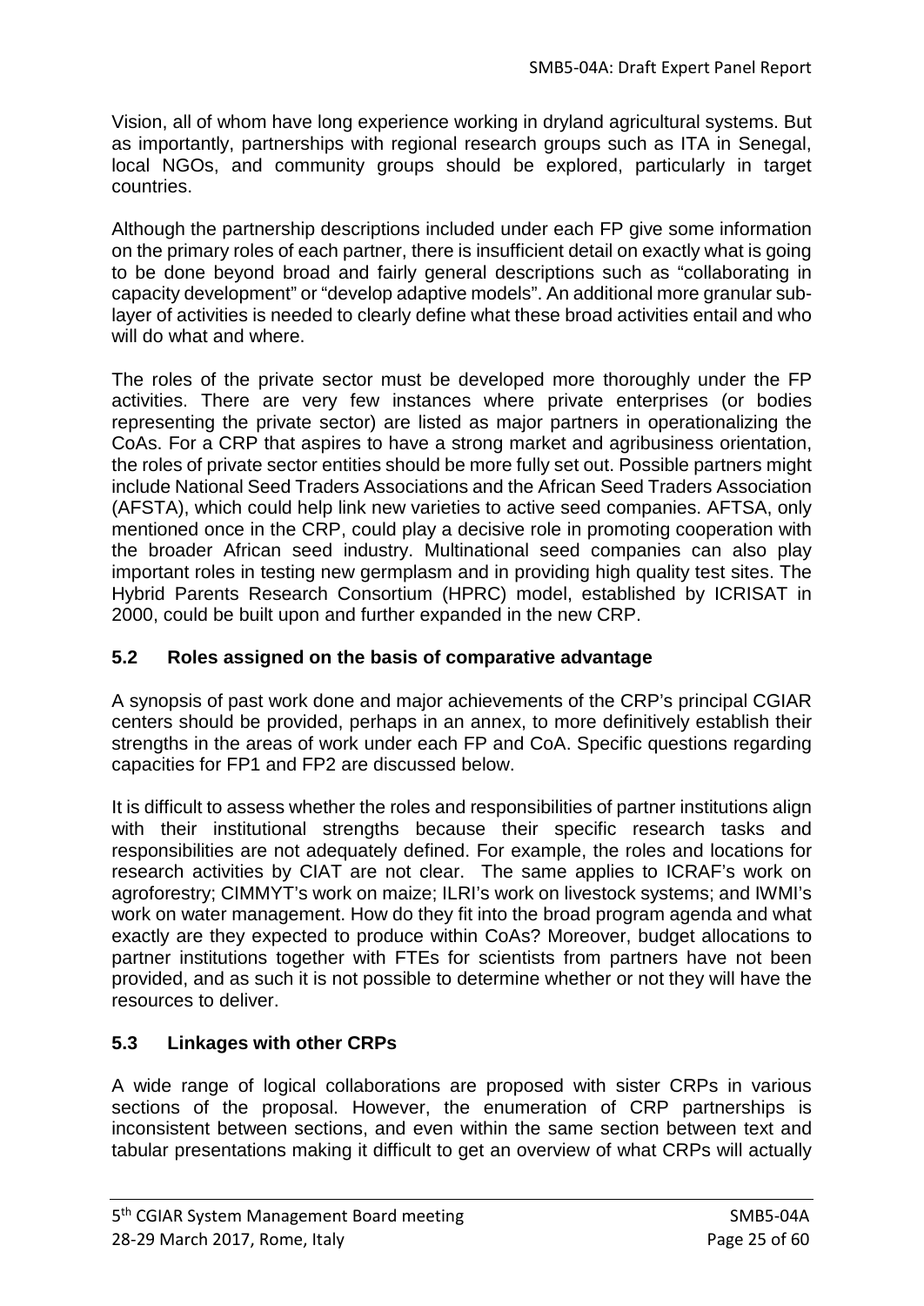Vision, all of whom have long experience working in dryland agricultural systems. But as importantly, partnerships with regional research groups such as ITA in Senegal, local NGOs, and community groups should be explored, particularly in target countries.

Although the partnership descriptions included under each FP give some information on the primary roles of each partner, there is insufficient detail on exactly what is going to be done beyond broad and fairly general descriptions such as "collaborating in capacity development" or "develop adaptive models". An additional more granular sub-layer of activities is needed to clearly define what these broad activities entail and who will do what and where.

The roles of the private sector must be developed more thoroughly under the FP activities. There are very few instances where private enterprises (or bodies representing the private sector) are listed as major partners in operationalizing the CoAs. For a CRP that aspires to have a strong market and agribusiness orientation, the roles of private sector entities should be more fully set out. Possible partners might include National Seed Traders Associations and the African Seed Traders Association (AFSTA), which could help link new varieties to active seed companies. AFTSA, only mentioned once in the CRP, could play a decisive role in promoting cooperation with the broader African seed industry. Multinational seed companies can also play important roles in testing new germplasm and in providing high quality test sites. The Hybrid Parents Research Consortium (HPRC) model, established by ICRISAT in 2000, could be built upon and further expanded in the new CRP.

### 5.2 Roles assigned on the basis of comparative advantage

A synopsis of past work done and major achievements of the CRP's principal CGIAR centers should be provided, perhaps in an annex, to more definitively establish their strengths in the areas of work under each FP and CoA. Specific questions regarding capacities for FP1 and FP2 are discussed below.

It is difficult to assess whether the roles and responsibilities of partner institutions align with their institutional strengths because their specific research tasks and responsibilities are not adequately defined. For example, the roles and locations for research activities by CIAT are not clear. The same applies to ICRAF's work on agroforestry; CIMMYT's work on maize; ILRI's work on livestock systems; and IWMI's work on water management. How do they fit into the broad program agenda and what exactly are they expected to produce within CoAs? Moreover, budget allocations to partner institutions together with FTEs for scientists from partners have not been provided, and as such it is not possible to determine whether or not they will have the resources to deliver.

### 5.3 Linkages with other CRPs

A wide range of logical collaborations are proposed with sister CRPs in various sections of the proposal. However, the enumeration of CRP partnerships is inconsistent between sections, and even within the same section between text and tabular presentations making it difficult to get an overview of what CRPs will actually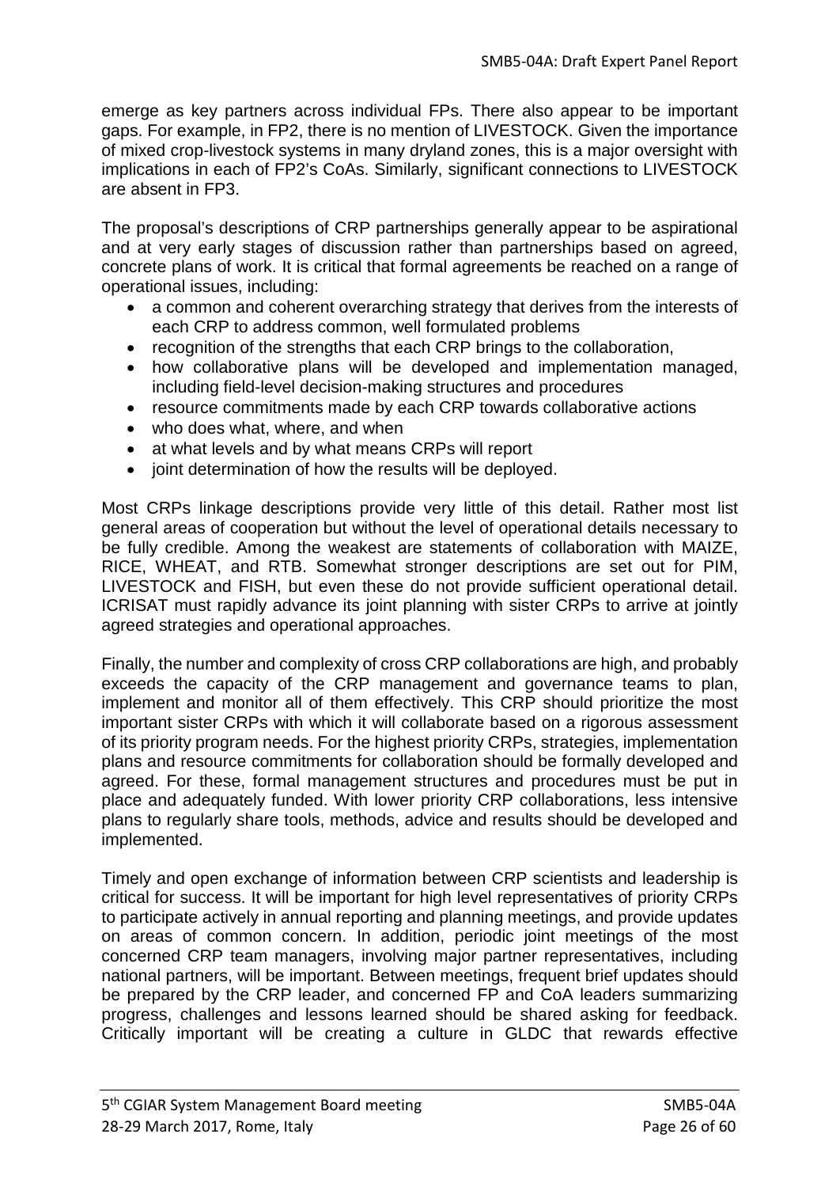emerge as key partners across individual FPs. There also appear to be important gaps. For example, in FP2, there is no mention of LIVESTOCK. Given the importance of mixed crop-livestock systems in many dryland zones, this is a major oversight with implications in each of FP2's CoAs. Similarly, significant connections to LIVESTOCK are absent in FP3.

The proposal's descriptions of CRP partnerships generally appear to be aspirational and at very early stages of discussion rather than partnerships based on agreed, concrete plans of work. It is critical that formal agreements be reached on a range of operational issues, including:

- a common and coherent overarching strategy that derives from the interests of each CRP to address common, well formulated problems
- recognition of the strengths that each CRP brings to the collaboration,
- how collaborative plans will be developed and implementation managed, including field-level decision-making structures and procedures
- resource commitments made by each CRP towards collaborative actions
- who does what, where, and when
- at what levels and by what means CRPs will report
- joint determination of how the results will be deployed.

Most CRPs linkage descriptions provide very little of this detail. Rather most list general areas of cooperation but without the level of operational details necessary to be fully credible. Among the weakest are statements of collaboration with MAIZE, RICE, WHEAT, and RTB. Somewhat stronger descriptions are set out for PIM, LIVESTOCK and FISH, but even these do not provide sufficient operational detail. ICRISAT must rapidly advance its joint planning with sister CRPs to arrive at jointly agreed strategies and operational approaches.

Finally, the number and complexity of cross CRP collaborations are high, and probably exceeds the capacity of the CRP management and governance teams to plan, implement and monitor all of them effectively. This CRP should prioritize the most important sister CRPs with which it will collaborate based on a rigorous assessment of its priority program needs. For the highest priority CRPs, strategies, implementation plans and resource commitments for collaboration should be formally developed and agreed. For these, formal management structures and procedures must be put in place and adequately funded. With lower priority CRP collaborations, less intensive plans to regularly share tools, methods, advice and results should be developed and implemented.

Timely and open exchange of information between CRP scientists and leadership is critical for success. It will be important for high level representatives of priority CRPs to participate actively in annual reporting and planning meetings, and provide updates on areas of common concern. In addition, periodic joint meetings of the most concerned CRP team managers, involving major partner representatives, including national partners, will be important. Between meetings, frequent brief updates should be prepared by the CRP leader, and concerned FP and CoA leaders summarizing progress, challenges and lessons learned should be shared asking for feedback. Critically important will be creating a culture in GLDC that rewards effective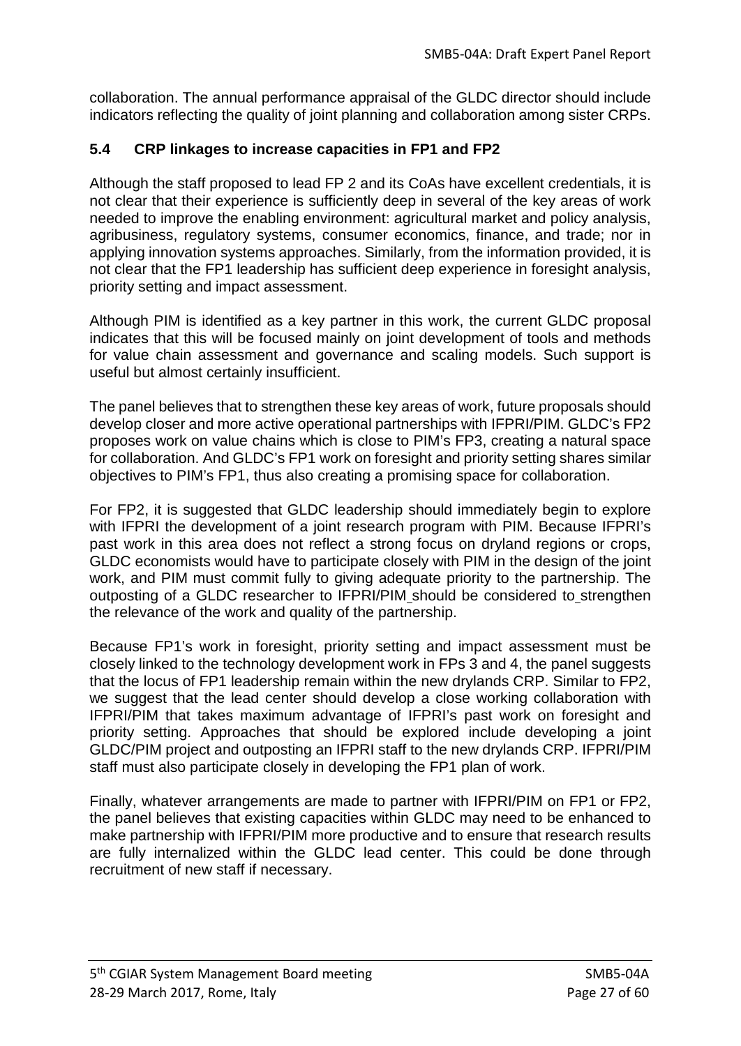collaboration. The annual performance appraisal of the GLDC director should include indicators reflecting the quality of joint planning and collaboration among sister CRPs.

### 5.4 CRP linkages to increase capacities in FP1 and FP2

Although the staff proposed to lead FP 2 and its CoAs have excellent credentials, it is not clear that their experience is sufficiently deep in several of the key areas of work needed to improve the enabling environment: agricultural market and policy analysis, agribusiness, regulatory systems, consumer economics, finance, and trade; nor in applying innovation systems approaches. Similarly, from the information provided, it is not clear that the FP1 leadership has sufficient deep experience in foresight analysis, priority setting and impact assessment.

Although PIM is identified as a key partner in this work, the current GLDC proposal indicates that this will be focused mainly on joint development of tools and methods for value chain assessment and governance and scaling models. Such support is useful but almost certainly insufficient.

The panel believes that to strengthen these key areas of work, future proposals should develop closer and more active operational partnerships with IFPRI/PIM. GLDC's FP2 proposes work on value chains which is close to PIM's FP3, creating a natural space for collaboration. And GLDC's FP1 work on foresight and priority setting shares similar objectives to PIM's FP1, thus also creating a promising space for collaboration.

For FP2, it is suggested that GLDC leadership should immediately begin to explore with IFPRI the development of a joint research program with PIM. Because IFPRI's past work in this area does not reflect a strong focus on dryland regions or crops, GLDC economists would have to participate closely with PIM in the design of the joint work, and PIM must commit fully to giving adequate priority to the partnership. The outposting of a GLDC researcher to IFPRI/PIM should be considered to strengthen the relevance of the work and quality of the partnership.

Because FP1's work in foresight, priority setting and impact assessment must be closely linked to the technology development work in FPs 3 and 4, the panel suggests that the locus of FP1 leadership remain within the new drylands CRP. Similar to FP2, we suggest that the lead center should develop a close working collaboration with IFPRI/PIM that takes maximum advantage of IFPRI's past work on foresight and priority setting. Approaches that should be explored include developing a joint GLDC/PIM project and outposting an IFPRI staff to the new drylands CRP. IFPRI/PIM staff must also participate closely in developing the FP1 plan of work.

Finally, whatever arrangements are made to partner with IFPRI/PIM on FP1 or FP2, the panel believes that existing capacities within GLDC may need to be enhanced to make partnership with IFPRI/PIM more productive and to ensure that research results are fully internalized within the GLDC lead center. This could be done through recruitment of new staff if necessary.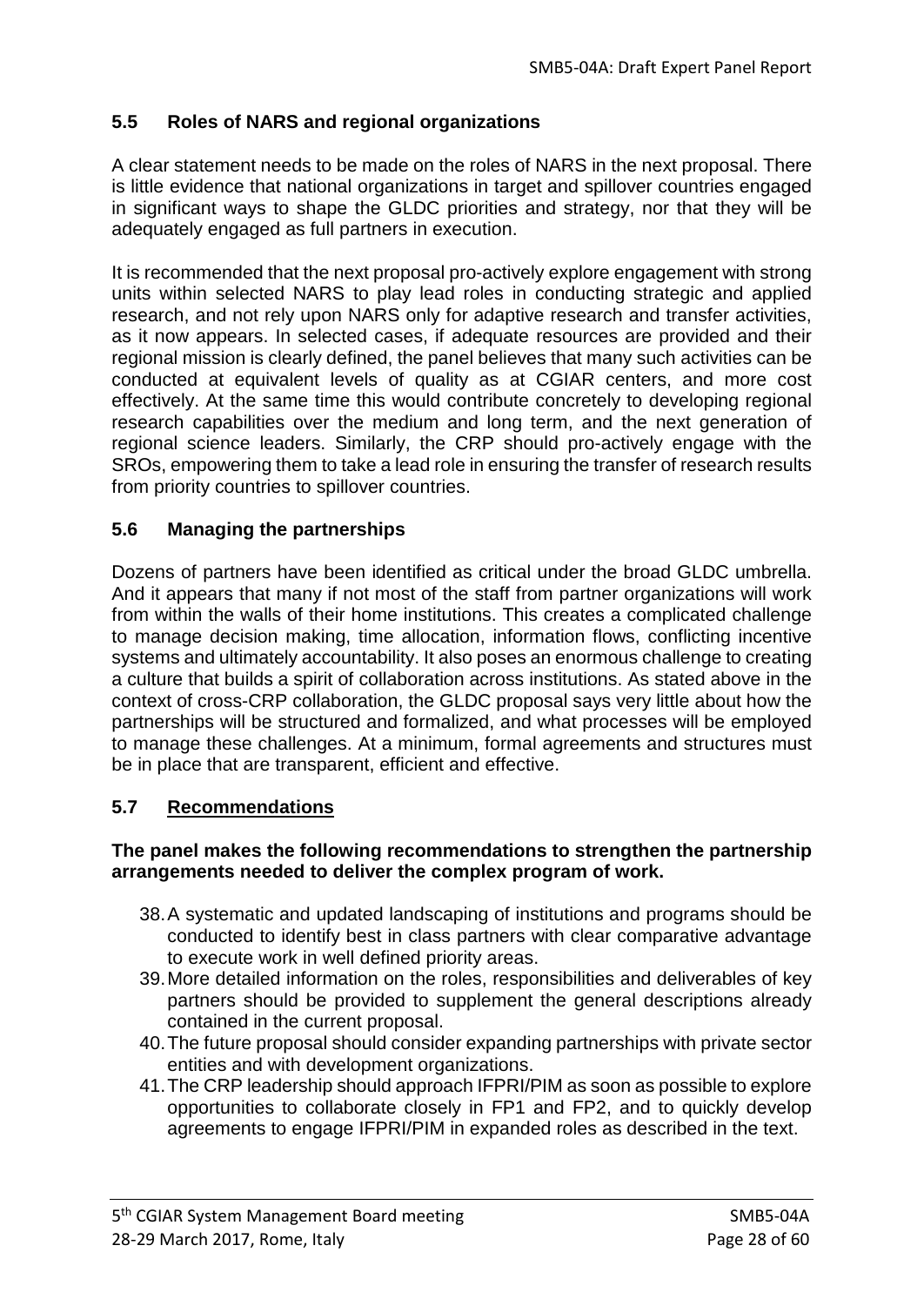## 5.5 Roles of NARS and regional organizations

A clear statement needs to be made on the roles of NARS in the next proposal. There is little evidence that national organizations in target and spillover countries engaged in significant ways to shape the GLDC priorities and strategy, nor that they will be adequately engaged as full partners in execution.

It is recommended that the next proposal pro-actively explore engagement with strong units within selected NARS to play lead roles in conducting strategic and applied research, and not rely upon NARS only for adaptive research and transfer activities, as it now appears. In selected cases, if adequate resources are provided and their regional mission is clearly defined, the panel believes that many such activities can be conducted at equivalent levels of quality as at CGIAR centers, and more cost effectively. At the same time this would contribute concretely to developing regional research capabilities over the medium and long term, and the next generation of regional science leaders. Similarly, the CRP should pro-actively engage with the SROs, empowering them to take a lead role in ensuring the transfer of research results from priority countries to spillover countries.

## 5.6 Managing the partnerships

Dozens of partners have been identified as critical under the broad GLDC umbrella. And it appears that many if not most of the staff from partner organizations will work from within the walls of their home institutions. This creates a complicated challenge to manage decision making, time allocation, information flows, conflicting incentive systems and ultimately accountability. It also poses an enormous challenge to creating a culture that builds a spirit of collaboration across institutions. As stated above in the context of cross-CRP collaboration, the GLDC proposal says very little about how the partnerships will be structured and formalized, and what processes will be employed to manage these challenges. At a minimum, formal agreements and structures must be in place that are transparent, efficient and effective.

## 5.7 Recommendations

**The panel makes the following recommendations to strengthen the partnership arrangements needed to deliver the complex program of work.**

38. A systematic and updated landscaping of institutions and programs should be conducted to identify best in class partners with clear comparative advantage to execute work in well defined priority areas.
39. More detailed information on the roles, responsibilities and deliverables of key partners should be provided to supplement the general descriptions already contained in the current proposal.
40. The future proposal should consider expanding partnerships with private sector entities and with development organizations.
41. The CRP leadership should approach IFPRI/PIM as soon as possible to explore opportunities to collaborate closely in FP1 and FP2, and to quickly develop agreements to engage IFPRI/PIM in expanded roles as described in the text.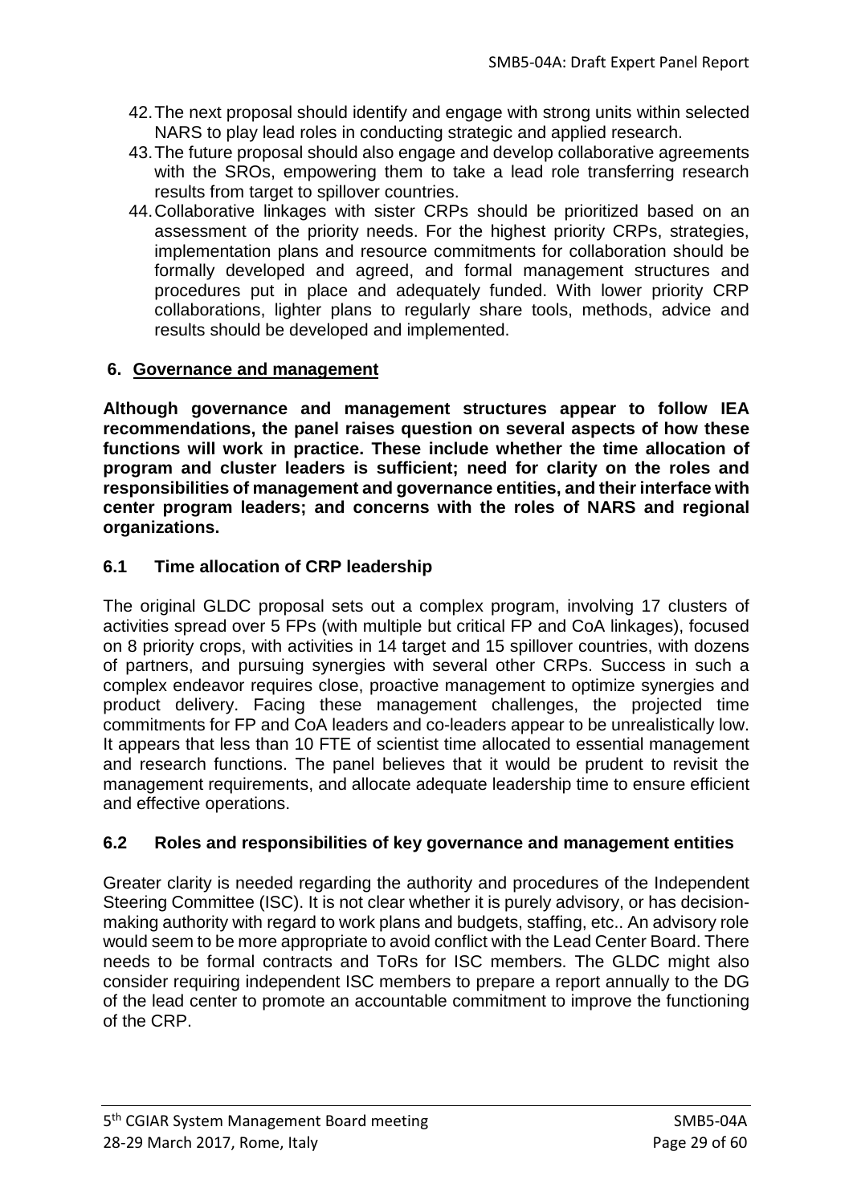42. The next proposal should identify and engage with strong units within selected NARS to play lead roles in conducting strategic and applied research.
43. The future proposal should also engage and develop collaborative agreements with the SROs, empowering them to take a lead role transferring research results from target to spillover countries.
44. Collaborative linkages with sister CRPs should be prioritized based on an assessment of the priority needs. For the highest priority CRPs, strategies, implementation plans and resource commitments for collaboration should be formally developed and agreed, and formal management structures and procedures put in place and adequately funded. With lower priority CRP collaborations, lighter plans to regularly share tools, methods, advice and results should be developed and implemented.

## 6. Governance and management

**Although governance and management structures appear to follow IEA recommendations, the panel raises question on several aspects of how these functions will work in practice. These include whether the time allocation of program and cluster leaders is sufficient; need for clarity on the roles and responsibilities of management and governance entities, and their interface with center program leaders; and concerns with the roles of NARS and regional organizations.**

### 6.1 Time allocation of CRP leadership

The original GLDC proposal sets out a complex program, involving 17 clusters of activities spread over 5 FPs (with multiple but critical FP and CoA linkages), focused on 8 priority crops, with activities in 14 target and 15 spillover countries, with dozens of partners, and pursuing synergies with several other CRPs. Success in such a complex endeavor requires close, proactive management to optimize synergies and product delivery. Facing these management challenges, the projected time commitments for FP and CoA leaders and co-leaders appear to be unrealistically low. It appears that less than 10 FTE of scientist time allocated to essential management and research functions. The panel believes that it would be prudent to revisit the management requirements, and allocate adequate leadership time to ensure efficient and effective operations.

### 6.2 Roles and responsibilities of key governance and management entities

Greater clarity is needed regarding the authority and procedures of the Independent Steering Committee (ISC). It is not clear whether it is purely advisory, or has decision-making authority with regard to work plans and budgets, staffing, etc.. An advisory role would seem to be more appropriate to avoid conflict with the Lead Center Board. There needs to be formal contracts and ToRs for ISC members. The GLDC might also consider requiring independent ISC members to prepare a report annually to the DG of the lead center to promote an accountable commitment to improve the functioning of the CRP.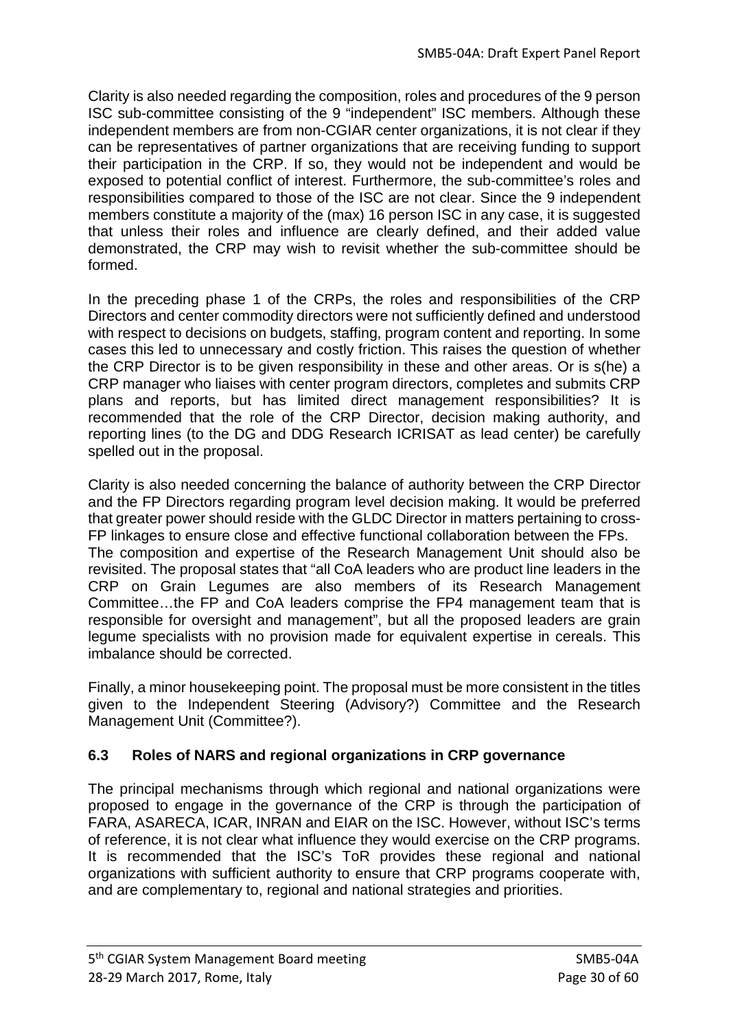Clarity is also needed regarding the composition, roles and procedures of the 9 person ISC sub-committee consisting of the 9 "independent" ISC members. Although these independent members are from non-CGIAR center organizations, it is not clear if they can be representatives of partner organizations that are receiving funding to support their participation in the CRP. If so, they would not be independent and would be exposed to potential conflict of interest. Furthermore, the sub-committee's roles and responsibilities compared to those of the ISC are not clear. Since the 9 independent members constitute a majority of the (max) 16 person ISC in any case, it is suggested that unless their roles and influence are clearly defined, and their added value demonstrated, the CRP may wish to revisit whether the sub-committee should be formed.

In the preceding phase 1 of the CRPs, the roles and responsibilities of the CRP Directors and center commodity directors were not sufficiently defined and understood with respect to decisions on budgets, staffing, program content and reporting. In some cases this led to unnecessary and costly friction. This raises the question of whether the CRP Director is to be given responsibility in these and other areas. Or is s(he) a CRP manager who liaises with center program directors, completes and submits CRP plans and reports, but has limited direct management responsibilities? It is recommended that the role of the CRP Director, decision making authority, and reporting lines (to the DG and DDG Research ICRISAT as lead center) be carefully spelled out in the proposal.

Clarity is also needed concerning the balance of authority between the CRP Director and the FP Directors regarding program level decision making. It would be preferred that greater power should reside with the GLDC Director in matters pertaining to cross-FP linkages to ensure close and effective functional collaboration between the FPs.

The composition and expertise of the Research Management Unit should also be revisited. The proposal states that "all CoA leaders who are product line leaders in the CRP on Grain Legumes are also members of its Research Management Committee…the FP and CoA leaders comprise the FP4 management team that is responsible for oversight and management", but all the proposed leaders are grain legume specialists with no provision made for equivalent expertise in cereals. This imbalance should be corrected.

Finally, a minor housekeeping point. The proposal must be more consistent in the titles given to the Independent Steering (Advisory?) Committee and the Research Management Unit (Committee?).

### 6.3 Roles of NARS and regional organizations in CRP governance

The principal mechanisms through which regional and national organizations were proposed to engage in the governance of the CRP is through the participation of FARA, ASARECA, ICAR, INRAN and EIAR on the ISC. However, without ISC's terms of reference, it is not clear what influence they would exercise on the CRP programs. It is recommended that the ISC's ToR provides these regional and national organizations with sufficient authority to ensure that CRP programs cooperate with, and are complementary to, regional and national strategies and priorities.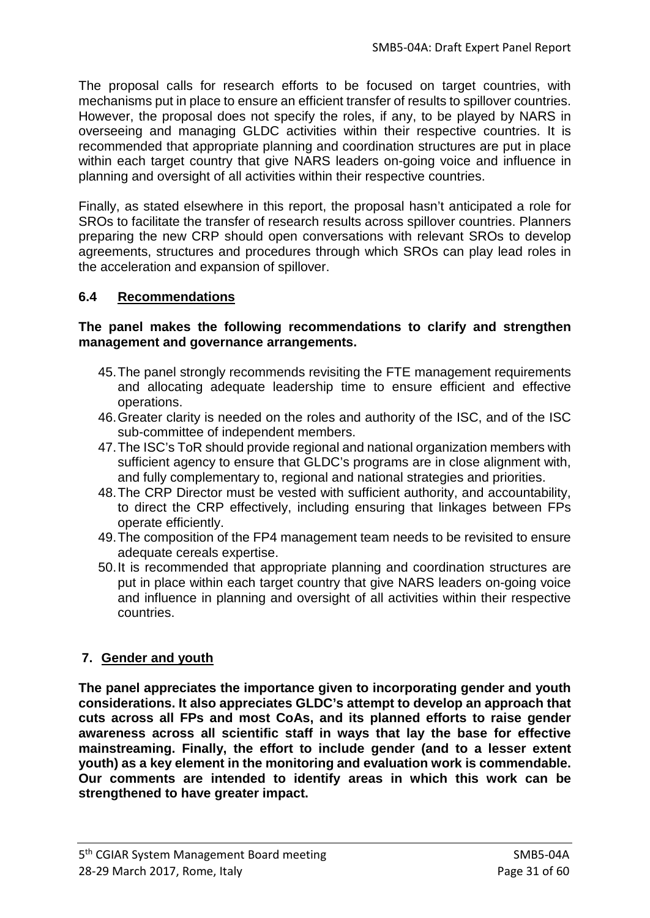The proposal calls for research efforts to be focused on target countries, with mechanisms put in place to ensure an efficient transfer of results to spillover countries. However, the proposal does not specify the roles, if any, to be played by NARS in overseeing and managing GLDC activities within their respective countries. It is recommended that appropriate planning and coordination structures are put in place within each target country that give NARS leaders on-going voice and influence in planning and oversight of all activities within their respective countries.

Finally, as stated elsewhere in this report, the proposal hasn't anticipated a role for SROs to facilitate the transfer of research results across spillover countries. Planners preparing the new CRP should open conversations with relevant SROs to develop agreements, structures and procedures through which SROs can play lead roles in the acceleration and expansion of spillover.

### 6.4 Recommendations

**The panel makes the following recommendations to clarify and strengthen management and governance arrangements.**

45. The panel strongly recommends revisiting the FTE management requirements and allocating adequate leadership time to ensure efficient and effective operations.
46. Greater clarity is needed on the roles and authority of the ISC, and of the ISC sub-committee of independent members.
47. The ISC's ToR should provide regional and national organization members with sufficient agency to ensure that GLDC's programs are in close alignment with, and fully complementary to, regional and national strategies and priorities.
48. The CRP Director must be vested with sufficient authority, and accountability, to direct the CRP effectively, including ensuring that linkages between FPs operate efficiently.
49. The composition of the FP4 management team needs to be revisited to ensure adequate cereals expertise.
50. It is recommended that appropriate planning and coordination structures are put in place within each target country that give NARS leaders on-going voice and influence in planning and oversight of all activities within their respective countries.

## 7. Gender and youth

**The panel appreciates the importance given to incorporating gender and youth considerations. It also appreciates GLDC's attempt to develop an approach that cuts across all FPs and most CoAs, and its planned efforts to raise gender awareness across all scientific staff in ways that lay the base for effective mainstreaming. Finally, the effort to include gender (and to a lesser extent youth) as a key element in the monitoring and evaluation work is commendable. Our comments are intended to identify areas in which this work can be strengthened to have greater impact.**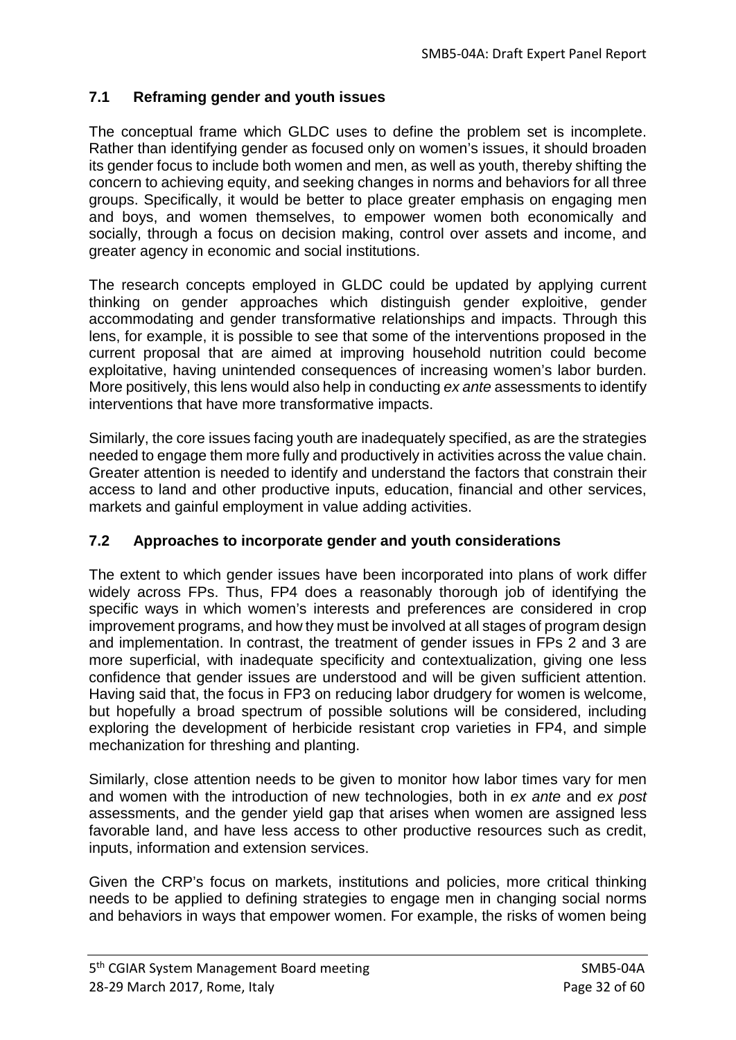## 7.1 Reframing gender and youth issues

The conceptual frame which GLDC uses to define the problem set is incomplete. Rather than identifying gender as focused only on women's issues, it should broaden its gender focus to include both women and men, as well as youth, thereby shifting the concern to achieving equity, and seeking changes in norms and behaviors for all three groups. Specifically, it would be better to place greater emphasis on engaging men and boys, and women themselves, to empower women both economically and socially, through a focus on decision making, control over assets and income, and greater agency in economic and social institutions.

The research concepts employed in GLDC could be updated by applying current thinking on gender approaches which distinguish gender exploitive, gender accommodating and gender transformative relationships and impacts. Through this lens, for example, it is possible to see that some of the interventions proposed in the current proposal that are aimed at improving household nutrition could become exploitative, having unintended consequences of increasing women's labor burden. More positively, this lens would also help in conducting *ex ante* assessments to identify interventions that have more transformative impacts.

Similarly, the core issues facing youth are inadequately specified, as are the strategies needed to engage them more fully and productively in activities across the value chain. Greater attention is needed to identify and understand the factors that constrain their access to land and other productive inputs, education, financial and other services, markets and gainful employment in value adding activities.

## 7.2 Approaches to incorporate gender and youth considerations

The extent to which gender issues have been incorporated into plans of work differ widely across FPs. Thus, FP4 does a reasonably thorough job of identifying the specific ways in which women's interests and preferences are considered in crop improvement programs, and how they must be involved at all stages of program design and implementation. In contrast, the treatment of gender issues in FPs 2 and 3 are more superficial, with inadequate specificity and contextualization, giving one less confidence that gender issues are understood and will be given sufficient attention. Having said that, the focus in FP3 on reducing labor drudgery for women is welcome, but hopefully a broad spectrum of possible solutions will be considered, including exploring the development of herbicide resistant crop varieties in FP4, and simple mechanization for threshing and planting.

Similarly, close attention needs to be given to monitor how labor times vary for men and women with the introduction of new technologies, both in *ex ante* and *ex post* assessments, and the gender yield gap that arises when women are assigned less favorable land, and have less access to other productive resources such as credit, inputs, information and extension services.

Given the CRP's focus on markets, institutions and policies, more critical thinking needs to be applied to defining strategies to engage men in changing social norms and behaviors in ways that empower women. For example, the risks of women being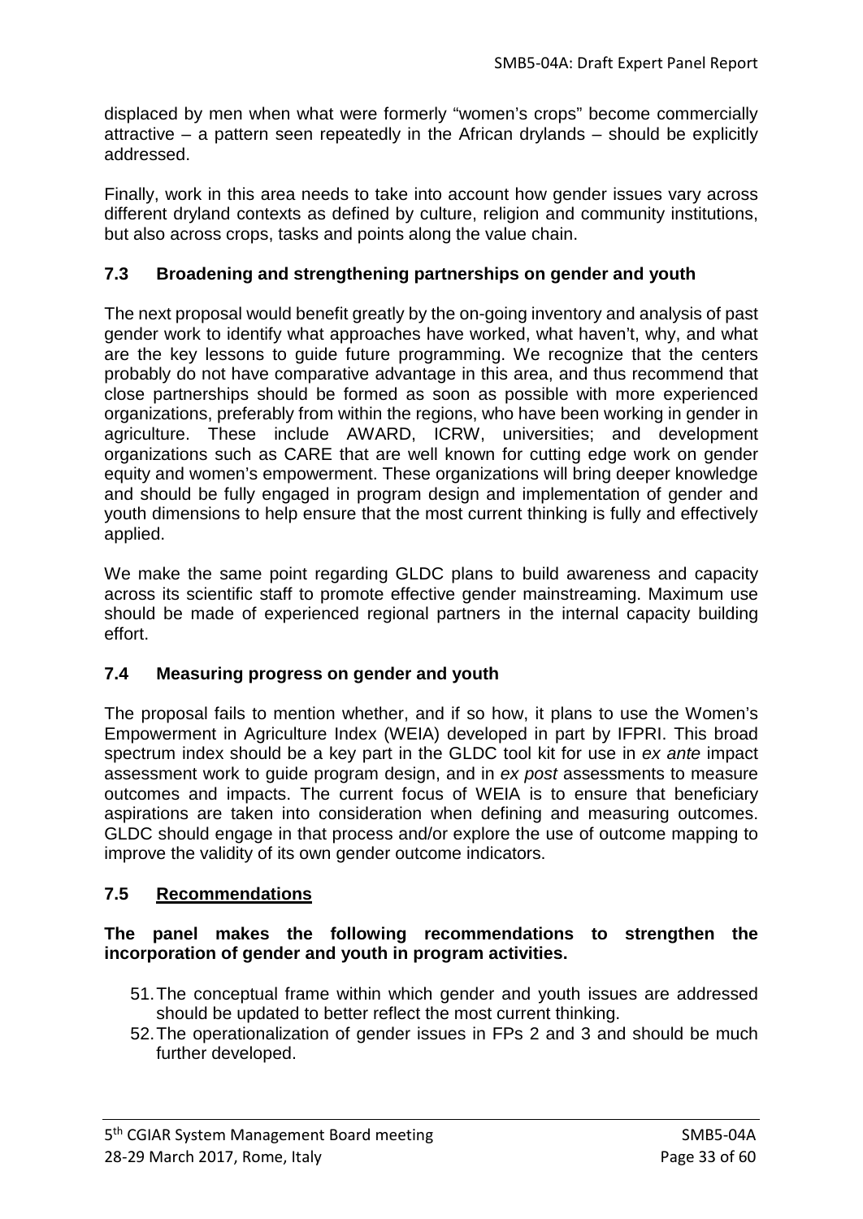displaced by men when what were formerly “women’s crops” become commercially attractive – a pattern seen repeatedly in the African drylands – should be explicitly addressed.

Finally, work in this area needs to take into account how gender issues vary across different dryland contexts as defined by culture, religion and community institutions, but also across crops, tasks and points along the value chain.

### 7.3 Broadening and strengthening partnerships on gender and youth

The next proposal would benefit greatly by the on-going inventory and analysis of past gender work to identify what approaches have worked, what haven’t, why, and what are the key lessons to guide future programming. We recognize that the centers probably do not have comparative advantage in this area, and thus recommend that close partnerships should be formed as soon as possible with more experienced organizations, preferably from within the regions, who have been working in gender in agriculture. These include AWARD, ICRW, universities; and development organizations such as CARE that are well known for cutting edge work on gender equity and women’s empowerment. These organizations will bring deeper knowledge and should be fully engaged in program design and implementation of gender and youth dimensions to help ensure that the most current thinking is fully and effectively applied.

We make the same point regarding GLDC plans to build awareness and capacity across its scientific staff to promote effective gender mainstreaming. Maximum use should be made of experienced regional partners in the internal capacity building effort.

### 7.4 Measuring progress on gender and youth

The proposal fails to mention whether, and if so how, it plans to use the Women’s Empowerment in Agriculture Index (WEIA) developed in part by IFPRI. This broad spectrum index should be a key part in the GLDC tool kit for use in *ex ante* impact assessment work to guide program design, and in *ex post* assessments to measure outcomes and impacts. The current focus of WEIA is to ensure that beneficiary aspirations are taken into consideration when defining and measuring outcomes. GLDC should engage in that process and/or explore the use of outcome mapping to improve the validity of its own gender outcome indicators.

### 7.5 <u>Recommendations</u>

**The panel makes the following recommendations to strengthen the incorporation of gender and youth in program activities.**

51. The conceptual frame within which gender and youth issues are addressed should be updated to better reflect the most current thinking.
52. The operationalization of gender issues in FPs 2 and 3 and should be much further developed.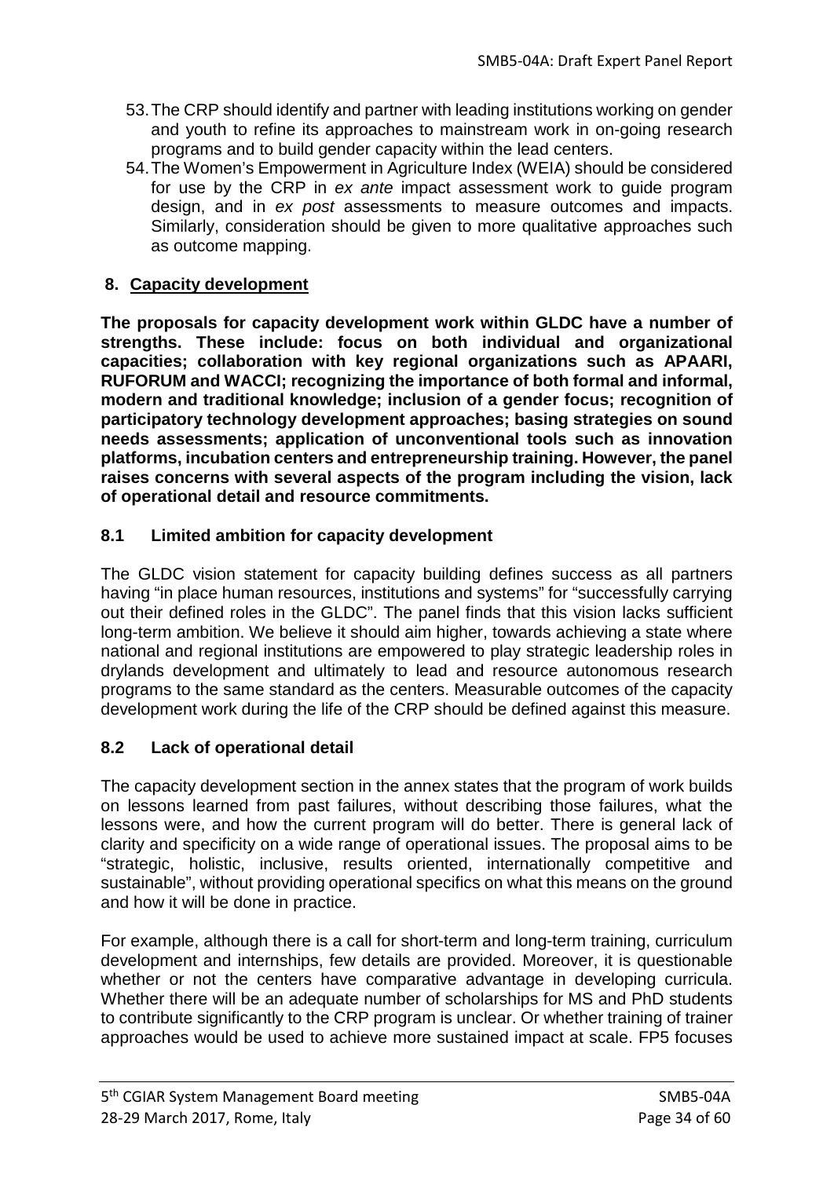53. The CRP should identify and partner with leading institutions working on gender and youth to refine its approaches to mainstream work in on-going research programs and to build gender capacity within the lead centers.
54. The Women's Empowerment in Agriculture Index (WEIA) should be considered for use by the CRP in *ex ante* impact assessment work to guide program design, and in *ex post* assessments to measure outcomes and impacts. Similarly, consideration should be given to more qualitative approaches such as outcome mapping.

## 8. Capacity development

**The proposals for capacity development work within GLDC have a number of strengths. These include: focus on both individual and organizational capacities; collaboration with key regional organizations such as APAARI, RUFORUM and WACCI; recognizing the importance of both formal and informal, modern and traditional knowledge; inclusion of a gender focus; recognition of participatory technology development approaches; basing strategies on sound needs assessments; application of unconventional tools such as innovation platforms, incubation centers and entrepreneurship training. However, the panel raises concerns with several aspects of the program including the vision, lack of operational detail and resource commitments.**

### 8.1 Limited ambition for capacity development

The GLDC vision statement for capacity building defines success as all partners having "in place human resources, institutions and systems" for "successfully carrying out their defined roles in the GLDC". The panel finds that this vision lacks sufficient long-term ambition. We believe it should aim higher, towards achieving a state where national and regional institutions are empowered to play strategic leadership roles in drylands development and ultimately to lead and resource autonomous research programs to the same standard as the centers. Measurable outcomes of the capacity development work during the life of the CRP should be defined against this measure.

### 8.2 Lack of operational detail

The capacity development section in the annex states that the program of work builds on lessons learned from past failures, without describing those failures, what the lessons were, and how the current program will do better. There is general lack of clarity and specificity on a wide range of operational issues. The proposal aims to be "strategic, holistic, inclusive, results oriented, internationally competitive and sustainable", without providing operational specifics on what this means on the ground and how it will be done in practice.

For example, although there is a call for short-term and long-term training, curriculum development and internships, few details are provided. Moreover, it is questionable whether or not the centers have comparative advantage in developing curricula. Whether there will be an adequate number of scholarships for MS and PhD students to contribute significantly to the CRP program is unclear. Or whether training of trainer approaches would be used to achieve more sustained impact at scale. FP5 focuses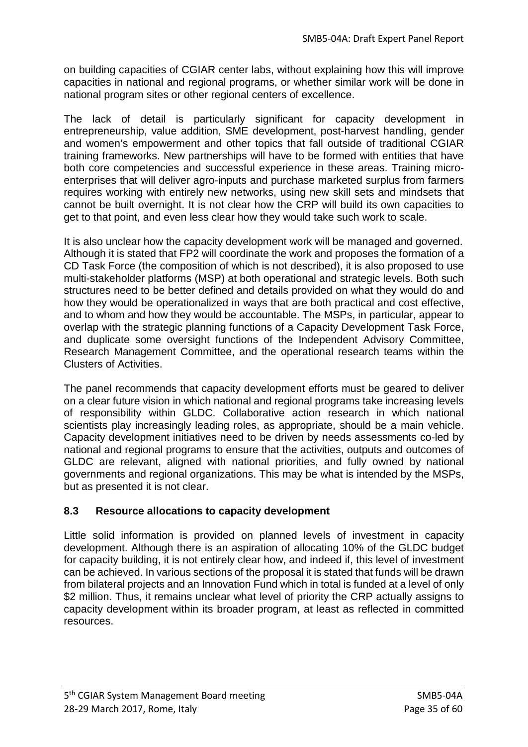on building capacities of CGIAR center labs, without explaining how this will improve capacities in national and regional programs, or whether similar work will be done in national program sites or other regional centers of excellence.

The lack of detail is particularly significant for capacity development in entrepreneurship, value addition, SME development, post-harvest handling, gender and women's empowerment and other topics that fall outside of traditional CGIAR training frameworks. New partnerships will have to be formed with entities that have both core competencies and successful experience in these areas. Training micro-enterprises that will deliver agro-inputs and purchase marketed surplus from farmers requires working with entirely new networks, using new skill sets and mindsets that cannot be built overnight. It is not clear how the CRP will build its own capacities to get to that point, and even less clear how they would take such work to scale.

It is also unclear how the capacity development work will be managed and governed. Although it is stated that FP2 will coordinate the work and proposes the formation of a CD Task Force (the composition of which is not described), it is also proposed to use multi-stakeholder platforms (MSP) at both operational and strategic levels. Both such structures need to be better defined and details provided on what they would do and how they would be operationalized in ways that are both practical and cost effective, and to whom and how they would be accountable. The MSPs, in particular, appear to overlap with the strategic planning functions of a Capacity Development Task Force, and duplicate some oversight functions of the Independent Advisory Committee, Research Management Committee, and the operational research teams within the Clusters of Activities.

The panel recommends that capacity development efforts must be geared to deliver on a clear future vision in which national and regional programs take increasing levels of responsibility within GLDC. Collaborative action research in which national scientists play increasingly leading roles, as appropriate, should be a main vehicle. Capacity development initiatives need to be driven by needs assessments co-led by national and regional programs to ensure that the activities, outputs and outcomes of GLDC are relevant, aligned with national priorities, and fully owned by national governments and regional organizations. This may be what is intended by the MSPs, but as presented it is not clear.

### 8.3 Resource allocations to capacity development

Little solid information is provided on planned levels of investment in capacity development. Although there is an aspiration of allocating 10% of the GLDC budget for capacity building, it is not entirely clear how, and indeed if, this level of investment can be achieved. In various sections of the proposal it is stated that funds will be drawn from bilateral projects and an Innovation Fund which in total is funded at a level of only $2 million. Thus, it remains unclear what level of priority the CRP actually assigns to capacity development within its broader program, at least as reflected in committed resources.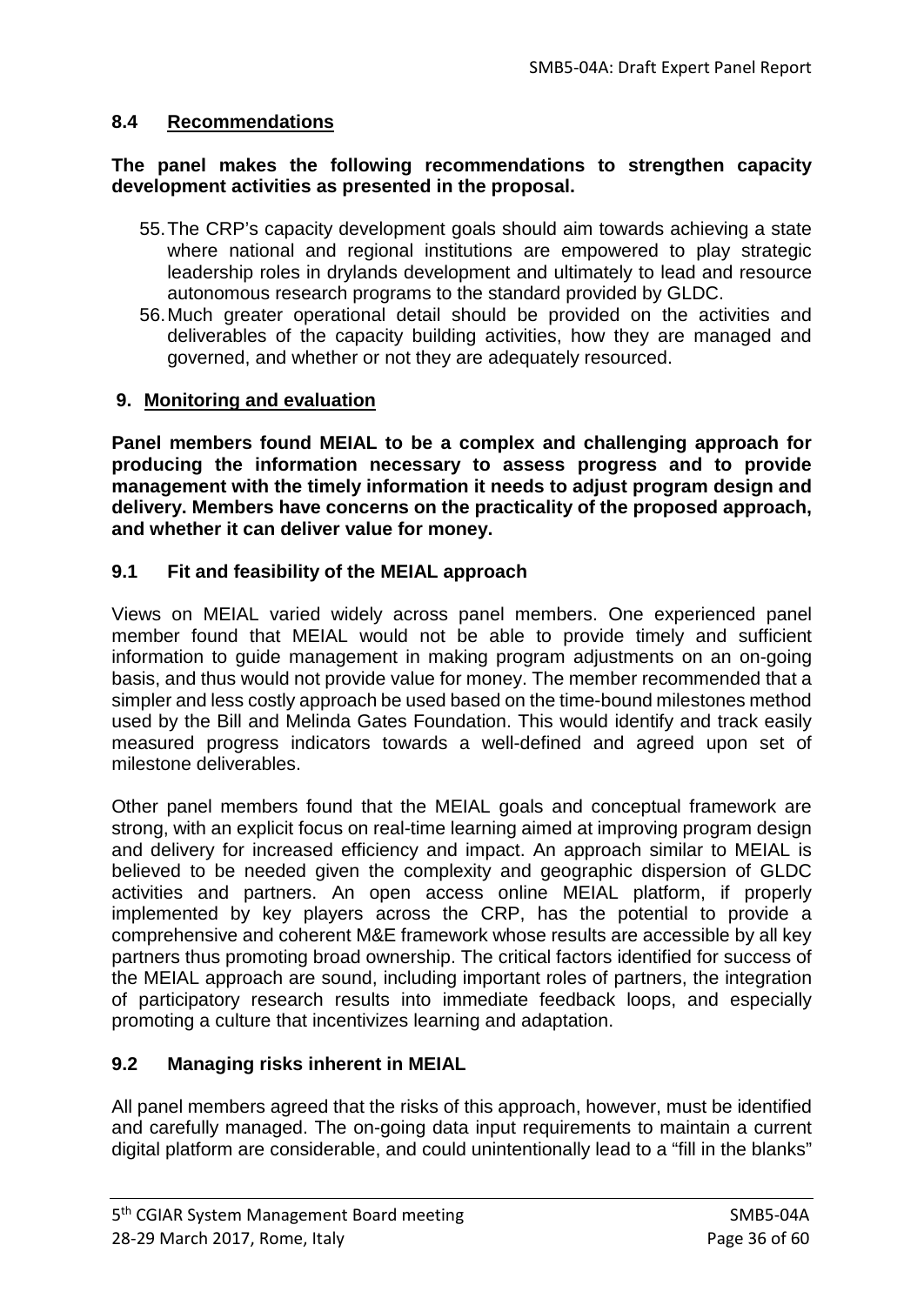### 8.4 Recommendations

**The panel makes the following recommendations to strengthen capacity development activities as presented in the proposal.**

55. The CRP's capacity development goals should aim towards achieving a state where national and regional institutions are empowered to play strategic leadership roles in drylands development and ultimately to lead and resource autonomous research programs to the standard provided by GLDC.
56. Much greater operational detail should be provided on the activities and deliverables of the capacity building activities, how they are managed and governed, and whether or not they are adequately resourced.

## 9. Monitoring and evaluation

**Panel members found MEIAL to be a complex and challenging approach for producing the information necessary to assess progress and to provide management with the timely information it needs to adjust program design and delivery. Members have concerns on the practicality of the proposed approach, and whether it can deliver value for money.**

### 9.1 Fit and feasibility of the MEIAL approach

Views on MEIAL varied widely across panel members. One experienced panel member found that MEIAL would not be able to provide timely and sufficient information to guide management in making program adjustments on an on-going basis, and thus would not provide value for money. The member recommended that a simpler and less costly approach be used based on the time-bound milestones method used by the Bill and Melinda Gates Foundation. This would identify and track easily measured progress indicators towards a well-defined and agreed upon set of milestone deliverables.

Other panel members found that the MEIAL goals and conceptual framework are strong, with an explicit focus on real-time learning aimed at improving program design and delivery for increased efficiency and impact. An approach similar to MEIAL is believed to be needed given the complexity and geographic dispersion of GLDC activities and partners. An open access online MEIAL platform, if properly implemented by key players across the CRP, has the potential to provide a comprehensive and coherent M&E framework whose results are accessible by all key partners thus promoting broad ownership. The critical factors identified for success of the MEIAL approach are sound, including important roles of partners, the integration of participatory research results into immediate feedback loops, and especially promoting a culture that incentivizes learning and adaptation.

### 9.2 Managing risks inherent in MEIAL

All panel members agreed that the risks of this approach, however, must be identified and carefully managed. The on-going data input requirements to maintain a current digital platform are considerable, and could unintentionally lead to a "fill in the blanks"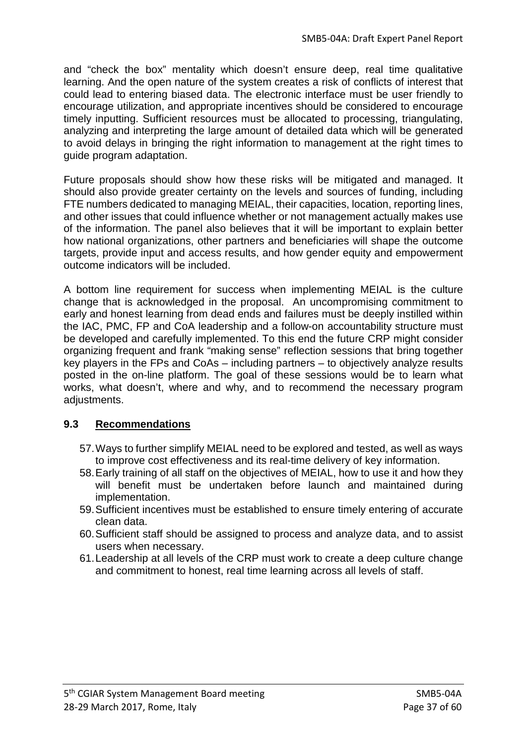and “check the box” mentality which doesn’t ensure deep, real time qualitative learning. And the open nature of the system creates a risk of conflicts of interest that could lead to entering biased data. The electronic interface must be user friendly to encourage utilization, and appropriate incentives should be considered to encourage timely inputting. Sufficient resources must be allocated to processing, triangulating, analyzing and interpreting the large amount of detailed data which will be generated to avoid delays in bringing the right information to management at the right times to guide program adaptation.

Future proposals should show how these risks will be mitigated and managed. It should also provide greater certainty on the levels and sources of funding, including FTE numbers dedicated to managing MEIAL, their capacities, location, reporting lines, and other issues that could influence whether or not management actually makes use of the information. The panel also believes that it will be important to explain better how national organizations, other partners and beneficiaries will shape the outcome targets, provide input and access results, and how gender equity and empowerment outcome indicators will be included.

A bottom line requirement for success when implementing MEIAL is the culture change that is acknowledged in the proposal. An uncompromising commitment to early and honest learning from dead ends and failures must be deeply instilled within the IAC, PMC, FP and CoA leadership and a follow-on accountability structure must be developed and carefully implemented. To this end the future CRP might consider organizing frequent and frank “making sense” reflection sessions that bring together key players in the FPs and CoAs – including partners – to objectively analyze results posted in the on-line platform. The goal of these sessions would be to learn what works, what doesn’t, where and why, and to recommend the necessary program adjustments.

### 9.3 Recommendations

57. Ways to further simplify MEIAL need to be explored and tested, as well as ways to improve cost effectiveness and its real-time delivery of key information.
58. Early training of all staff on the objectives of MEIAL, how to use it and how they will benefit must be undertaken before launch and maintained during implementation.
59. Sufficient incentives must be established to ensure timely entering of accurate clean data.
60. Sufficient staff should be assigned to process and analyze data, and to assist users when necessary.
61. Leadership at all levels of the CRP must work to create a deep culture change and commitment to honest, real time learning across all levels of staff.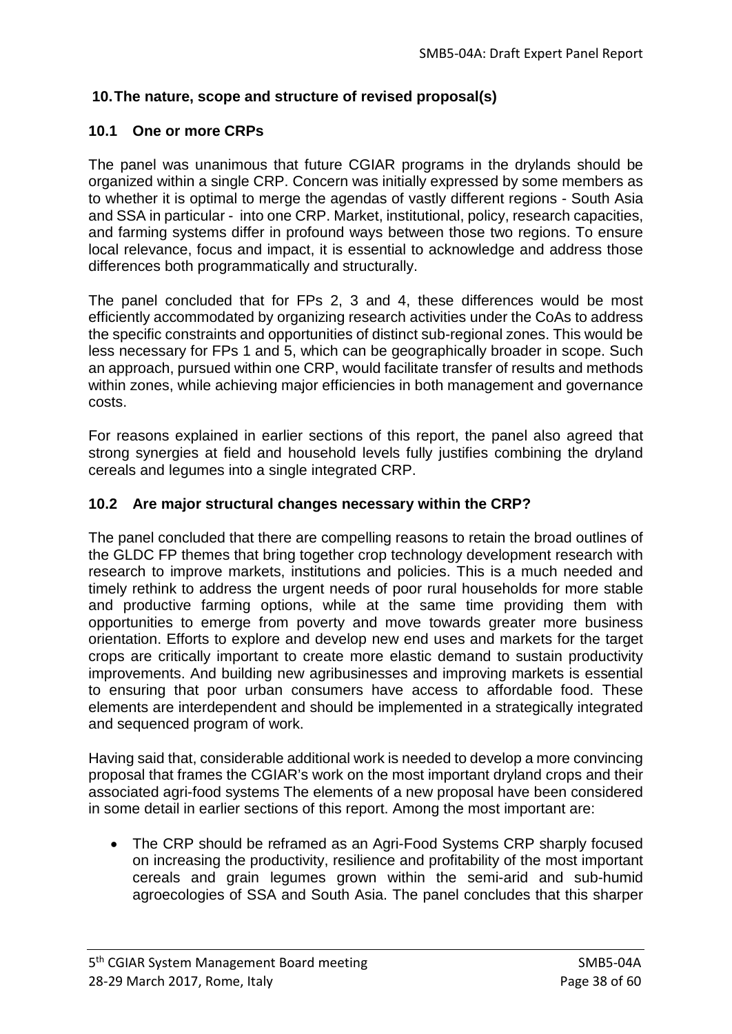## 10. The nature, scope and structure of revised proposal(s)

### 10.1 One or more CRPs

The panel was unanimous that future CGIAR programs in the drylands should be organized within a single CRP. Concern was initially expressed by some members as to whether it is optimal to merge the agendas of vastly different regions - South Asia and SSA in particular - into one CRP. Market, institutional, policy, research capacities, and farming systems differ in profound ways between those two regions. To ensure local relevance, focus and impact, it is essential to acknowledge and address those differences both programmatically and structurally.

The panel concluded that for FPs 2, 3 and 4, these differences would be most efficiently accommodated by organizing research activities under the CoAs to address the specific constraints and opportunities of distinct sub-regional zones. This would be less necessary for FPs 1 and 5, which can be geographically broader in scope. Such an approach, pursued within one CRP, would facilitate transfer of results and methods within zones, while achieving major efficiencies in both management and governance costs.

For reasons explained in earlier sections of this report, the panel also agreed that strong synergies at field and household levels fully justifies combining the dryland cereals and legumes into a single integrated CRP.

### 10.2 Are major structural changes necessary within the CRP?

The panel concluded that there are compelling reasons to retain the broad outlines of the GLDC FP themes that bring together crop technology development research with research to improve markets, institutions and policies. This is a much needed and timely rethink to address the urgent needs of poor rural households for more stable and productive farming options, while at the same time providing them with opportunities to emerge from poverty and move towards greater more business orientation. Efforts to explore and develop new end uses and markets for the target crops are critically important to create more elastic demand to sustain productivity improvements. And building new agribusinesses and improving markets is essential to ensuring that poor urban consumers have access to affordable food. These elements are interdependent and should be implemented in a strategically integrated and sequenced program of work.

Having said that, considerable additional work is needed to develop a more convincing proposal that frames the CGIAR's work on the most important dryland crops and their associated agri-food systems The elements of a new proposal have been considered in some detail in earlier sections of this report. Among the most important are:

- The CRP should be reframed as an Agri-Food Systems CRP sharply focused on increasing the productivity, resilience and profitability of the most important cereals and grain legumes grown within the semi-arid and sub-humid agroecologies of SSA and South Asia. The panel concludes that this sharper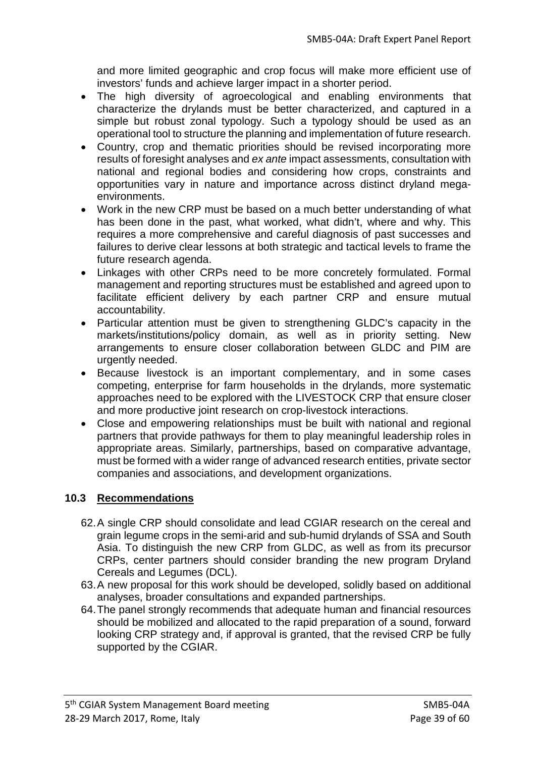and more limited geographic and crop focus will make more efficient use of investors' funds and achieve larger impact in a shorter period.

- The high diversity of agroecological and enabling environments that characterize the drylands must be better characterized, and captured in a simple but robust zonal typology. Such a typology should be used as an operational tool to structure the planning and implementation of future research.
- Country, crop and thematic priorities should be revised incorporating more results of foresight analyses and *ex ante* impact assessments, consultation with national and regional bodies and considering how crops, constraints and opportunities vary in nature and importance across distinct dryland mega-environments.
- Work in the new CRP must be based on a much better understanding of what has been done in the past, what worked, what didn't, where and why. This requires a more comprehensive and careful diagnosis of past successes and failures to derive clear lessons at both strategic and tactical levels to frame the future research agenda.
- Linkages with other CRPs need to be more concretely formulated. Formal management and reporting structures must be established and agreed upon to facilitate efficient delivery by each partner CRP and ensure mutual accountability.
- Particular attention must be given to strengthening GLDC's capacity in the markets/institutions/policy domain, as well as in priority setting. New arrangements to ensure closer collaboration between GLDC and PIM are urgently needed.
- Because livestock is an important complementary, and in some cases competing, enterprise for farm households in the drylands, more systematic approaches need to be explored with the LIVESTOCK CRP that ensure closer and more productive joint research on crop-livestock interactions.
- Close and empowering relationships must be built with national and regional partners that provide pathways for them to play meaningful leadership roles in appropriate areas. Similarly, partnerships, based on comparative advantage, must be formed with a wider range of advanced research entities, private sector companies and associations, and development organizations.

## 10.3 Recommendations

62. A single CRP should consolidate and lead CGIAR research on the cereal and grain legume crops in the semi-arid and sub-humid drylands of SSA and South Asia. To distinguish the new CRP from GLDC, as well as from its precursor CRPs, center partners should consider branding the new program Dryland Cereals and Legumes (DCL).
63. A new proposal for this work should be developed, solidly based on additional analyses, broader consultations and expanded partnerships.
64. The panel strongly recommends that adequate human and financial resources should be mobilized and allocated to the rapid preparation of a sound, forward looking CRP strategy and, if approval is granted, that the revised CRP be fully supported by the CGIAR.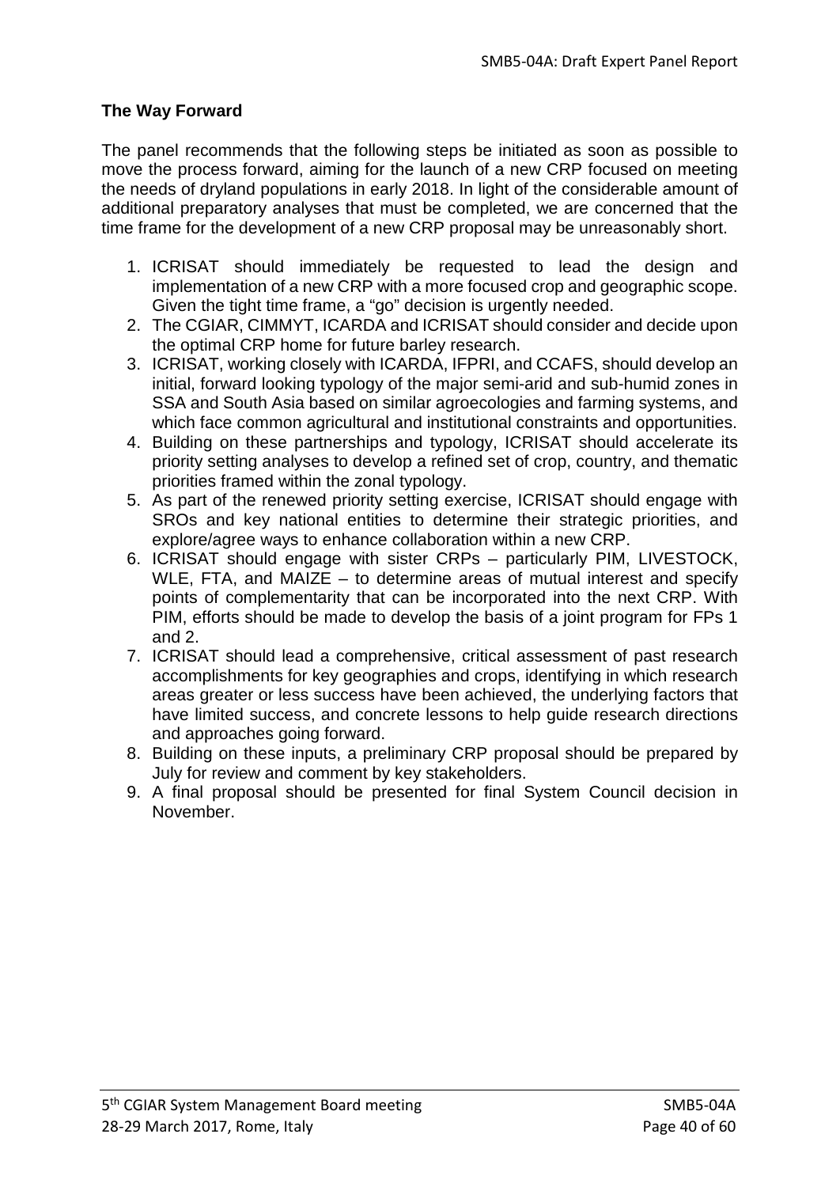## The Way Forward

The panel recommends that the following steps be initiated as soon as possible to move the process forward, aiming for the launch of a new CRP focused on meeting the needs of dryland populations in early 2018. In light of the considerable amount of additional preparatory analyses that must be completed, we are concerned that the time frame for the development of a new CRP proposal may be unreasonably short.

1. ICRISAT should immediately be requested to lead the design and implementation of a new CRP with a more focused crop and geographic scope. Given the tight time frame, a "go" decision is urgently needed.
2. The CGIAR, CIMMYT, ICARDA and ICRISAT should consider and decide upon the optimal CRP home for future barley research.
3. ICRISAT, working closely with ICARDA, IFPRI, and CCAFS, should develop an initial, forward looking typology of the major semi-arid and sub-humid zones in SSA and South Asia based on similar agroecologies and farming systems, and which face common agricultural and institutional constraints and opportunities.
4. Building on these partnerships and typology, ICRISAT should accelerate its priority setting analyses to develop a refined set of crop, country, and thematic priorities framed within the zonal typology.
5. As part of the renewed priority setting exercise, ICRISAT should engage with SROs and key national entities to determine their strategic priorities, and explore/agree ways to enhance collaboration within a new CRP.
6. ICRISAT should engage with sister CRPs – particularly PIM, LIVESTOCK, WLE, FTA, and MAIZE – to determine areas of mutual interest and specify points of complementarity that can be incorporated into the next CRP. With PIM, efforts should be made to develop the basis of a joint program for FPs 1 and 2.
7. ICRISAT should lead a comprehensive, critical assessment of past research accomplishments for key geographies and crops, identifying in which research areas greater or less success have been achieved, the underlying factors that have limited success, and concrete lessons to help guide research directions and approaches going forward.
8. Building on these inputs, a preliminary CRP proposal should be prepared by July for review and comment by key stakeholders.
9. A final proposal should be presented for final System Council decision in November.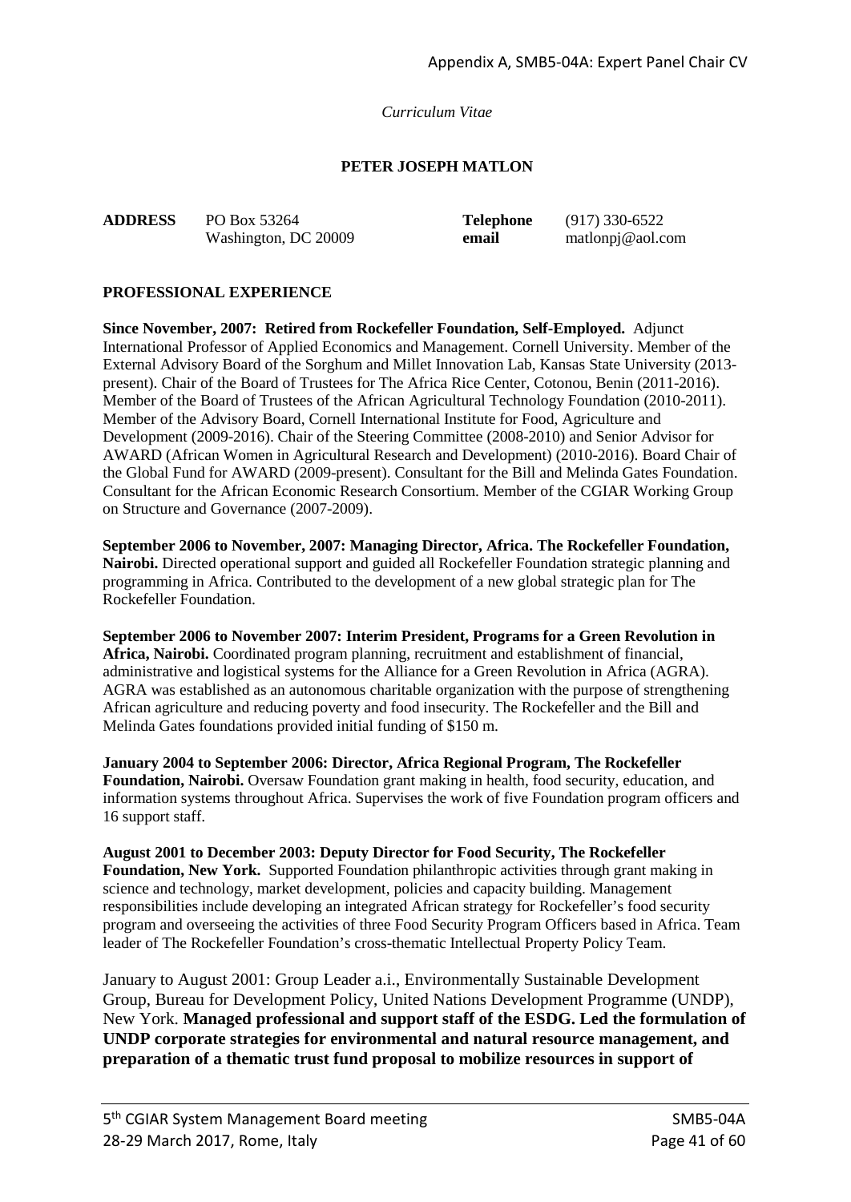*Curriculum Vitae*

**PETER JOSEPH MATLON**

| | | | |
|---|---|---|---|
| **ADDRESS** | PO Box 53264<br>Washington, DC 20009 | **Telephone**<br>**email** | (917) 330-6522<br>matlonpj@aol.com |

**PROFESSIONAL EXPERIENCE**

**Since November, 2007: Retired from Rockefeller Foundation, Self-Employed.** Adjunct International Professor of Applied Economics and Management. Cornell University. Member of the External Advisory Board of the Sorghum and Millet Innovation Lab, Kansas State University (2013-present). Chair of the Board of Trustees for The Africa Rice Center, Cotonou, Benin (2011-2016). Member of the Board of Trustees of the African Agricultural Technology Foundation (2010-2011). Member of the Advisory Board, Cornell International Institute for Food, Agriculture and Development (2009-2016). Chair of the Steering Committee (2008-2010) and Senior Advisor for AWARD (African Women in Agricultural Research and Development) (2010-2016). Board Chair of the Global Fund for AWARD (2009-present). Consultant for the Bill and Melinda Gates Foundation. Consultant for the African Economic Research Consortium. Member of the CGIAR Working Group on Structure and Governance (2007-2009).

**September 2006 to November, 2007: Managing Director, Africa. The Rockefeller Foundation, Nairobi.** Directed operational support and guided all Rockefeller Foundation strategic planning and programming in Africa. Contributed to the development of a new global strategic plan for The Rockefeller Foundation.

**September 2006 to November 2007: Interim President, Programs for a Green Revolution in Africa, Nairobi.** Coordinated program planning, recruitment and establishment of financial, administrative and logistical systems for the Alliance for a Green Revolution in Africa (AGRA). AGRA was established as an autonomous charitable organization with the purpose of strengthening African agriculture and reducing poverty and food insecurity. The Rockefeller and the Bill and Melinda Gates foundations provided initial funding of $150 m.

**January 2004 to September 2006: Director, Africa Regional Program, The Rockefeller Foundation, Nairobi.** Oversaw Foundation grant making in health, food security, education, and information systems throughout Africa. Supervises the work of five Foundation program officers and 16 support staff.

**August 2001 to December 2003: Deputy Director for Food Security, The Rockefeller Foundation, New York.** Supported Foundation philanthropic activities through grant making in science and technology, market development, policies and capacity building. Management responsibilities include developing an integrated African strategy for Rockefeller's food security program and overseeing the activities of three Food Security Program Officers based in Africa. Team leader of The Rockefeller Foundation's cross-thematic Intellectual Property Policy Team.

January to August 2001: Group Leader a.i., Environmentally Sustainable Development Group, Bureau for Development Policy, United Nations Development Programme (UNDP), New York. **Managed professional and support staff of the ESDG. Led the formulation of UNDP corporate strategies for environmental and natural resource management, and preparation of a thematic trust fund proposal to mobilize resources in support of**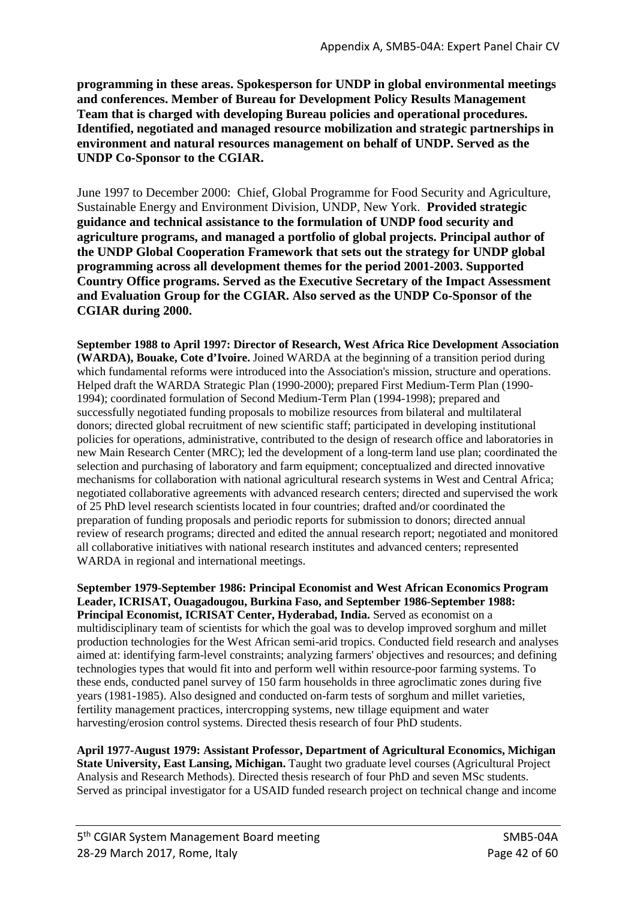**programming in these areas. Spokesperson for UNDP in global environmental meetings and conferences. Member of Bureau for Development Policy Results Management Team that is charged with developing Bureau policies and operational procedures. Identified, negotiated and managed resource mobilization and strategic partnerships in environment and natural resources management on behalf of UNDP. Served as the UNDP Co-Sponsor to the CGIAR.**

June 1997 to December 2000: Chief, Global Programme for Food Security and Agriculture, Sustainable Energy and Environment Division, UNDP, New York. **Provided strategic guidance and technical assistance to the formulation of UNDP food security and agriculture programs, and managed a portfolio of global projects. Principal author of the UNDP Global Cooperation Framework that sets out the strategy for UNDP global programming across all development themes for the period 2001-2003. Supported Country Office programs. Served as the Executive Secretary of the Impact Assessment and Evaluation Group for the CGIAR. Also served as the UNDP Co-Sponsor of the CGIAR during 2000.**

**September 1988 to April 1997: Director of Research, West Africa Rice Development Association (WARDA), Bouake, Cote d'Ivoire.** Joined WARDA at the beginning of a transition period during which fundamental reforms were introduced into the Association's mission, structure and operations. Helped draft the WARDA Strategic Plan (1990-2000); prepared First Medium-Term Plan (1990-1994); coordinated formulation of Second Medium-Term Plan (1994-1998); prepared and successfully negotiated funding proposals to mobilize resources from bilateral and multilateral donors; directed global recruitment of new scientific staff; participated in developing institutional policies for operations, administrative, contributed to the design of research office and laboratories in new Main Research Center (MRC); led the development of a long-term land use plan; coordinated the selection and purchasing of laboratory and farm equipment; conceptualized and directed innovative mechanisms for collaboration with national agricultural research systems in West and Central Africa; negotiated collaborative agreements with advanced research centers; directed and supervised the work of 25 PhD level research scientists located in four countries; drafted and/or coordinated the preparation of funding proposals and periodic reports for submission to donors; directed annual review of research programs; directed and edited the annual research report; negotiated and monitored all collaborative initiatives with national research institutes and advanced centers; represented WARDA in regional and international meetings.

**September 1979-September 1986: Principal Economist and West African Economics Program Leader, ICRISAT, Ouagadougou, Burkina Faso, and September 1986-September 1988: Principal Economist, ICRISAT Center, Hyderabad, India.** Served as economist on a multidisciplinary team of scientists for which the goal was to develop improved sorghum and millet production technologies for the West African semi-arid tropics. Conducted field research and analyses aimed at: identifying farm-level constraints; analyzing farmers' objectives and resources; and defining technologies types that would fit into and perform well within resource-poor farming systems. To these ends, conducted panel survey of 150 farm households in three agroclimatic zones during five years (1981-1985). Also designed and conducted on-farm tests of sorghum and millet varieties, fertility management practices, intercropping systems, new tillage equipment and water harvesting/erosion control systems. Directed thesis research of four PhD students.

**April 1977-August 1979: Assistant Professor, Department of Agricultural Economics, Michigan State University, East Lansing, Michigan.** Taught two graduate level courses (Agricultural Project Analysis and Research Methods). Directed thesis research of four PhD and seven MSc students. Served as principal investigator for a USAID funded research project on technical change and income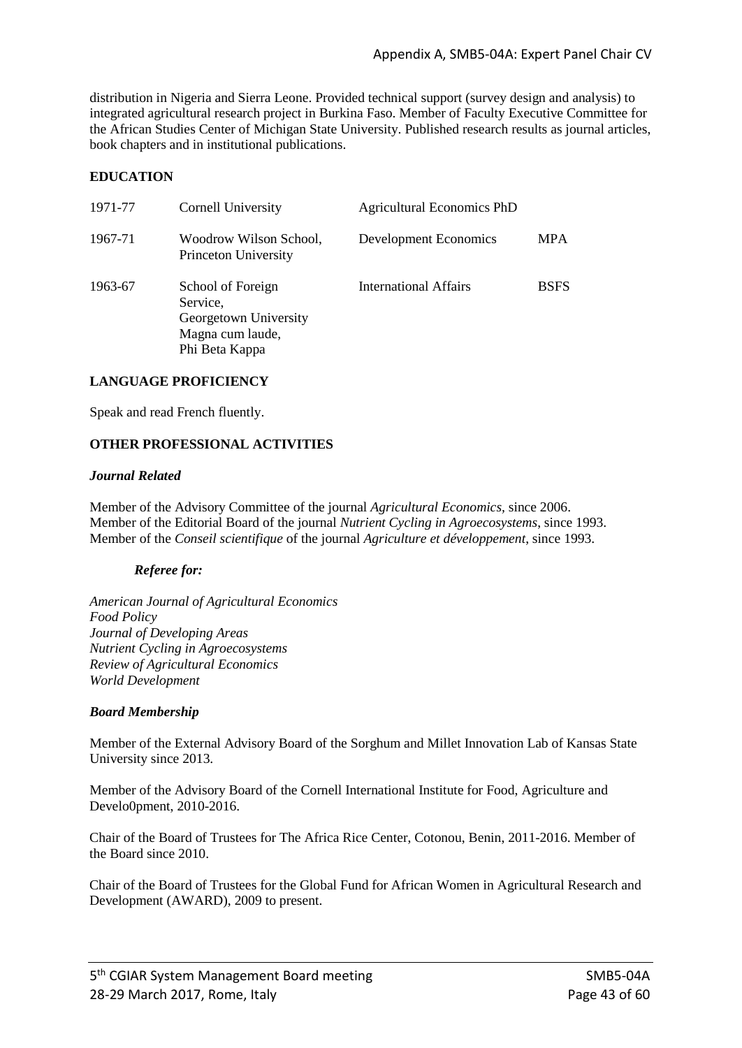distribution in Nigeria and Sierra Leone. Provided technical support (survey design and analysis) to integrated agricultural research project in Burkina Faso. Member of Faculty Executive Committee for the African Studies Center of Michigan State University. Published research results as journal articles, book chapters and in institutional publications.

**EDUCATION**

| | | | |
|---|---|---|---|
| 1971-77 | Cornell University | Agricultural Economics PhD | |
| 1967-71 | Woodrow Wilson School, Princeton University | Development Economics | MPA |
| 1963-67 | School of Foreign Service, Georgetown University Magna cum laude, Phi Beta Kappa | International Affairs | BSFS |

**LANGUAGE PROFICIENCY**

Speak and read French fluently.

**OTHER PROFESSIONAL ACTIVITIES**

***Journal Related***

Member of the Advisory Committee of the journal *Agricultural Economics*, since 2006.
Member of the Editorial Board of the journal *Nutrient Cycling in Agroecosystems*, since 1993.
Member of the *Conseil scientifique* of the journal *Agriculture et développement*, since 1993.

***Referee for:***

*American Journal of Agricultural Economics*
*Food Policy*
*Journal of Developing Areas*
*Nutrient Cycling in Agroecosystems*
*Review of Agricultural Economics*
*World Development*

***Board Membership***

Member of the External Advisory Board of the Sorghum and Millet Innovation Lab of Kansas State University since 2013.

Member of the Advisory Board of the Cornell International Institute for Food, Agriculture and Develo0pment, 2010-2016.

Chair of the Board of Trustees for The Africa Rice Center, Cotonou, Benin, 2011-2016. Member of the Board since 2010.

Chair of the Board of Trustees for the Global Fund for African Women in Agricultural Research and Development (AWARD), 2009 to present.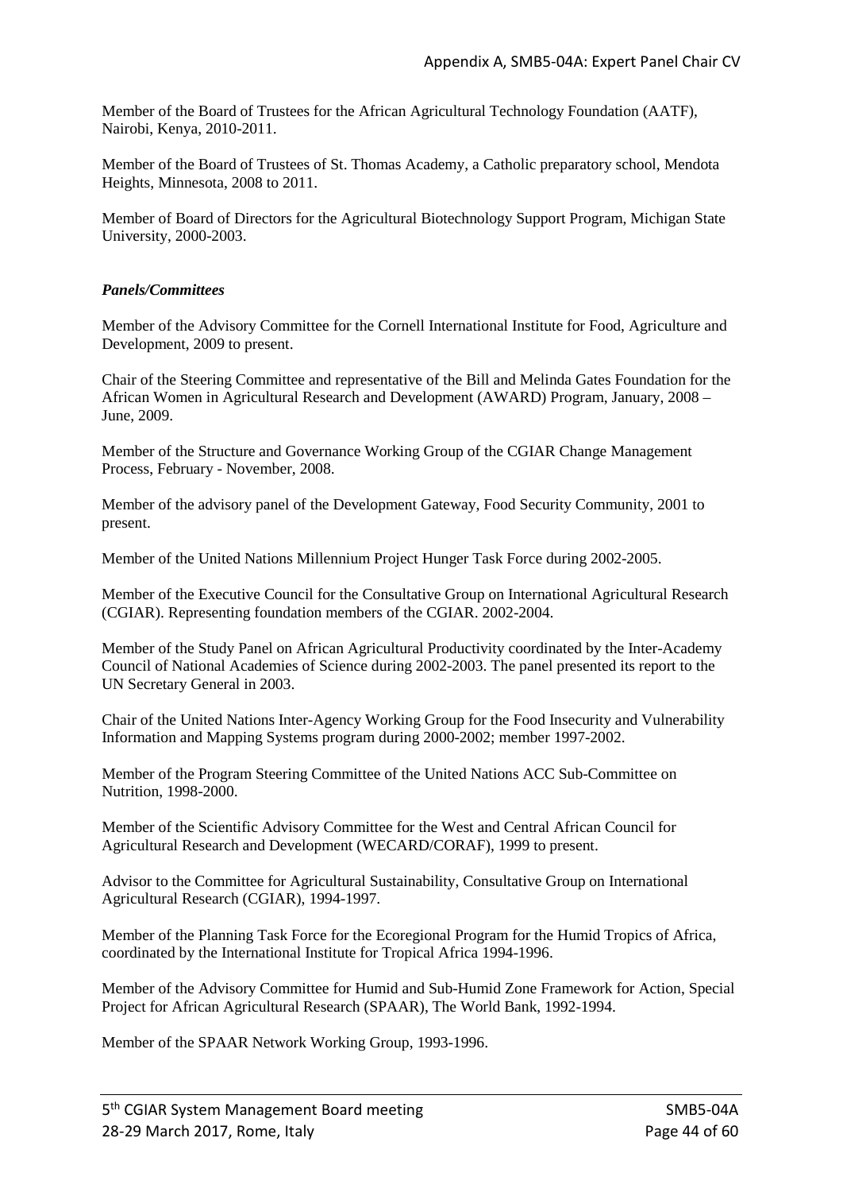Member of the Board of Trustees for the African Agricultural Technology Foundation (AATF), Nairobi, Kenya, 2010-2011.

Member of the Board of Trustees of St. Thomas Academy, a Catholic preparatory school, Mendota Heights, Minnesota, 2008 to 2011.

Member of Board of Directors for the Agricultural Biotechnology Support Program, Michigan State University, 2000-2003.

***Panels/Committees***

Member of the Advisory Committee for the Cornell International Institute for Food, Agriculture and Development, 2009 to present.

Chair of the Steering Committee and representative of the Bill and Melinda Gates Foundation for the African Women in Agricultural Research and Development (AWARD) Program, January, 2008 – June, 2009.

Member of the Structure and Governance Working Group of the CGIAR Change Management Process, February - November, 2008.

Member of the advisory panel of the Development Gateway, Food Security Community, 2001 to present.

Member of the United Nations Millennium Project Hunger Task Force during 2002-2005.

Member of the Executive Council for the Consultative Group on International Agricultural Research (CGIAR). Representing foundation members of the CGIAR. 2002-2004.

Member of the Study Panel on African Agricultural Productivity coordinated by the Inter-Academy Council of National Academies of Science during 2002-2003. The panel presented its report to the UN Secretary General in 2003.

Chair of the United Nations Inter-Agency Working Group for the Food Insecurity and Vulnerability Information and Mapping Systems program during 2000-2002; member 1997-2002.

Member of the Program Steering Committee of the United Nations ACC Sub-Committee on Nutrition, 1998-2000.

Member of the Scientific Advisory Committee for the West and Central African Council for Agricultural Research and Development (WECARD/CORAF), 1999 to present.

Advisor to the Committee for Agricultural Sustainability, Consultative Group on International Agricultural Research (CGIAR), 1994-1997.

Member of the Planning Task Force for the Ecoregional Program for the Humid Tropics of Africa, coordinated by the International Institute for Tropical Africa 1994-1996.

Member of the Advisory Committee for Humid and Sub-Humid Zone Framework for Action, Special Project for African Agricultural Research (SPAAR), The World Bank, 1992-1994.

Member of the SPAAR Network Working Group, 1993-1996.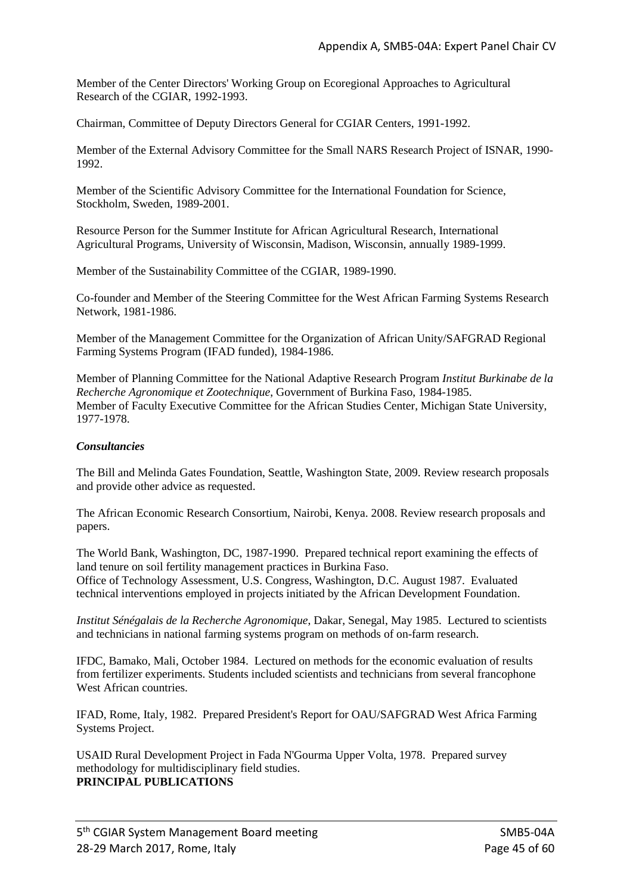Member of the Center Directors' Working Group on Ecoregional Approaches to Agricultural Research of the CGIAR, 1992-1993.

Chairman, Committee of Deputy Directors General for CGIAR Centers, 1991-1992.

Member of the External Advisory Committee for the Small NARS Research Project of ISNAR, 1990-1992.

Member of the Scientific Advisory Committee for the International Foundation for Science, Stockholm, Sweden, 1989-2001.

Resource Person for the Summer Institute for African Agricultural Research, International Agricultural Programs, University of Wisconsin, Madison, Wisconsin, annually 1989-1999.

Member of the Sustainability Committee of the CGIAR, 1989-1990.

Co-founder and Member of the Steering Committee for the West African Farming Systems Research Network, 1981-1986.

Member of the Management Committee for the Organization of African Unity/SAFGRAD Regional Farming Systems Program (IFAD funded), 1984-1986.

Member of Planning Committee for the National Adaptive Research Program *Institut Burkinabe de la Recherche Agronomique et Zootechnique*, Government of Burkina Faso, 1984-1985.
Member of Faculty Executive Committee for the African Studies Center, Michigan State University, 1977-1978.

***Consultancies***

The Bill and Melinda Gates Foundation, Seattle, Washington State, 2009. Review research proposals and provide other advice as requested.

The African Economic Research Consortium, Nairobi, Kenya. 2008. Review research proposals and papers.

The World Bank, Washington, DC, 1987-1990. Prepared technical report examining the effects of land tenure on soil fertility management practices in Burkina Faso.
Office of Technology Assessment, U.S. Congress, Washington, D.C. August 1987. Evaluated technical interventions employed in projects initiated by the African Development Foundation.

*Institut Sénégalais de la Recherche Agronomique*, Dakar, Senegal, May 1985. Lectured to scientists and technicians in national farming systems program on methods of on-farm research.

IFDC, Bamako, Mali, October 1984. Lectured on methods for the economic evaluation of results from fertilizer experiments. Students included scientists and technicians from several francophone West African countries.

IFAD, Rome, Italy, 1982. Prepared President's Report for OAU/SAFGRAD West Africa Farming Systems Project.

USAID Rural Development Project in Fada N'Gourma Upper Volta, 1978. Prepared survey methodology for multidisciplinary field studies.

**PRINCIPAL PUBLICATIONS**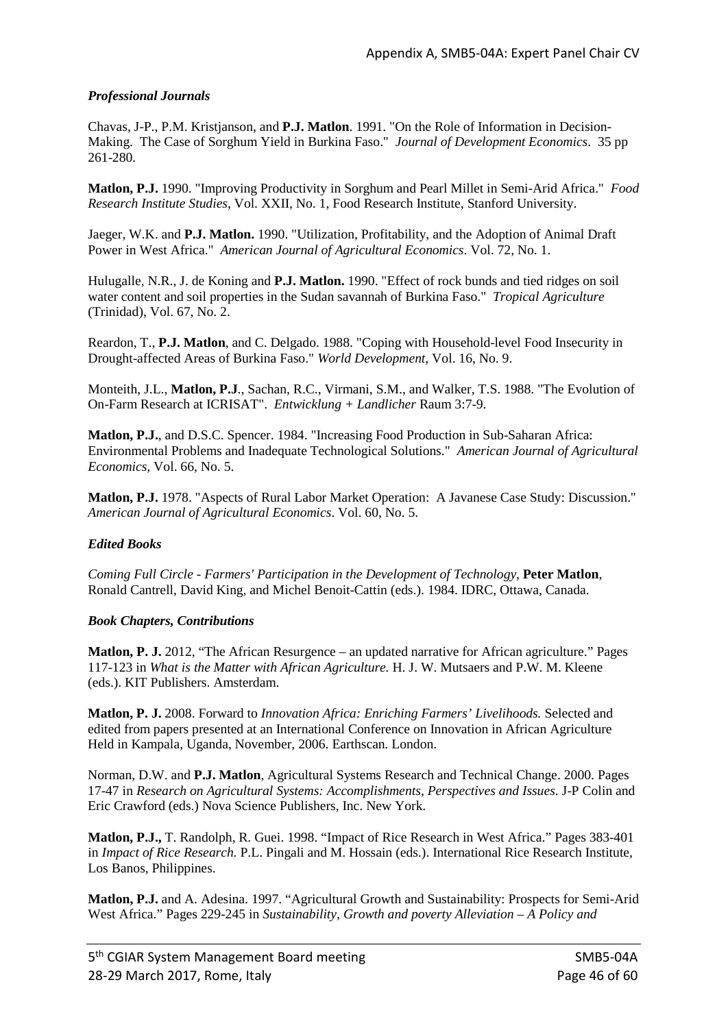### *Professional Journals*

Chavas, J-P., P.M. Kristjanson, and **P.J. Matlon**. 1991. "On the Role of Information in Decision-Making. The Case of Sorghum Yield in Burkina Faso." *Journal of Development Economics*. 35 pp 261-280.

**Matlon, P.J.** 1990. "Improving Productivity in Sorghum and Pearl Millet in Semi-Arid Africa." *Food Research Institute Studies*, Vol. XXII, No. 1, Food Research Institute, Stanford University.

Jaeger, W.K. and **P.J. Matlon.** 1990. "Utilization, Profitability, and the Adoption of Animal Draft Power in West Africa." *American Journal of Agricultural Economics*. Vol. 72, No. 1.

Hulugalle, N.R., J. de Koning and **P.J. Matlon.** 1990. "Effect of rock bunds and tied ridges on soil water content and soil properties in the Sudan savannah of Burkina Faso." *Tropical Agriculture* (Trinidad), Vol. 67, No. 2.

Reardon, T., **P.J. Matlon**, and C. Delgado. 1988. "Coping with Household-level Food Insecurity in Drought-affected Areas of Burkina Faso." *World Development*, Vol. 16, No. 9.

Monteith, J.L., **Matlon, P.J**., Sachan, R.C., Virmani, S.M., and Walker, T.S. 1988. "The Evolution of On-Farm Research at ICRISAT". *Entwicklung + Landlicher* Raum 3:7-9.

**Matlon, P.J.**, and D.S.C. Spencer. 1984. "Increasing Food Production in Sub-Saharan Africa: Environmental Problems and Inadequate Technological Solutions." *American Journal of Agricultural Economics*, Vol. 66, No. 5.

**Matlon, P.J.** 1978. "Aspects of Rural Labor Market Operation: A Javanese Case Study: Discussion." *American Journal of Agricultural Economics*. Vol. 60, No. 5.

### *Edited Books*

*Coming Full Circle - Farmers' Participation in the Development of Technology*, **Peter Matlon**, Ronald Cantrell, David King, and Michel Benoit-Cattin (eds.). 1984. IDRC, Ottawa, Canada.

### *Book Chapters, Contributions*

**Matlon, P. J.** 2012, "The African Resurgence – an updated narrative for African agriculture." Pages 117-123 in *What is the Matter with African Agriculture.* H. J. W. Mutsaers and P.W. M. Kleene (eds.). KIT Publishers. Amsterdam.

**Matlon, P. J.** 2008. Forward to *Innovation Africa: Enriching Farmers' Livelihoods.* Selected and edited from papers presented at an International Conference on Innovation in African Agriculture Held in Kampala, Uganda, November, 2006. Earthscan. London.

Norman, D.W. and **P.J. Matlon**, Agricultural Systems Research and Technical Change. 2000. Pages 17-47 in *Research on Agricultural Systems: Accomplishments, Perspectives and Issues.* J-P Colin and Eric Crawford (eds.) Nova Science Publishers, Inc. New York.

**Matlon, P.J.,** T. Randolph, R. Guei. 1998. "Impact of Rice Research in West Africa." Pages 383-401 in *Impact of Rice Research.* P.L. Pingali and M. Hossain (eds.). International Rice Research Institute, Los Banos, Philippines.

**Matlon, P.J.** and A. Adesina. 1997. "Agricultural Growth and Sustainability: Prospects for Semi-Arid West Africa." Pages 229-245 in *Sustainability, Growth and poverty Alleviation – A Policy and*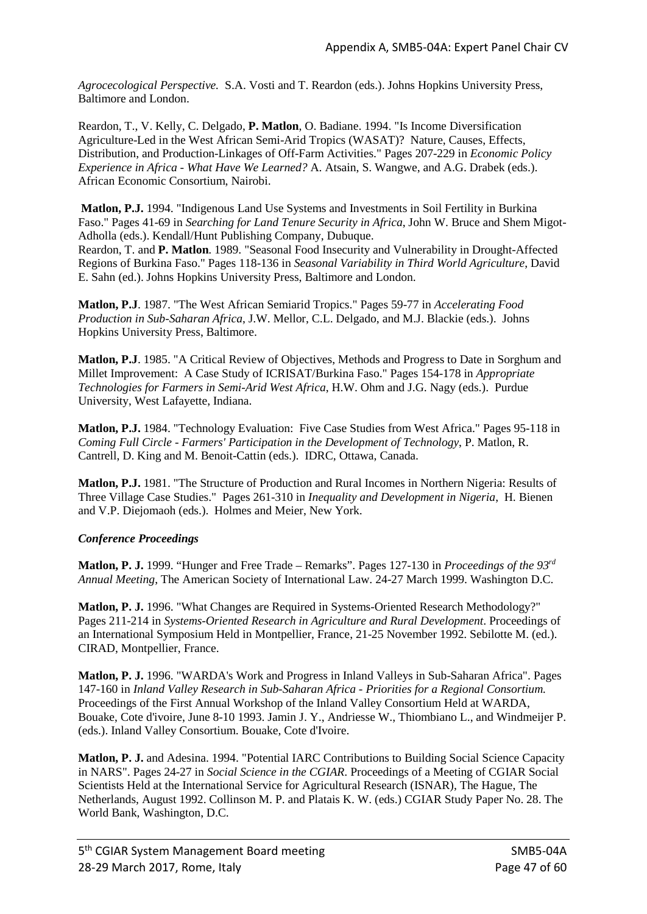*Agrocecological Perspective.* S.A. Vosti and T. Reardon (eds.). Johns Hopkins University Press, Baltimore and London.

Reardon, T., V. Kelly, C. Delgado, **P. Matlon**, O. Badiane. 1994. "Is Income Diversification Agriculture-Led in the West African Semi-Arid Tropics (WASAT)? Nature, Causes, Effects, Distribution, and Production-Linkages of Off-Farm Activities." Pages 207-229 in *Economic Policy Experience in Africa - What Have We Learned?* A. Atsain, S. Wangwe, and A.G. Drabek (eds.). African Economic Consortium, Nairobi.

**Matlon, P.J.** 1994. "Indigenous Land Use Systems and Investments in Soil Fertility in Burkina Faso." Pages 41-69 in *Searching for Land Tenure Security in Africa*, John W. Bruce and Shem Migot-Adholla (eds.). Kendall/Hunt Publishing Company, Dubuque.

Reardon, T. and **P. Matlon**. 1989. "Seasonal Food Insecurity and Vulnerability in Drought-Affected Regions of Burkina Faso." Pages 118-136 in *Seasonal Variability in Third World Agriculture*, David E. Sahn (ed.). Johns Hopkins University Press, Baltimore and London.

**Matlon, P.J**. 1987. "The West African Semiarid Tropics." Pages 59-77 in *Accelerating Food Production in Sub-Saharan Africa*, J.W. Mellor, C.L. Delgado, and M.J. Blackie (eds.). Johns Hopkins University Press, Baltimore.

**Matlon, P.J**. 1985. "A Critical Review of Objectives, Methods and Progress to Date in Sorghum and Millet Improvement: A Case Study of ICRISAT/Burkina Faso." Pages 154-178 in *Appropriate Technologies for Farmers in Semi-Arid West Africa*, H.W. Ohm and J.G. Nagy (eds.). Purdue University, West Lafayette, Indiana.

**Matlon, P.J.** 1984. "Technology Evaluation: Five Case Studies from West Africa." Pages 95-118 in *Coming Full Circle - Farmers' Participation in the Development of Technology*, P. Matlon, R. Cantrell, D. King and M. Benoit-Cattin (eds.). IDRC, Ottawa, Canada.

**Matlon, P.J.** 1981. "The Structure of Production and Rural Incomes in Northern Nigeria: Results of Three Village Case Studies." Pages 261-310 in *Inequality and Development in Nigeria*, H. Bienen and V.P. Diejomaoh (eds.). Holmes and Meier, New York.

***Conference Proceedings***

**Matlon, P. J.** 1999. "Hunger and Free Trade – Remarks". Pages 127-130 in *Proceedings of the 93rd Annual Meeting*, The American Society of International Law. 24-27 March 1999. Washington D.C.

**Matlon, P. J.** 1996. "What Changes are Required in Systems-Oriented Research Methodology?" Pages 211-214 in *Systems-Oriented Research in Agriculture and Rural Development*. Proceedings of an International Symposium Held in Montpellier, France, 21-25 November 1992. Sebilotte M. (ed.). CIRAD, Montpellier, France.

**Matlon, P. J.** 1996. "WARDA's Work and Progress in Inland Valleys in Sub-Saharan Africa". Pages 147-160 in *Inland Valley Research in Sub-Saharan Africa - Priorities for a Regional Consortium.* Proceedings of the First Annual Workshop of the Inland Valley Consortium Held at WARDA, Bouake, Cote d'ivoire, June 8-10 1993. Jamin J. Y., Andriesse W., Thiombiano L., and Windmeijer P. (eds.). Inland Valley Consortium. Bouake, Cote d'Ivoire.

**Matlon, P. J.** and Adesina. 1994. "Potential IARC Contributions to Building Social Science Capacity in NARS". Pages 24-27 in *Social Science in the CGIAR*. Proceedings of a Meeting of CGIAR Social Scientists Held at the International Service for Agricultural Research (ISNAR), The Hague, The Netherlands, August 1992. Collinson M. P. and Platais K. W. (eds.) CGIAR Study Paper No. 28. The World Bank, Washington, D.C.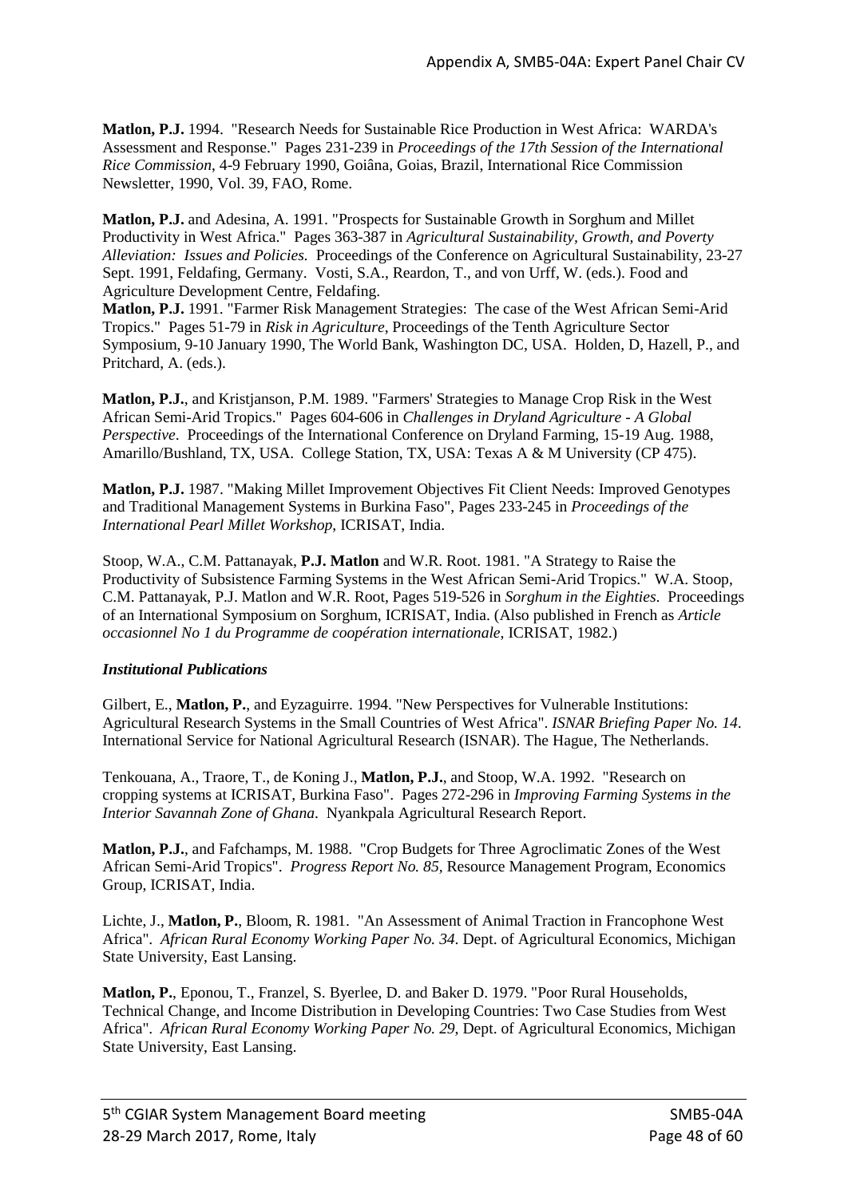**Matlon, P.J.** 1994. "Research Needs for Sustainable Rice Production in West Africa: WARDA's Assessment and Response." Pages 231-239 in *Proceedings of the 17th Session of the International Rice Commission*, 4-9 February 1990, Goiâna, Goias, Brazil, International Rice Commission Newsletter, 1990, Vol. 39, FAO, Rome.

**Matlon, P.J.** and Adesina, A. 1991. "Prospects for Sustainable Growth in Sorghum and Millet Productivity in West Africa." Pages 363-387 in *Agricultural Sustainability, Growth, and Poverty Alleviation: Issues and Policies.* Proceedings of the Conference on Agricultural Sustainability, 23-27 Sept. 1991, Feldafing, Germany. Vosti, S.A., Reardon, T., and von Urff, W. (eds.). Food and Agriculture Development Centre, Feldafing.

**Matlon, P.J.** 1991. "Farmer Risk Management Strategies: The case of the West African Semi-Arid Tropics." Pages 51-79 in *Risk in Agriculture*, Proceedings of the Tenth Agriculture Sector Symposium, 9-10 January 1990, The World Bank, Washington DC, USA. Holden, D, Hazell, P., and Pritchard, A. (eds.).

**Matlon, P.J.**, and Kristjanson, P.M. 1989. "Farmers' Strategies to Manage Crop Risk in the West African Semi-Arid Tropics." Pages 604-606 in *Challenges in Dryland Agriculture - A Global Perspective*. Proceedings of the International Conference on Dryland Farming, 15-19 Aug. 1988, Amarillo/Bushland, TX, USA. College Station, TX, USA: Texas A & M University (CP 475).

**Matlon, P.J.** 1987. "Making Millet Improvement Objectives Fit Client Needs: Improved Genotypes and Traditional Management Systems in Burkina Faso", Pages 233-245 in *Proceedings of the International Pearl Millet Workshop*, ICRISAT, India.

Stoop, W.A., C.M. Pattanayak, **P.J. Matlon** and W.R. Root. 1981. "A Strategy to Raise the Productivity of Subsistence Farming Systems in the West African Semi-Arid Tropics." W.A. Stoop, C.M. Pattanayak, P.J. Matlon and W.R Root, Pages 519-526 in *Sorghum in the Eighties*. Proceedings of an International Symposium on Sorghum, ICRISAT, India. (Also published in French as *Article occasionnel No 1 du Programme de coopération internationale*, ICRISAT, 1982.)

***Institutional Publications***

Gilbert, E., **Matlon, P.**, and Eyzaguirre. 1994. "New Perspectives for Vulnerable Institutions: Agricultural Research Systems in the Small Countries of West Africa". *ISNAR Briefing Paper No. 14*. International Service for National Agricultural Research (ISNAR). The Hague, The Netherlands.

Tenkouana, A., Traore, T., de Koning J., **Matlon, P.J.**, and Stoop, W.A. 1992. "Research on cropping systems at ICRISAT, Burkina Faso". Pages 272-296 in *Improving Farming Systems in the Interior Savannah Zone of Ghana*. Nyankpala Agricultural Research Report.

**Matlon, P.J.**, and Fafchamps, M. 1988. "Crop Budgets for Three Agroclimatic Zones of the West African Semi-Arid Tropics". *Progress Report No. 85,* Resource Management Program, Economics Group, ICRISAT, India.

Lichte, J., **Matlon, P.**, Bloom, R. 1981. "An Assessment of Animal Traction in Francophone West Africa". *African Rural Economy Working Paper No. 34*. Dept. of Agricultural Economics, Michigan State University, East Lansing.

**Matlon, P.**, Eponou, T., Franzel, S. Byerlee, D. and Baker D. 1979. "Poor Rural Households, Technical Change, and Income Distribution in Developing Countries: Two Case Studies from West Africa". *African Rural Economy Working Paper No. 29*, Dept. of Agricultural Economics, Michigan State University, East Lansing.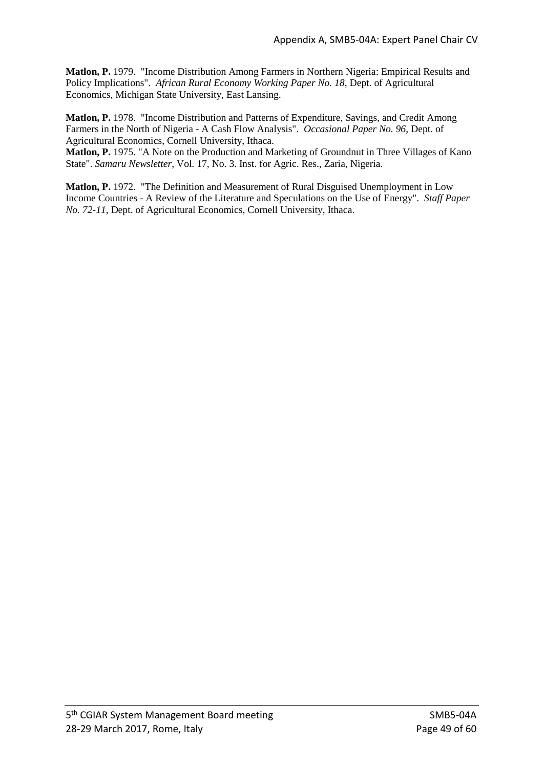**Matlon, P.** 1979. "Income Distribution Among Farmers in Northern Nigeria: Empirical Results and Policy Implications". *African Rural Economy Working Paper No. 18*, Dept. of Agricultural Economics, Michigan State University, East Lansing.

**Matlon, P.** 1978. "Income Distribution and Patterns of Expenditure, Savings, and Credit Among Farmers in the North of Nigeria - A Cash Flow Analysis". *Occasional Paper No. 96*, Dept. of Agricultural Economics, Cornell University, Ithaca.

**Matlon, P.** 1975. "A Note on the Production and Marketing of Groundnut in Three Villages of Kano State". *Samaru Newsletter*, Vol. 17, No. 3. Inst. for Agric. Res., Zaria, Nigeria.

**Matlon, P.** 1972. "The Definition and Measurement of Rural Disguised Unemployment in Low Income Countries - A Review of the Literature and Speculations on the Use of Energy". *Staff Paper No. 72-11*, Dept. of Agricultural Economics, Cornell University, Ithaca.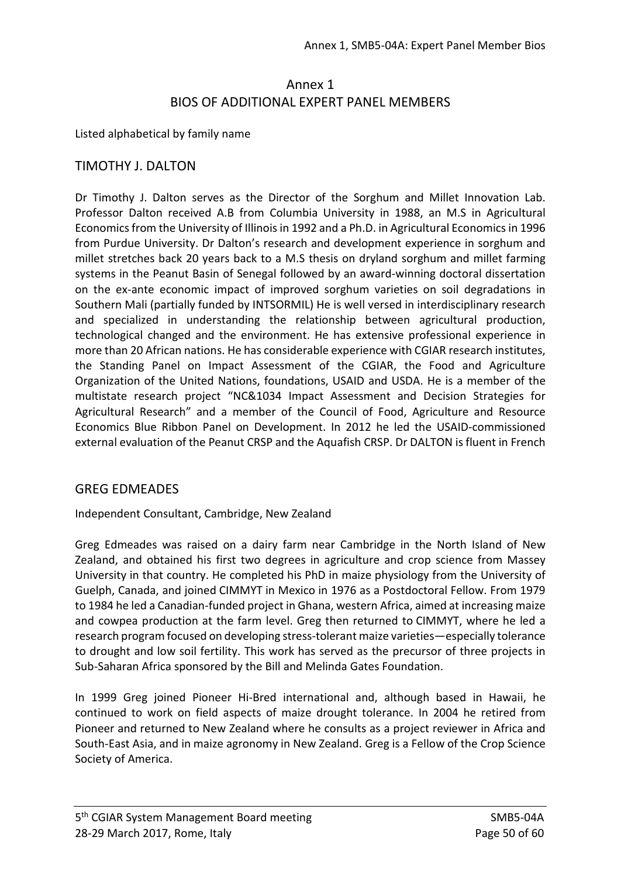# Annex 1
# BIOS OF ADDITIONAL EXPERT PANEL MEMBERS

Listed alphabetical by family name

## TIMOTHY J. DALTON

Dr Timothy J. Dalton serves as the Director of the Sorghum and Millet Innovation Lab. Professor Dalton received A.B from Columbia University in 1988, an M.S in Agricultural Economics from the University of Illinois in 1992 and a Ph.D. in Agricultural Economics in 1996 from Purdue University. Dr Dalton's research and development experience in sorghum and millet stretches back 20 years back to a M.S thesis on dryland sorghum and millet farming systems in the Peanut Basin of Senegal followed by an award-winning doctoral dissertation on the ex-ante economic impact of improved sorghum varieties on soil degradations in Southern Mali (partially funded by INTSORMIL) He is well versed in interdisciplinary research and specialized in understanding the relationship between agricultural production, technological changed and the environment. He has extensive professional experience in more than 20 African nations. He has considerable experience with CGIAR research institutes, the Standing Panel on Impact Assessment of the CGIAR, the Food and Agriculture Organization of the United Nations, foundations, USAID and USDA. He is a member of the multistate research project "NC&1034 Impact Assessment and Decision Strategies for Agricultural Research" and a member of the Council of Food, Agriculture and Resource Economics Blue Ribbon Panel on Development. In 2012 he led the USAID-commissioned external evaluation of the Peanut CRSP and the Aquafish CRSP. Dr DALTON is fluent in French

## GREG EDMEADES

Independent Consultant, Cambridge, New Zealand

Greg Edmeades was raised on a dairy farm near Cambridge in the North Island of New Zealand, and obtained his first two degrees in agriculture and crop science from Massey University in that country. He completed his PhD in maize physiology from the University of Guelph, Canada, and joined CIMMYT in Mexico in 1976 as a Postdoctoral Fellow. From 1979 to 1984 he led a Canadian-funded project in Ghana, western Africa, aimed at increasing maize and cowpea production at the farm level. Greg then returned to CIMMYT, where he led a research program focused on developing stress-tolerant maize varieties—especially tolerance to drought and low soil fertility. This work has served as the precursor of three projects in Sub-Saharan Africa sponsored by the Bill and Melinda Gates Foundation.

In 1999 Greg joined Pioneer Hi-Bred international and, although based in Hawaii, he continued to work on field aspects of maize drought tolerance. In 2004 he retired from Pioneer and returned to New Zealand where he consults as a project reviewer in Africa and South-East Asia, and in maize agronomy in New Zealand. Greg is a Fellow of the Crop Science Society of America.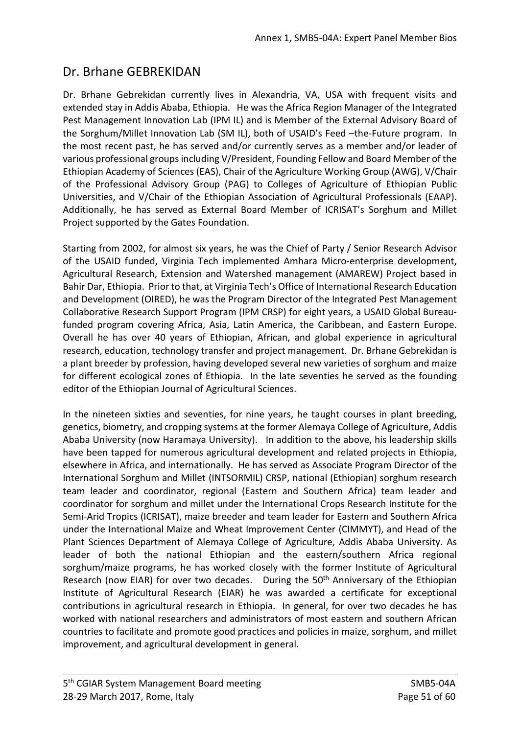## Dr. Brhane GEBREKIDAN

Dr. Brhane Gebrekidan currently lives in Alexandria, VA, USA with frequent visits and extended stay in Addis Ababa, Ethiopia. He was the Africa Region Manager of the Integrated Pest Management Innovation Lab (IPM IL) and is Member of the External Advisory Board of the Sorghum/Millet Innovation Lab (SM IL), both of USAID's Feed –the-Future program. In the most recent past, he has served and/or currently serves as a member and/or leader of various professional groups including V/President, Founding Fellow and Board Member of the Ethiopian Academy of Sciences (EAS), Chair of the Agriculture Working Group (AWG), V/Chair of the Professional Advisory Group (PAG) to Colleges of Agriculture of Ethiopian Public Universities, and V/Chair of the Ethiopian Association of Agricultural Professionals (EAAP). Additionally, he has served as External Board Member of ICRISAT's Sorghum and Millet Project supported by the Gates Foundation.

Starting from 2002, for almost six years, he was the Chief of Party / Senior Research Advisor of the USAID funded, Virginia Tech implemented Amhara Micro-enterprise development, Agricultural Research, Extension and Watershed management (AMAREW) Project based in Bahir Dar, Ethiopia. Prior to that, at Virginia Tech's Office of International Research Education and Development (OIRED), he was the Program Director of the Integrated Pest Management Collaborative Research Support Program (IPM CRSP) for eight years, a USAID Global Bureau-funded program covering Africa, Asia, Latin America, the Caribbean, and Eastern Europe. Overall he has over 40 years of Ethiopian, African, and global experience in agricultural research, education, technology transfer and project management. Dr. Brhane Gebrekidan is a plant breeder by profession, having developed several new varieties of sorghum and maize for different ecological zones of Ethiopia. In the late seventies he served as the founding editor of the Ethiopian Journal of Agricultural Sciences.

In the nineteen sixties and seventies, for nine years, he taught courses in plant breeding, genetics, biometry, and cropping systems at the former Alemaya College of Agriculture, Addis Ababa University (now Haramaya University). In addition to the above, his leadership skills have been tapped for numerous agricultural development and related projects in Ethiopia, elsewhere in Africa, and internationally. He has served as Associate Program Director of the International Sorghum and Millet (INTSORMIL) CRSP, national (Ethiopian) sorghum research team leader and coordinator, regional (Eastern and Southern Africa) team leader and coordinator for sorghum and millet under the International Crops Research Institute for the Semi-Arid Tropics (ICRISAT), maize breeder and team leader for Eastern and Southern Africa under the International Maize and Wheat Improvement Center (CIMMYT), and Head of the Plant Sciences Department of Alemaya College of Agriculture, Addis Ababa University. As leader of both the national Ethiopian and the eastern/southern Africa regional sorghum/maize programs, he has worked closely with the former Institute of Agricultural Research (now EIAR) for over two decades. During the 50th Anniversary of the Ethiopian Institute of Agricultural Research (EIAR) he was awarded a certificate for exceptional contributions in agricultural research in Ethiopia. In general, for over two decades he has worked with national researchers and administrators of most eastern and southern African countries to facilitate and promote good practices and policies in maize, sorghum, and millet improvement, and agricultural development in general.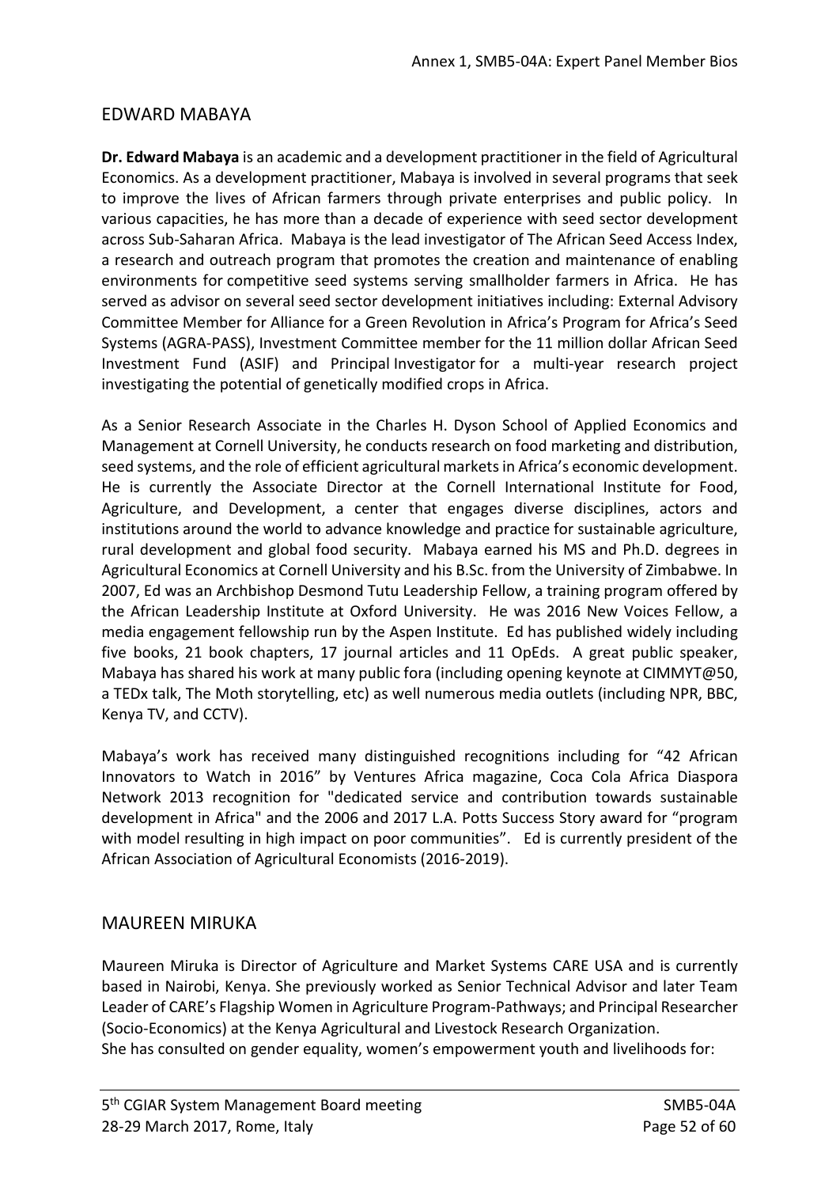## EDWARD MABAYA

**Dr. Edward Mabaya** is an academic and a development practitioner in the field of Agricultural Economics. As a development practitioner, Mabaya is involved in several programs that seek to improve the lives of African farmers through private enterprises and public policy. In various capacities, he has more than a decade of experience with seed sector development across Sub-Saharan Africa. Mabaya is the lead investigator of The African Seed Access Index, a research and outreach program that promotes the creation and maintenance of enabling environments for competitive seed systems serving smallholder farmers in Africa. He has served as advisor on several seed sector development initiatives including: External Advisory Committee Member for Alliance for a Green Revolution in Africa's Program for Africa's Seed Systems (AGRA-PASS), Investment Committee member for the 11 million dollar African Seed Investment Fund (ASIF) and Principal Investigator for a multi-year research project investigating the potential of genetically modified crops in Africa.

As a Senior Research Associate in the Charles H. Dyson School of Applied Economics and Management at Cornell University, he conducts research on food marketing and distribution, seed systems, and the role of efficient agricultural markets in Africa's economic development. He is currently the Associate Director at the Cornell International Institute for Food, Agriculture, and Development, a center that engages diverse disciplines, actors and institutions around the world to advance knowledge and practice for sustainable agriculture, rural development and global food security. Mabaya earned his MS and Ph.D. degrees in Agricultural Economics at Cornell University and his B.Sc. from the University of Zimbabwe. In 2007, Ed was an Archbishop Desmond Tutu Leadership Fellow, a training program offered by the African Leadership Institute at Oxford University. He was 2016 New Voices Fellow, a media engagement fellowship run by the Aspen Institute. Ed has published widely including five books, 21 book chapters, 17 journal articles and 11 OpEds. A great public speaker, Mabaya has shared his work at many public fora (including opening keynote at CIMMYT@50, a TEDx talk, The Moth storytelling, etc) as well numerous media outlets (including NPR, BBC, Kenya TV, and CCTV).

Mabaya's work has received many distinguished recognitions including for "42 African Innovators to Watch in 2016" by Ventures Africa magazine, Coca Cola Africa Diaspora Network 2013 recognition for "dedicated service and contribution towards sustainable development in Africa" and the 2006 and 2017 L.A. Potts Success Story award for "program with model resulting in high impact on poor communities". Ed is currently president of the African Association of Agricultural Economists (2016-2019).

## MAUREEN MIRUKA

Maureen Miruka is Director of Agriculture and Market Systems CARE USA and is currently based in Nairobi, Kenya. She previously worked as Senior Technical Advisor and later Team Leader of CARE's Flagship Women in Agriculture Program-Pathways; and Principal Researcher (Socio-Economics) at the Kenya Agricultural and Livestock Research Organization.
She has consulted on gender equality, women's empowerment youth and livelihoods for: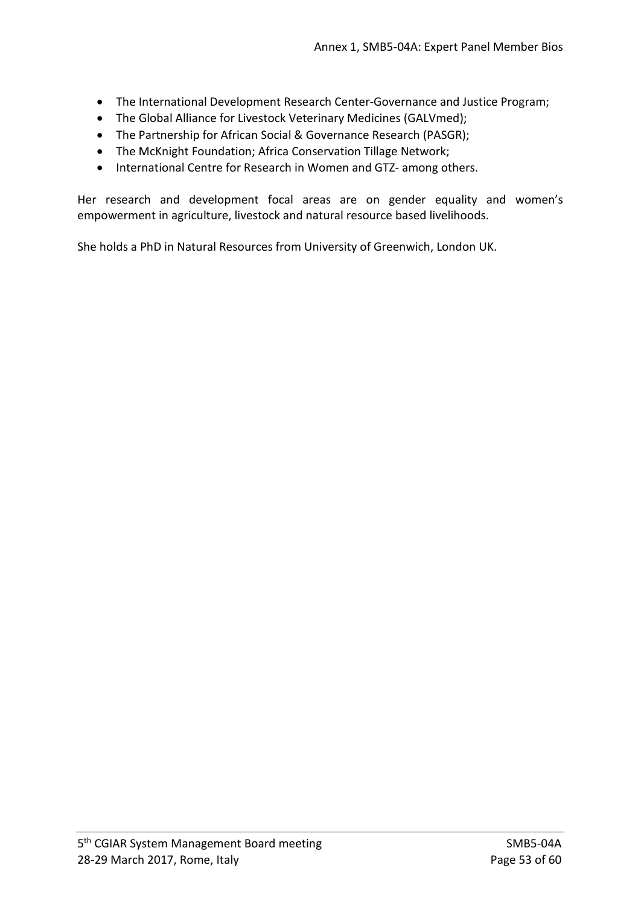- The International Development Research Center-Governance and Justice Program;
- The Global Alliance for Livestock Veterinary Medicines (GALVmed);
- The Partnership for African Social & Governance Research (PASGR);
- The McKnight Foundation; Africa Conservation Tillage Network;
- International Centre for Research in Women and GTZ- among others.

Her research and development focal areas are on gender equality and women's empowerment in agriculture, livestock and natural resource based livelihoods.

She holds a PhD in Natural Resources from University of Greenwich, London UK.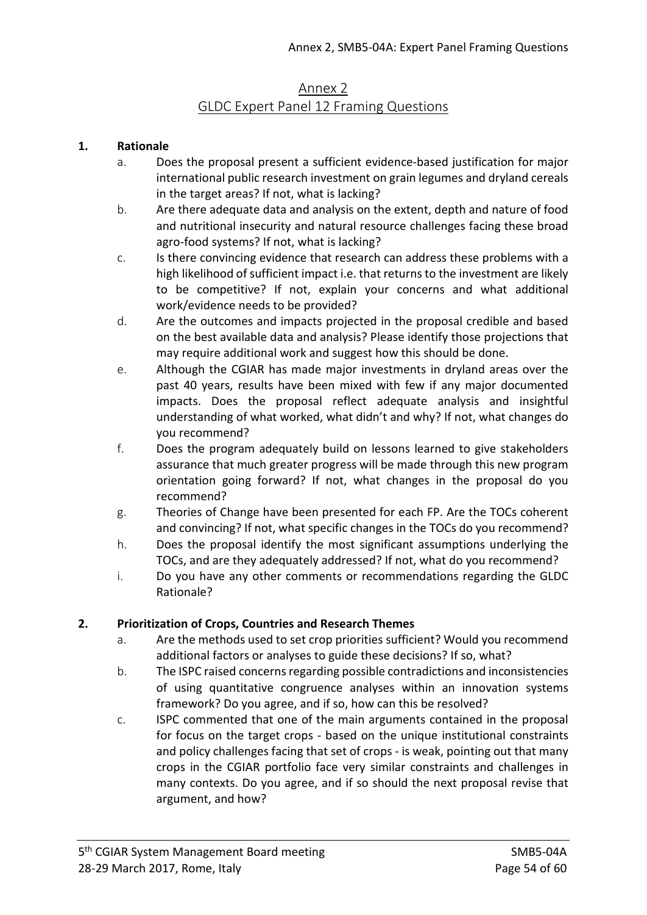# Annex 2
## GLDC Expert Panel 12 Framing Questions

**1. Rationale**

a. Does the proposal present a sufficient evidence-based justification for major international public research investment on grain legumes and dryland cereals in the target areas? If not, what is lacking?

b. Are there adequate data and analysis on the extent, depth and nature of food and nutritional insecurity and natural resource challenges facing these broad agro-food systems? If not, what is lacking?

c. Is there convincing evidence that research can address these problems with a high likelihood of sufficient impact i.e. that returns to the investment are likely to be competitive? If not, explain your concerns and what additional work/evidence needs to be provided?

d. Are the outcomes and impacts projected in the proposal credible and based on the best available data and analysis? Please identify those projections that may require additional work and suggest how this should be done.

e. Although the CGIAR has made major investments in dryland areas over the past 40 years, results have been mixed with few if any major documented impacts. Does the proposal reflect adequate analysis and insightful understanding of what worked, what didn't and why? If not, what changes do you recommend?

f. Does the program adequately build on lessons learned to give stakeholders assurance that much greater progress will be made through this new program orientation going forward? If not, what changes in the proposal do you recommend?

g. Theories of Change have been presented for each FP. Are the TOCs coherent and convincing? If not, what specific changes in the TOCs do you recommend?

h. Does the proposal identify the most significant assumptions underlying the TOCs, and are they adequately addressed? If not, what do you recommend?

i. Do you have any other comments or recommendations regarding the GLDC Rationale?

**2. Prioritization of Crops, Countries and Research Themes**

a. Are the methods used to set crop priorities sufficient? Would you recommend additional factors or analyses to guide these decisions? If so, what?

b. The ISPC raised concerns regarding possible contradictions and inconsistencies of using quantitative congruence analyses within an innovation systems framework? Do you agree, and if so, how can this be resolved?

c. ISPC commented that one of the main arguments contained in the proposal for focus on the target crops - based on the unique institutional constraints and policy challenges facing that set of crops - is weak, pointing out that many crops in the CGIAR portfolio face very similar constraints and challenges in many contexts. Do you agree, and if so should the next proposal revise that argument, and how?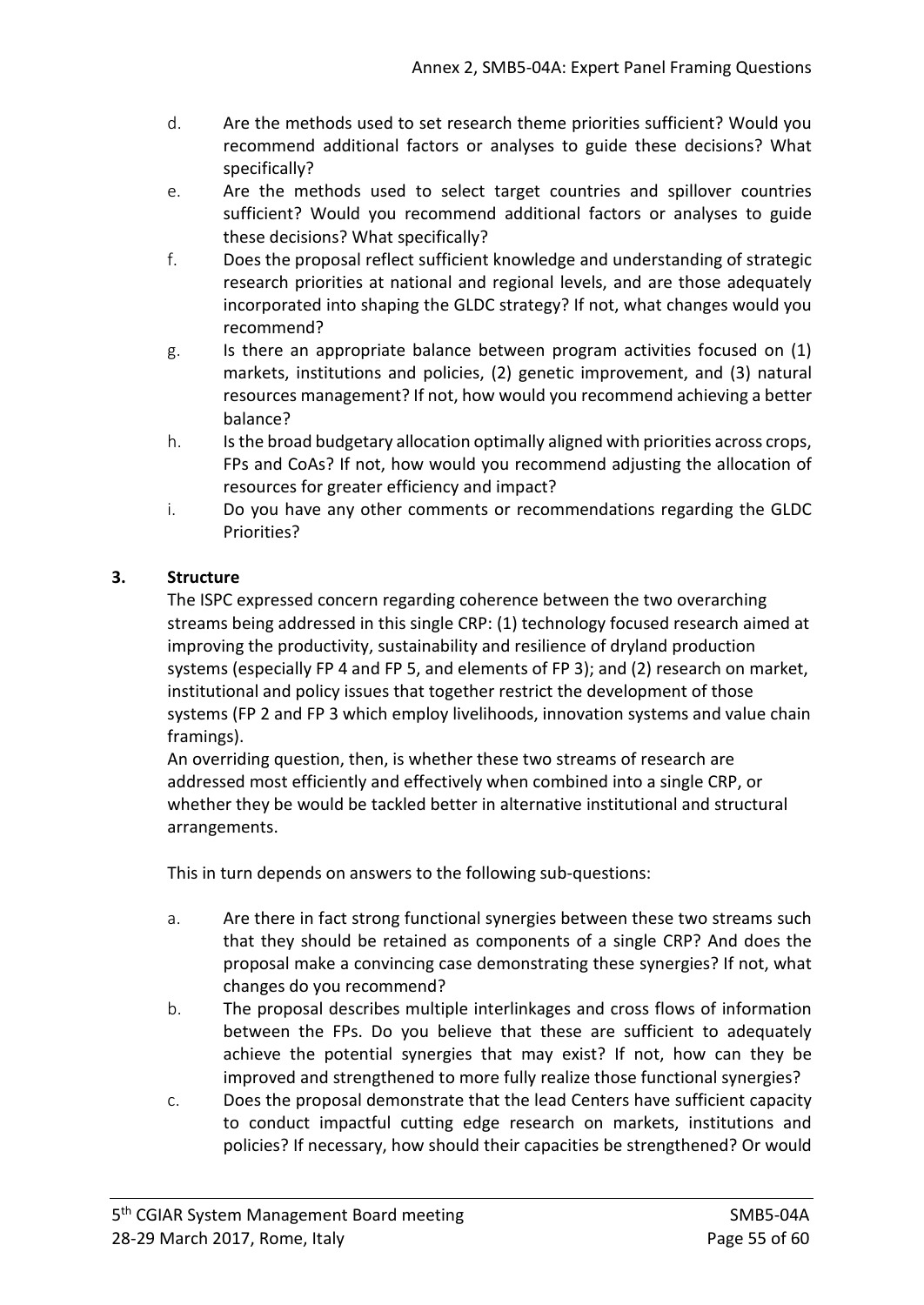d. Are the methods used to set research theme priorities sufficient? Would you recommend additional factors or analyses to guide these decisions? What specifically?

e. Are the methods used to select target countries and spillover countries sufficient? Would you recommend additional factors or analyses to guide these decisions? What specifically?

f. Does the proposal reflect sufficient knowledge and understanding of strategic research priorities at national and regional levels, and are those adequately incorporated into shaping the GLDC strategy? If not, what changes would you recommend?

g. Is there an appropriate balance between program activities focused on (1) markets, institutions and policies, (2) genetic improvement, and (3) natural resources management? If not, how would you recommend achieving a better balance?

h. Is the broad budgetary allocation optimally aligned with priorities across crops, FPs and CoAs? If not, how would you recommend adjusting the allocation of resources for greater efficiency and impact?

i. Do you have any other comments or recommendations regarding the GLDC Priorities?

**3. Structure**

The ISPC expressed concern regarding coherence between the two overarching streams being addressed in this single CRP: (1) technology focused research aimed at improving the productivity, sustainability and resilience of dryland production systems (especially FP 4 and FP 5, and elements of FP 3); and (2) research on market, institutional and policy issues that together restrict the development of those systems (FP 2 and FP 3 which employ livelihoods, innovation systems and value chain framings).

An overriding question, then, is whether these two streams of research are addressed most efficiently and effectively when combined into a single CRP, or whether they be would be tackled better in alternative institutional and structural arrangements.

This in turn depends on answers to the following sub-questions:

a. Are there in fact strong functional synergies between these two streams such that they should be retained as components of a single CRP? And does the proposal make a convincing case demonstrating these synergies? If not, what changes do you recommend?

b. The proposal describes multiple interlinkages and cross flows of information between the FPs. Do you believe that these are sufficient to adequately achieve the potential synergies that may exist? If not, how can they be improved and strengthened to more fully realize those functional synergies?

c. Does the proposal demonstrate that the lead Centers have sufficient capacity to conduct impactful cutting edge research on markets, institutions and policies? If necessary, how should their capacities be strengthened? Or would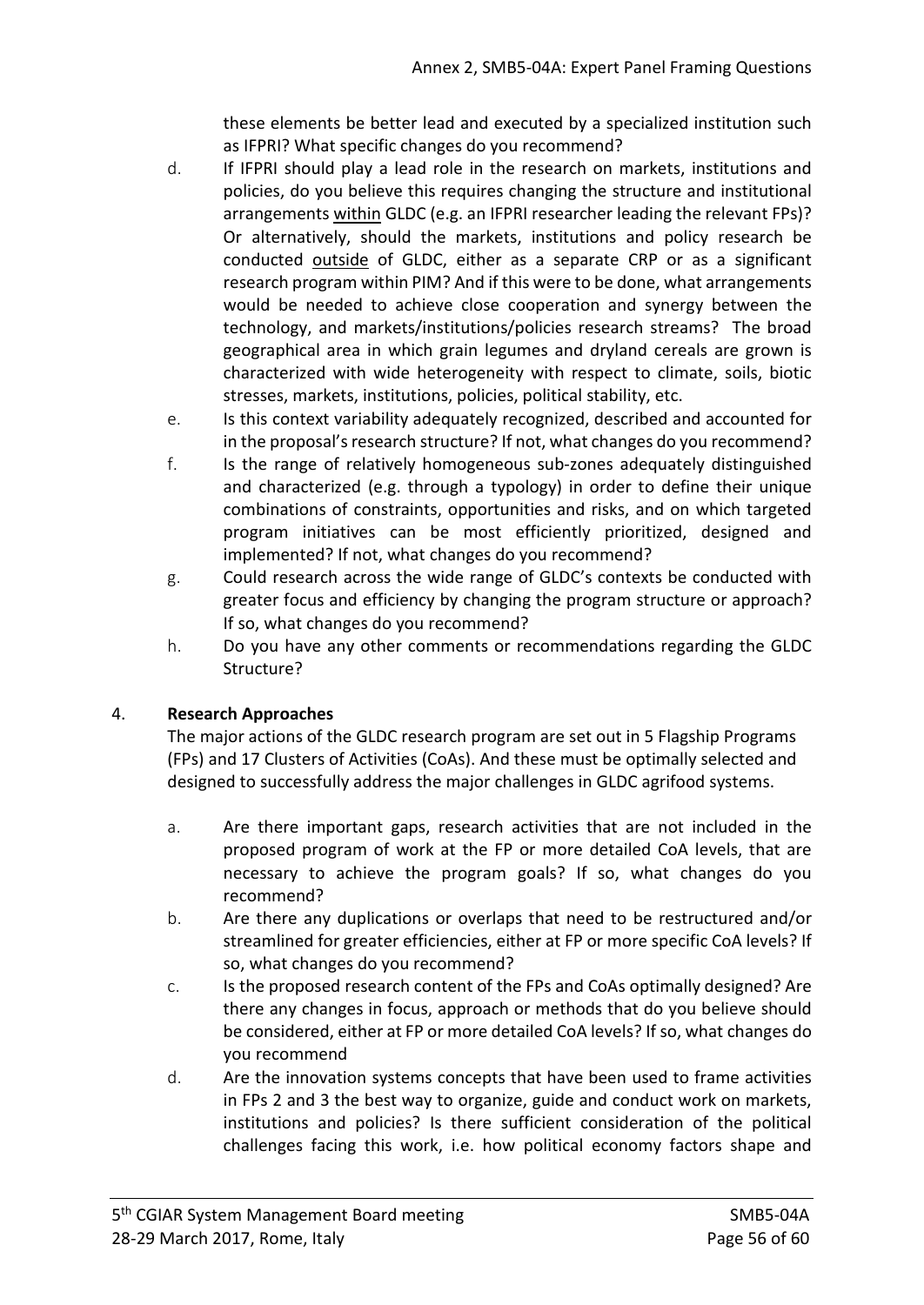these elements be better lead and executed by a specialized institution such as IFPRI? What specific changes do you recommend?

d. If IFPRI should play a lead role in the research on markets, institutions and policies, do you believe this requires changing the structure and institutional arrangements <u>within</u> GLDC (e.g. an IFPRI researcher leading the relevant FPs)? Or alternatively, should the markets, institutions and policy research be conducted <u>outside</u> of GLDC, either as a separate CRP or as a significant research program within PIM? And if this were to be done, what arrangements would be needed to achieve close cooperation and synergy between the technology, and markets/institutions/policies research streams? The broad geographical area in which grain legumes and dryland cereals are grown is characterized with wide heterogeneity with respect to climate, soils, biotic stresses, markets, institutions, policies, political stability, etc.

e. Is this context variability adequately recognized, described and accounted for in the proposal's research structure? If not, what changes do you recommend?

f. Is the range of relatively homogeneous sub-zones adequately distinguished and characterized (e.g. through a typology) in order to define their unique combinations of constraints, opportunities and risks, and on which targeted program initiatives can be most efficiently prioritized, designed and implemented? If not, what changes do you recommend?

g. Could research across the wide range of GLDC's contexts be conducted with greater focus and efficiency by changing the program structure or approach? If so, what changes do you recommend?

h. Do you have any other comments or recommendations regarding the GLDC Structure?

4. **Research Approaches**

The major actions of the GLDC research program are set out in 5 Flagship Programs (FPs) and 17 Clusters of Activities (CoAs). And these must be optimally selected and designed to successfully address the major challenges in GLDC agrifood systems.

a. Are there important gaps, research activities that are not included in the proposed program of work at the FP or more detailed CoA levels, that are necessary to achieve the program goals? If so, what changes do you recommend?

b. Are there any duplications or overlaps that need to be restructured and/or streamlined for greater efficiencies, either at FP or more specific CoA levels? If so, what changes do you recommend?

c. Is the proposed research content of the FPs and CoAs optimally designed? Are there any changes in focus, approach or methods that do you believe should be considered, either at FP or more detailed CoA levels? If so, what changes do you recommend

d. Are the innovation systems concepts that have been used to frame activities in FPs 2 and 3 the best way to organize, guide and conduct work on markets, institutions and policies? Is there sufficient consideration of the political challenges facing this work, i.e. how political economy factors shape and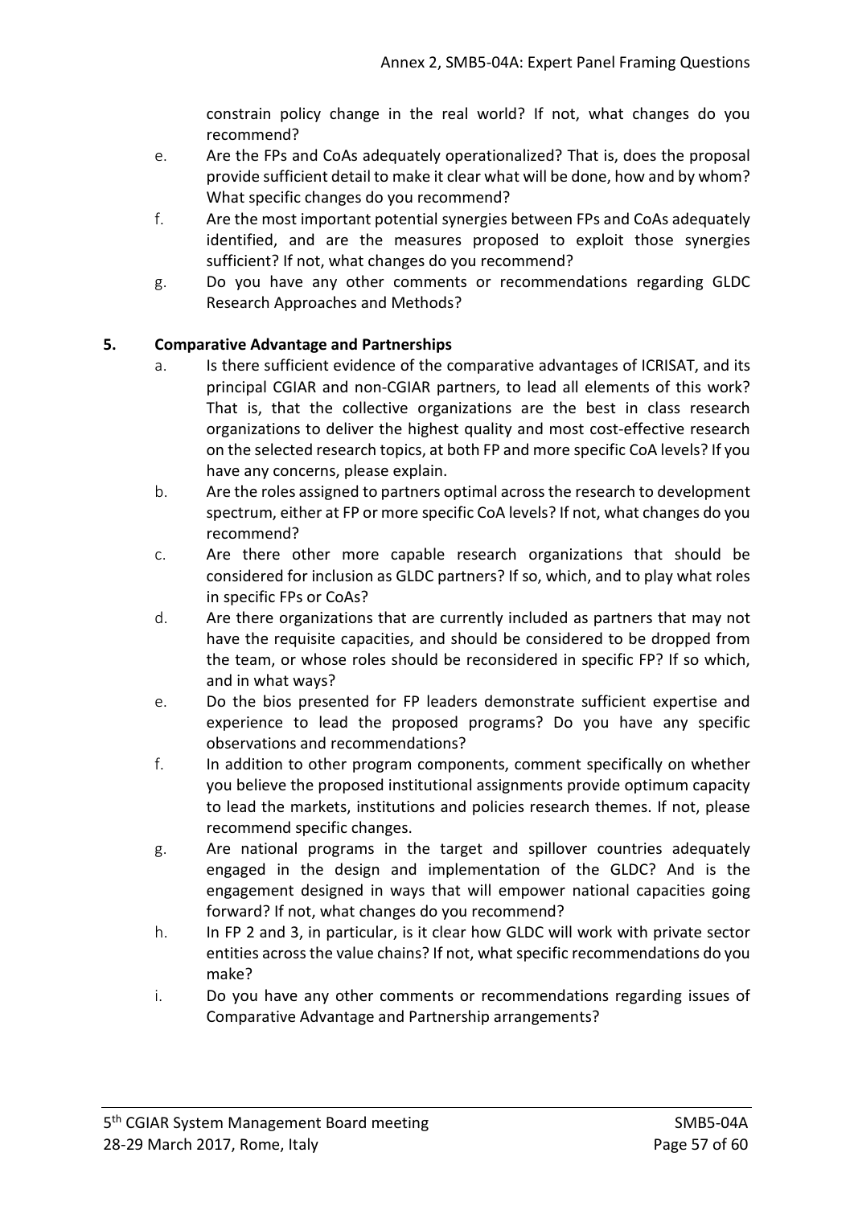constrain policy change in the real world? If not, what changes do you recommend?

e. Are the FPs and CoAs adequately operationalized? That is, does the proposal provide sufficient detail to make it clear what will be done, how and by whom? What specific changes do you recommend?

f. Are the most important potential synergies between FPs and CoAs adequately identified, and are the measures proposed to exploit those synergies sufficient? If not, what changes do you recommend?

g. Do you have any other comments or recommendations regarding GLDC Research Approaches and Methods?

**5. Comparative Advantage and Partnerships**

a. Is there sufficient evidence of the comparative advantages of ICRISAT, and its principal CGIAR and non-CGIAR partners, to lead all elements of this work? That is, that the collective organizations are the best in class research organizations to deliver the highest quality and most cost-effective research on the selected research topics, at both FP and more specific CoA levels? If you have any concerns, please explain.

b. Are the roles assigned to partners optimal across the research to development spectrum, either at FP or more specific CoA levels? If not, what changes do you recommend?

c. Are there other more capable research organizations that should be considered for inclusion as GLDC partners? If so, which, and to play what roles in specific FPs or CoAs?

d. Are there organizations that are currently included as partners that may not have the requisite capacities, and should be considered to be dropped from the team, or whose roles should be reconsidered in specific FP? If so which, and in what ways?

e. Do the bios presented for FP leaders demonstrate sufficient expertise and experience to lead the proposed programs? Do you have any specific observations and recommendations?

f. In addition to other program components, comment specifically on whether you believe the proposed institutional assignments provide optimum capacity to lead the markets, institutions and policies research themes. If not, please recommend specific changes.

g. Are national programs in the target and spillover countries adequately engaged in the design and implementation of the GLDC? And is the engagement designed in ways that will empower national capacities going forward? If not, what changes do you recommend?

h. In FP 2 and 3, in particular, is it clear how GLDC will work with private sector entities across the value chains? If not, what specific recommendations do you make?

i. Do you have any other comments or recommendations regarding issues of Comparative Advantage and Partnership arrangements?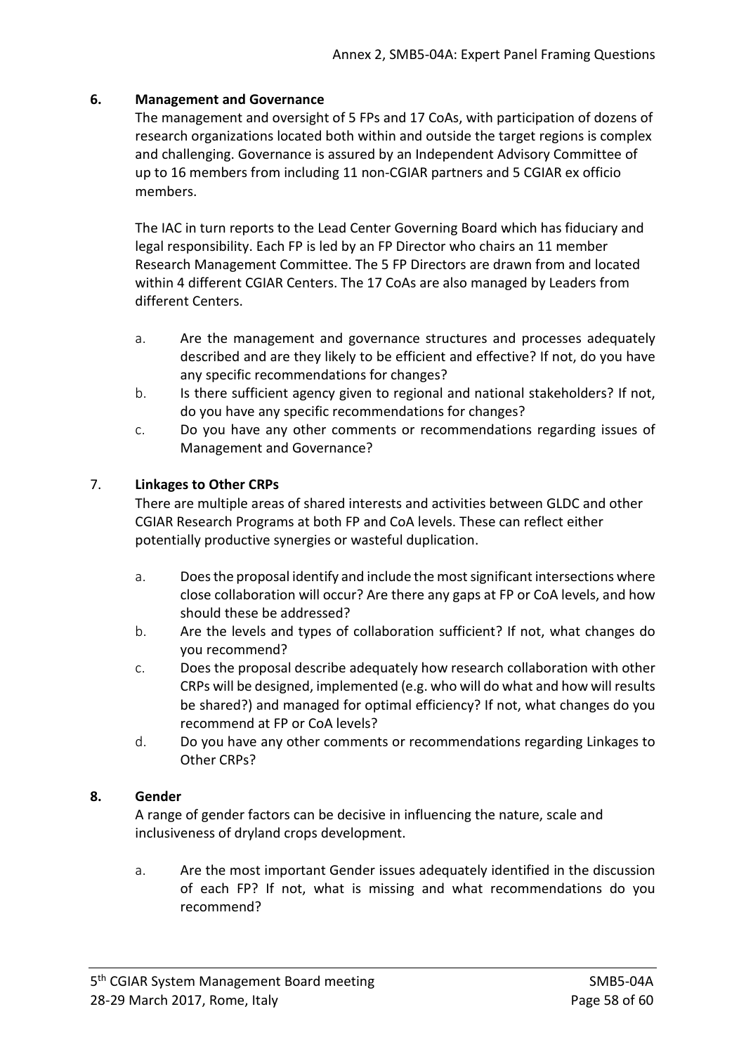## 6. Management and Governance

The management and oversight of 5 FPs and 17 CoAs, with participation of dozens of research organizations located both within and outside the target regions is complex and challenging. Governance is assured by an Independent Advisory Committee of up to 16 members from including 11 non-CGIAR partners and 5 CGIAR ex officio members.

The IAC in turn reports to the Lead Center Governing Board which has fiduciary and legal responsibility. Each FP is led by an FP Director who chairs an 11 member Research Management Committee. The 5 FP Directors are drawn from and located within 4 different CGIAR Centers. The 17 CoAs are also managed by Leaders from different Centers.

a. Are the management and governance structures and processes adequately described and are they likely to be efficient and effective? If not, do you have any specific recommendations for changes?

b. Is there sufficient agency given to regional and national stakeholders? If not, do you have any specific recommendations for changes?

c. Do you have any other comments or recommendations regarding issues of Management and Governance?

## 7. Linkages to Other CRPs

There are multiple areas of shared interests and activities between GLDC and other CGIAR Research Programs at both FP and CoA levels. These can reflect either potentially productive synergies or wasteful duplication.

a. Does the proposal identify and include the most significant intersections where close collaboration will occur? Are there any gaps at FP or CoA levels, and how should these be addressed?

b. Are the levels and types of collaboration sufficient? If not, what changes do you recommend?

c. Does the proposal describe adequately how research collaboration with other CRPs will be designed, implemented (e.g. who will do what and how will results be shared?) and managed for optimal efficiency? If not, what changes do you recommend at FP or CoA levels?

d. Do you have any other comments or recommendations regarding Linkages to Other CRPs?

## 8. Gender

A range of gender factors can be decisive in influencing the nature, scale and inclusiveness of dryland crops development.

a. Are the most important Gender issues adequately identified in the discussion of each FP? If not, what is missing and what recommendations do you recommend?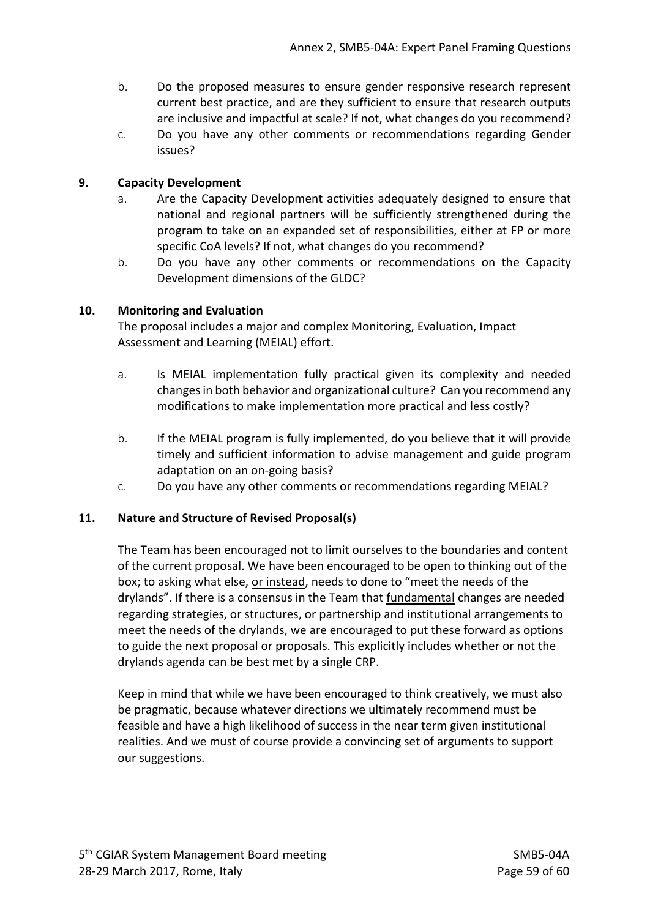b. Do the proposed measures to ensure gender responsive research represent current best practice, and are they sufficient to ensure that research outputs are inclusive and impactful at scale? If not, what changes do you recommend?

c. Do you have any other comments or recommendations regarding Gender issues?

**9. Capacity Development**

a. Are the Capacity Development activities adequately designed to ensure that national and regional partners will be sufficiently strengthened during the program to take on an expanded set of responsibilities, either at FP or more specific CoA levels? If not, what changes do you recommend?

b. Do you have any other comments or recommendations on the Capacity Development dimensions of the GLDC?

**10. Monitoring and Evaluation**

The proposal includes a major and complex Monitoring, Evaluation, Impact Assessment and Learning (MEIAL) effort.

a. Is MEIAL implementation fully practical given its complexity and needed changes in both behavior and organizational culture? Can you recommend any modifications to make implementation more practical and less costly?

b. If the MEIAL program is fully implemented, do you believe that it will provide timely and sufficient information to advise management and guide program adaptation on an on-going basis?

c. Do you have any other comments or recommendations regarding MEIAL?

**11. Nature and Structure of Revised Proposal(s)**

The Team has been encouraged not to limit ourselves to the boundaries and content of the current proposal. We have been encouraged to be open to thinking out of the box; to asking what else, <u>or instead</u>, needs to done to "meet the needs of the drylands". If there is a consensus in the Team that <u>fundamental</u> changes are needed regarding strategies, or structures, or partnership and institutional arrangements to meet the needs of the drylands, we are encouraged to put these forward as options to guide the next proposal or proposals. This explicitly includes whether or not the drylands agenda can be best met by a single CRP.

Keep in mind that while we have been encouraged to think creatively, we must also be pragmatic, because whatever directions we ultimately recommend must be feasible and have a high likelihood of success in the near term given institutional realities. And we must of course provide a convincing set of arguments to support our suggestions.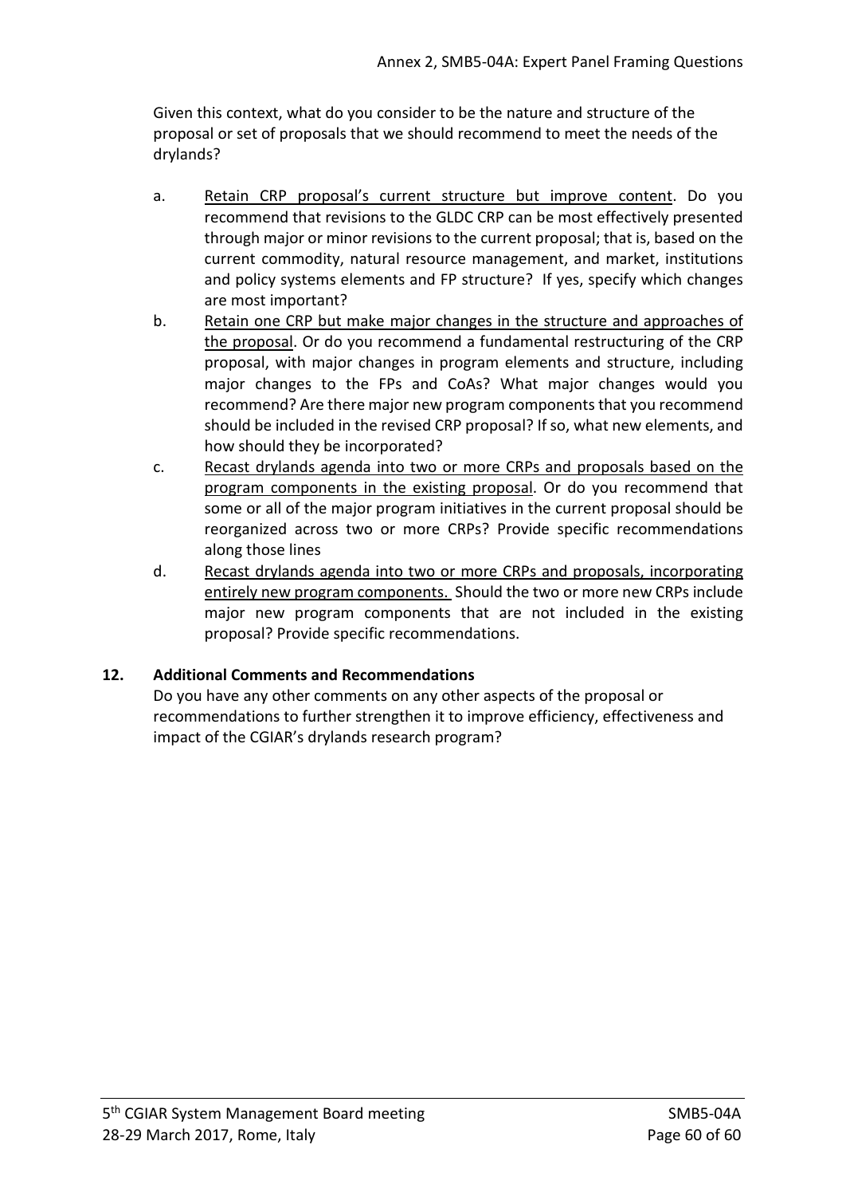Given this context, what do you consider to be the nature and structure of the proposal or set of proposals that we should recommend to meet the needs of the drylands?

a. <u>Retain CRP proposal's current structure but improve content</u>. Do you recommend that revisions to the GLDC CRP can be most effectively presented through major or minor revisions to the current proposal; that is, based on the current commodity, natural resource management, and market, institutions and policy systems elements and FP structure? If yes, specify which changes are most important?

b. <u>Retain one CRP but make major changes in the structure and approaches of the proposal</u>. Or do you recommend a fundamental restructuring of the CRP proposal, with major changes in program elements and structure, including major changes to the FPs and CoAs? What major changes would you recommend? Are there major new program components that you recommend should be included in the revised CRP proposal? If so, what new elements, and how should they be incorporated?

c. <u>Recast drylands agenda into two or more CRPs and proposals based on the program components in the existing proposal</u>. Or do you recommend that some or all of the major program initiatives in the current proposal should be reorganized across two or more CRPs? Provide specific recommendations along those lines

d. <u>Recast drylands agenda into two or more CRPs and proposals, incorporating entirely new program components.</u> Should the two or more new CRPs include major new program components that are not included in the existing proposal? Provide specific recommendations.

**12. Additional Comments and Recommendations**

Do you have any other comments on any other aspects of the proposal or recommendations to further strengthen it to improve efficiency, effectiveness and impact of the CGIAR's drylands research program?